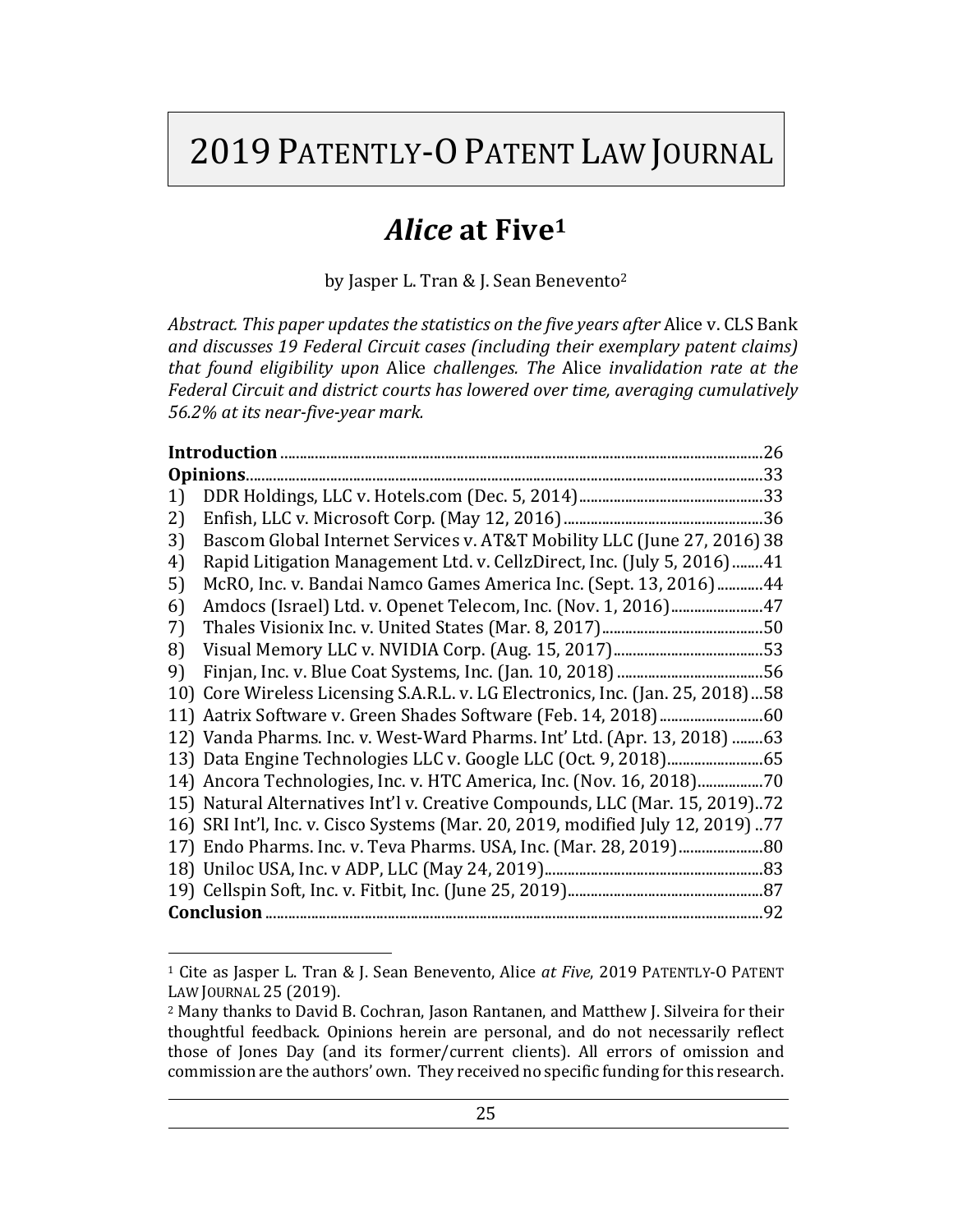# 2019 PATENTLY-O PATENT LAW JOURNAL

## *Alice* at Five[1]

by Jasper L. Tran & J. Sean Benevento[2]

*Abstract. This paper updates the statistics on the five years after* Alice v. CLS Bank *and discusses 19 Federal Circuit cases (including their exemplary patent claims) that found eligibility upon* Alice *challenges. The* Alice *invalidation rate at the Federal Circuit and district courts has lowered over time, averaging cumulatively 56.2% at its near-five-year mark.*

**Introduction** ........................................................................................................26
**Opinions**..............................................................................................................33
1) DDR Holdings, LLC v. Hotels.com (Dec. 5, 2014)...........................................33
2) Enfish, LLC v. Microsoft Corp. (May 12, 2016)...............................................36
3) Bascom Global Internet Services v. AT&T Mobility LLC (June 27, 2016) 38
4) Rapid Litigation Management Ltd. v. CellzDirect, Inc. (July 5, 2016)........41
5) McRO, Inc. v. Bandai Namco Games America Inc. (Sept. 13, 2016)............44
6) Amdocs (Israel) Ltd. v. Openet Telecom, Inc. (Nov. 1, 2016)........................47
7) Thales Visionix Inc. v. United States (Mar. 8, 2017).......................................50
8) Visual Memory LLC v. NVIDIA Corp. (Aug. 15, 2017)....................................53
9) Finjan, Inc. v. Blue Coat Systems, Inc. (Jan. 10, 2018) ..................................56
10) Core Wireless Licensing S.A.R.L. v. LG Electronics, Inc. (Jan. 25, 2018)...58
11) Aatrix Software v. Green Shades Software (Feb. 14, 2018)..........................60
12) Vanda Pharms. Inc. v. West-Ward Pharms. Int' Ltd. (Apr. 13, 2018) ........63
13) Data Engine Technologies LLC v. Google LLC (Oct. 9, 2018).......................65
14) Ancora Technologies, Inc. v. HTC America, Inc. (Nov. 16, 2018).................70
15) Natural Alternatives Int'l v. Creative Compounds, LLC (Mar. 15, 2019)..72
16) SRI Int'l, Inc. v. Cisco Systems (Mar. 20, 2019, modified July 12, 2019) ..77
17) Endo Pharms. Inc. v. Teva Pharms. USA, Inc. (Mar. 28, 2019)......................80
18) Uniloc USA, Inc. v ADP, LLC (May 24, 2019).....................................................83
19) Cellspin Soft, Inc. v. Fitbit, Inc. (June 25, 2019)...............................................87
**Conclusion** ..........................................................................................................92

---

[1] Cite as Jasper L. Tran & J. Sean Benevento, Alice *at Five*, 2019 PATENTLY-O PATENT LAW JOURNAL 25 (2019).

[2] Many thanks to David B. Cochran, Jason Rantanen, and Matthew J. Silveira for their thoughtful feedback. Opinions herein are personal, and do not necessarily reflect those of Jones Day (and its former/current clients). All errors of omission and commission are the authors' own. They received no specific funding for this research.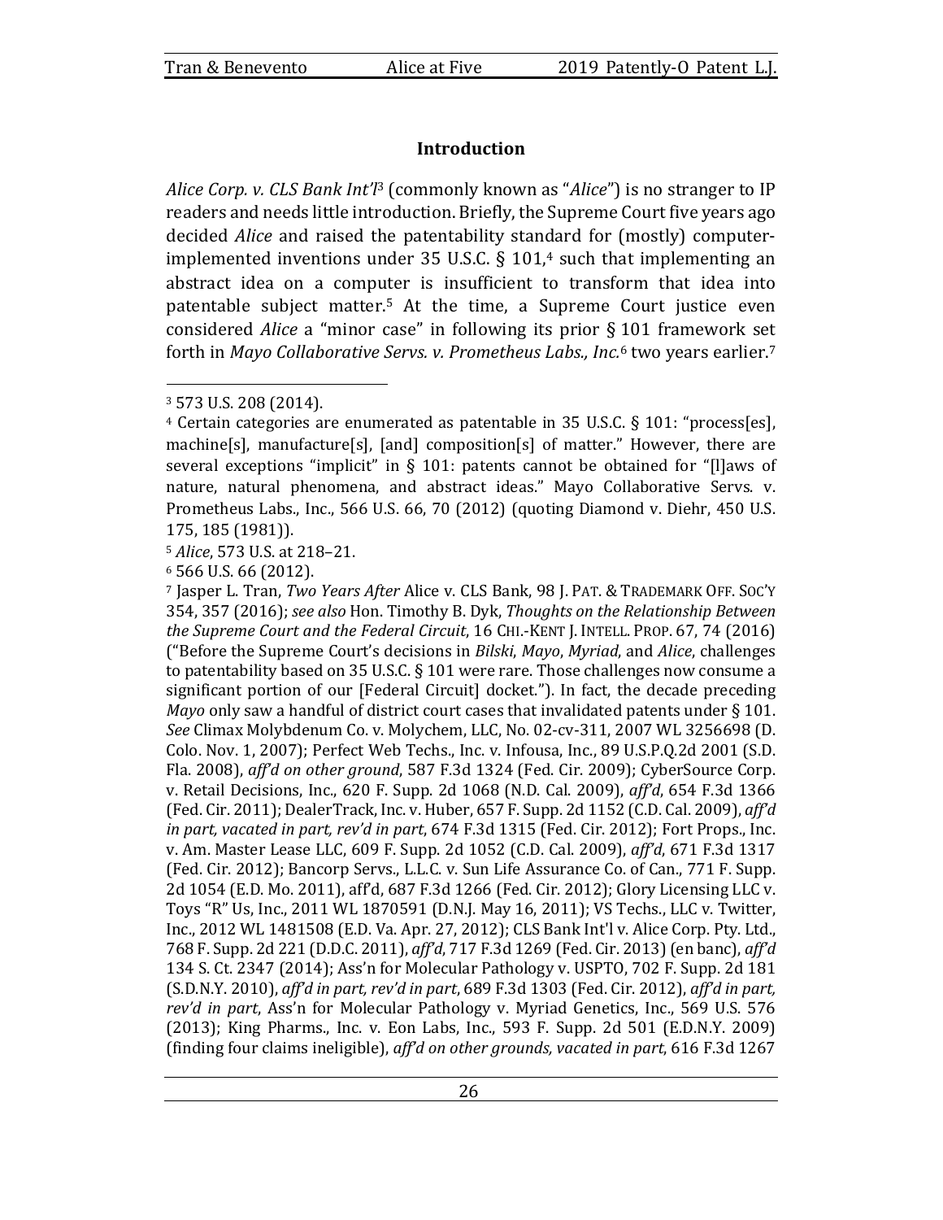## Introduction

*Alice Corp. v. CLS Bank Int'l*[3] (commonly known as "*Alice*") is no stranger to IP readers and needs little introduction. Briefly, the Supreme Court five years ago decided *Alice* and raised the patentability standard for (mostly) computer-implemented inventions under 35 U.S.C. § 101,[4] such that implementing an abstract idea on a computer is insufficient to transform that idea into patentable subject matter.[5] At the time, a Supreme Court justice even considered *Alice* a "minor case" in following its prior § 101 framework set forth in *Mayo Collaborative Servs. v. Prometheus Labs., Inc.*[6] two years earlier.[7]

---

[3] 573 U.S. 208 (2014).

[4] Certain categories are enumerated as patentable in 35 U.S.C. § 101: "process[es], machine[s], manufacture[s], [and] composition[s] of matter." However, there are several exceptions "implicit" in § 101: patents cannot be obtained for "[l]aws of nature, natural phenomena, and abstract ideas." Mayo Collaborative Servs. v. Prometheus Labs., Inc., 566 U.S. 66, 70 (2012) (quoting Diamond v. Diehr, 450 U.S. 175, 185 (1981)).

[5] *Alice*, 573 U.S. at 218–21.

[6] 566 U.S. 66 (2012).

[7] Jasper L. Tran, *Two Years After* Alice v. CLS Bank, 98 J. PAT. & TRADEMARK OFF. SOC'Y 354, 357 (2016); *see also* Hon. Timothy B. Dyk, *Thoughts on the Relationship Between the Supreme Court and the Federal Circuit*, 16 CHI.-KENT J. INTELL. PROP. 67, 74 (2016) ("Before the Supreme Court's decisions in *Bilski*, *Mayo*, *Myriad*, and *Alice*, challenges to patentability based on 35 U.S.C. § 101 were rare. Those challenges now consume a significant portion of our [Federal Circuit] docket."). In fact, the decade preceding *Mayo* only saw a handful of district court cases that invalidated patents under § 101. *See* Climax Molybdenum Co. v. Molychem, LLC, No. 02-cv-311, 2007 WL 3256698 (D. Colo. Nov. 1, 2007); Perfect Web Techs., Inc. v. Infousa, Inc., 89 U.S.P.Q.2d 2001 (S.D. Fla. 2008), *aff'd on other ground*, 587 F.3d 1324 (Fed. Cir. 2009); CyberSource Corp. v. Retail Decisions, Inc., 620 F. Supp. 2d 1068 (N.D. Cal. 2009), *aff'd*, 654 F.3d 1366 (Fed. Cir. 2011); DealerTrack, Inc. v. Huber, 657 F. Supp. 2d 1152 (C.D. Cal. 2009), *aff'd in part, vacated in part, rev'd in part*, 674 F.3d 1315 (Fed. Cir. 2012); Fort Props., Inc. v. Am. Master Lease LLC, 609 F. Supp. 2d 1052 (C.D. Cal. 2009), *aff'd*, 671 F.3d 1317 (Fed. Cir. 2012); Bancorp Servs., L.L.C. v. Sun Life Assurance Co. of Can., 771 F. Supp. 2d 1054 (E.D. Mo. 2011), aff'd, 687 F.3d 1266 (Fed. Cir. 2012); Glory Licensing LLC v. Toys "R" Us, Inc., 2011 WL 1870591 (D.N.J. May 16, 2011); VS Techs., LLC v. Twitter, Inc., 2012 WL 1481508 (E.D. Va. Apr. 27, 2012); CLS Bank Int'l v. Alice Corp. Pty. Ltd., 768 F. Supp. 2d 221 (D.D.C. 2011), *aff'd*, 717 F.3d 1269 (Fed. Cir. 2013) (en banc), *aff'd* 134 S. Ct. 2347 (2014); Ass'n for Molecular Pathology v. USPTO, 702 F. Supp. 2d 181 (S.D.N.Y. 2010), *aff'd in part, rev'd in part*, 689 F.3d 1303 (Fed. Cir. 2012), *aff'd in part, rev'd in part*, Ass'n for Molecular Pathology v. Myriad Genetics, Inc., 569 U.S. 576 (2013); King Pharms., Inc. v. Eon Labs, Inc., 593 F. Supp. 2d 501 (E.D.N.Y. 2009) (finding four claims ineligible), *aff'd on other grounds, vacated in part*, 616 F.3d 1267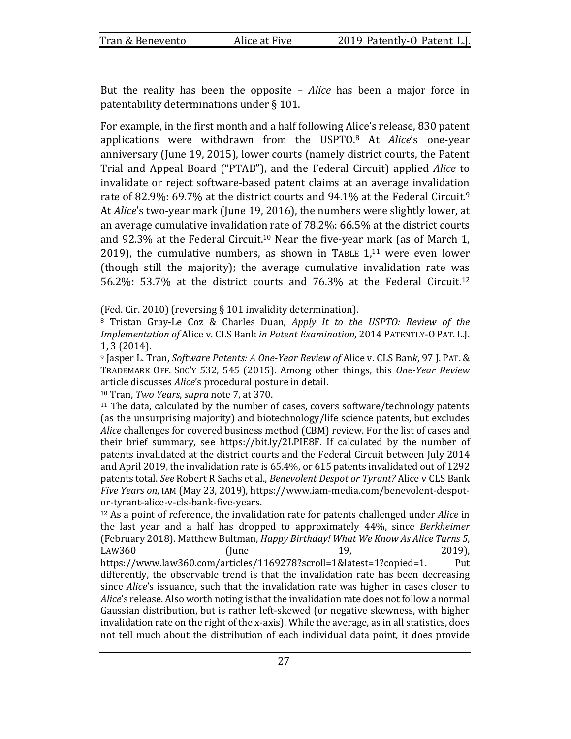But the reality has been the opposite – *Alice* has been a major force in patentability determinations under § 101.

For example, in the first month and a half following Alice's release, 830 patent applications were withdrawn from the USPTO.[8] At *Alice*'s one-year anniversary (June 19, 2015), lower courts (namely district courts, the Patent Trial and Appeal Board ("PTAB"), and the Federal Circuit) applied *Alice* to invalidate or reject software-based patent claims at an average invalidation rate of 82.9%: 69.7% at the district courts and 94.1% at the Federal Circuit.[9] At *Alice*'s two-year mark (June 19, 2016), the numbers were slightly lower, at an average cumulative invalidation rate of 78.2%: 66.5% at the district courts and 92.3% at the Federal Circuit.[10] Near the five-year mark (as of March 1, 2019), the cumulative numbers, as shown in TABLE 1,[11] were even lower (though still the majority); the average cumulative invalidation rate was 56.2%: 53.7% at the district courts and 76.3% at the Federal Circuit.[12]

---

(Fed. Cir. 2010) (reversing § 101 invalidity determination).

[8] Tristan Gray-Le Coz & Charles Duan, *Apply It to the USPTO: Review of the Implementation of* Alice v. CLS Bank *in Patent Examination*, 2014 PATENTLY-O PAT. L.J. 1, 3 (2014).

[9] Jasper L. Tran, *Software Patents: A One-Year Review of* Alice v. CLS Ban*k*, 97 J. PAT. & TRADEMARK OFF. SOC'Y 532, 545 (2015). Among other things, this *One-Year Review* article discusses *Alice*'s procedural posture in detail.

[10] Tran, *Two Years*, *supra* note 7, at 370.

[11] The data, calculated by the number of cases, covers software/technology patents (as the unsurprising majority) and biotechnology/life science patents, but excludes *Alice* challenges for covered business method (CBM) review. For the list of cases and their brief summary, see https://bit.ly/2LPIE8F. If calculated by the number of patents invalidated at the district courts and the Federal Circuit between July 2014 and April 2019, the invalidation rate is 65.4%, or 615 patents invalidated out of 1292 patents total. *See* Robert R Sachs et al., *Benevolent Despot or Tyrant?* Alice v CLS Bank *Five Years on*, IAM (May 23, 2019), https://www.iam-media.com/benevolent-despot-or-tyrant-alice-v-cls-bank-five-years.

[12] As a point of reference, the invalidation rate for patents challenged under *Alice* in the last year and a half has dropped to approximately 44%, since *Berkheimer* (February 2018). Matthew Bultman, *Happy Birthday! What We Know As Alice Turns 5*, LAW360 (June 19, 2019), https://www.law360.com/articles/1169278?scroll=1&latest=1?copied=1. Put differently, the observable trend is that the invalidation rate has been decreasing since *Alice*'s issuance, such that the invalidation rate was higher in cases closer to *Alice*'s release. Also worth noting is that the invalidation rate does not follow a normal Gaussian distribution, but is rather left-skewed (or negative skewness, with higher invalidation rate on the right of the x-axis). While the average, as in all statistics, does not tell much about the distribution of each individual data point, it does provide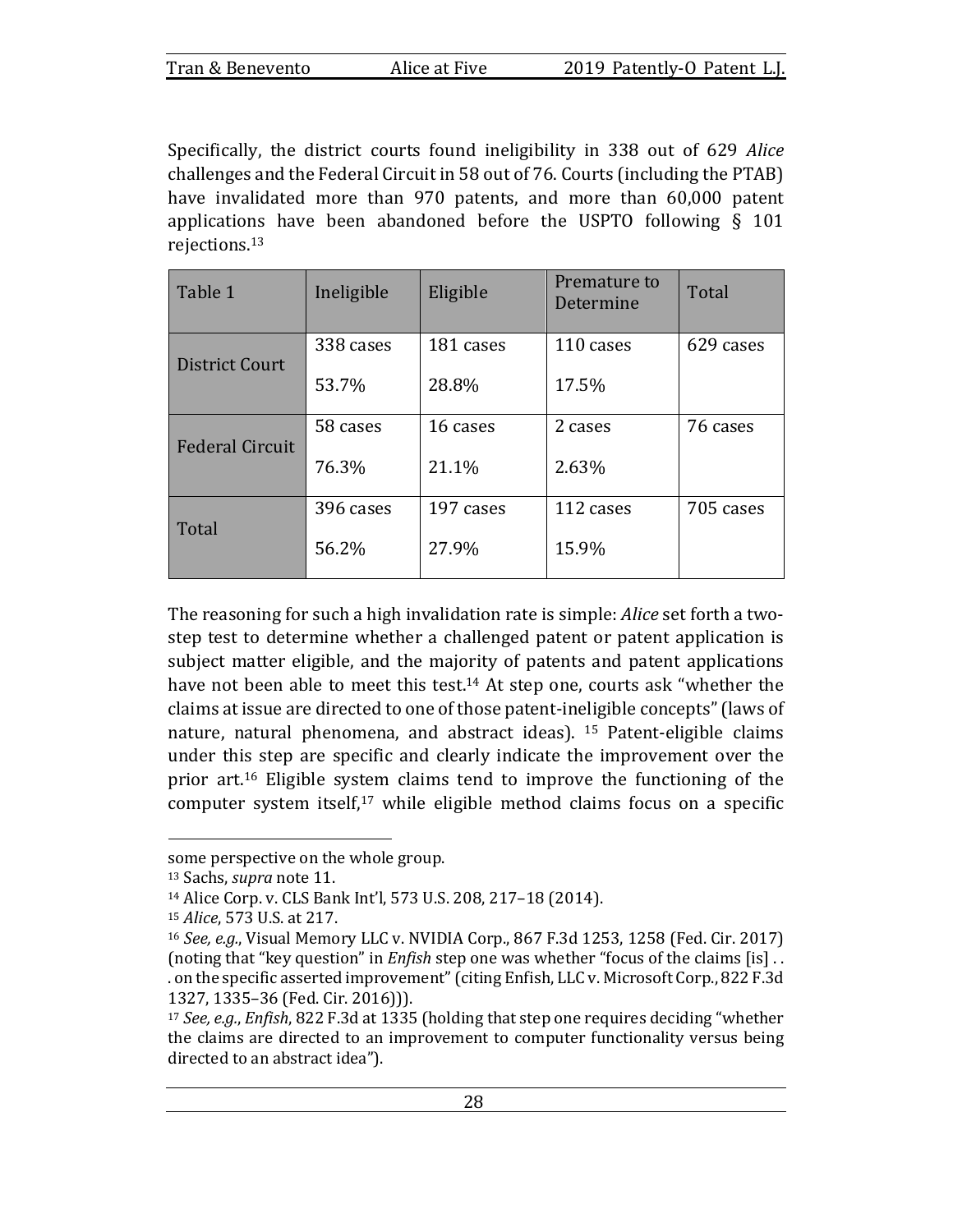Specifically, the district courts found ineligibility in 338 out of 629 *Alice* challenges and the Federal Circuit in 58 out of 76. Courts (including the PTAB) have invalidated more than 970 patents, and more than 60,000 patent applications have been abandoned before the USPTO following § 101 rejections.[13]

| Table 1 | Ineligible | Eligible | Premature to Determine | Total |
|---|---|---|---|---|
| District Court | 338 cases<br>53.7% | 181 cases<br>28.8% | 110 cases<br>17.5% | 629 cases |
| Federal Circuit | 58 cases<br>76.3% | 16 cases<br>21.1% | 2 cases<br>2.63% | 76 cases |
| Total | 396 cases<br>56.2% | 197 cases<br>27.9% | 112 cases<br>15.9% | 705 cases |

The reasoning for such a high invalidation rate is simple: *Alice* set forth a two-step test to determine whether a challenged patent or patent application is subject matter eligible, and the majority of patents and patent applications have not been able to meet this test.[14] At step one, courts ask "whether the claims at issue are directed to one of those patent-ineligible concepts" (laws of nature, natural phenomena, and abstract ideas). [15] Patent-eligible claims under this step are specific and clearly indicate the improvement over the prior art.[16] Eligible system claims tend to improve the functioning of the computer system itself,[17] while eligible method claims focus on a specific

---

some perspective on the whole group.

[13] Sachs, *supra* note 11.

[14] Alice Corp. v. CLS Bank Int'l, 573 U.S. 208, 217–18 (2014).

[15] *Alice*, 573 U.S. at 217.

[16] *See, e.g.*, Visual Memory LLC v. NVIDIA Corp., 867 F.3d 1253, 1258 (Fed. Cir. 2017) (noting that "key question" in *Enfish* step one was whether "focus of the claims [is] . . . on the specific asserted improvement" (citing Enfish, LLC v. Microsoft Corp., 822 F.3d 1327, 1335–36 (Fed. Cir. 2016))).

[17] *See, e.g.*, *Enfish*, 822 F.3d at 1335 (holding that step one requires deciding "whether the claims are directed to an improvement to computer functionality versus being directed to an abstract idea").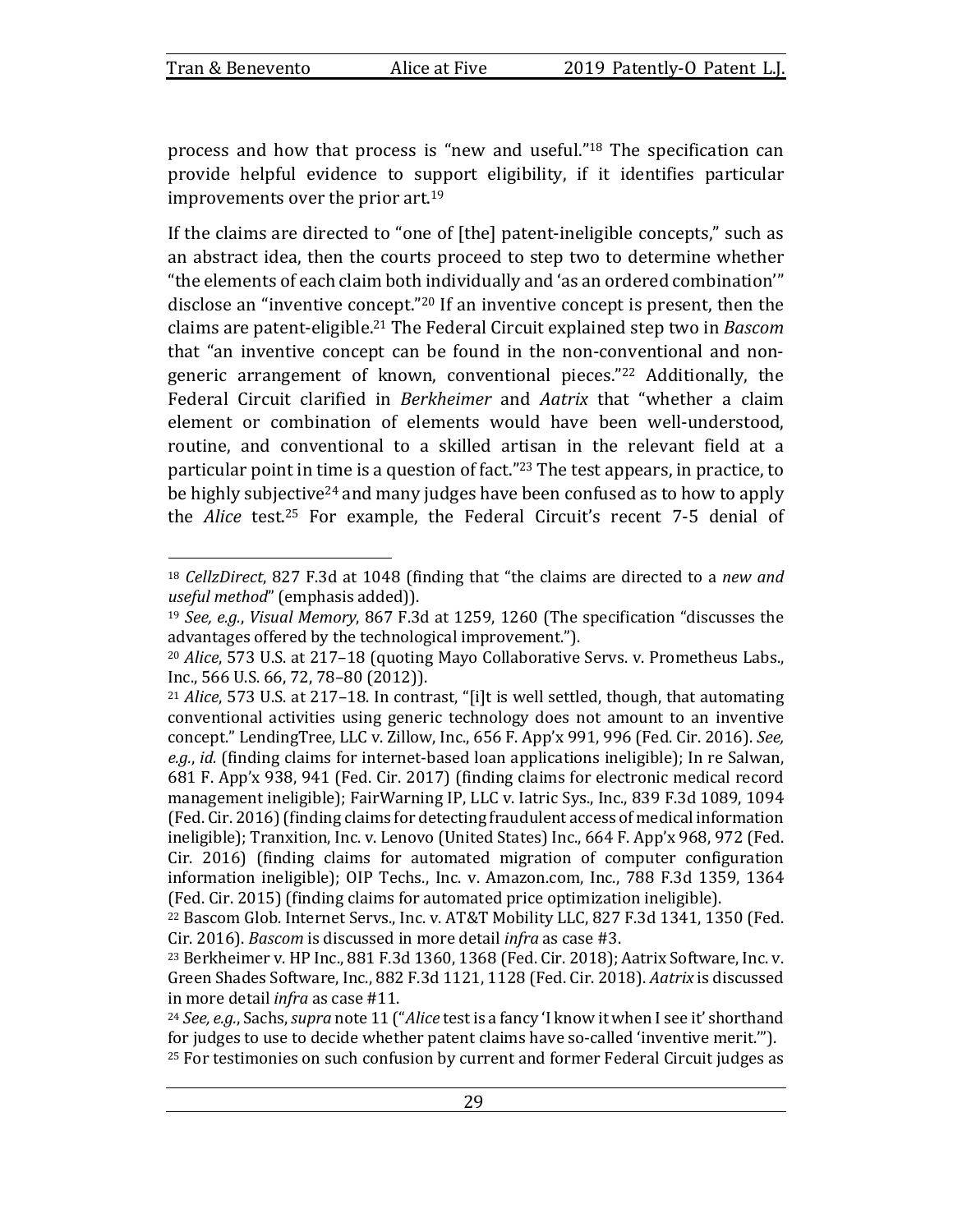process and how that process is "new and useful."[18] The specification can provide helpful evidence to support eligibility, if it identifies particular improvements over the prior art.[19]

If the claims are directed to "one of [the] patent-ineligible concepts," such as an abstract idea, then the courts proceed to step two to determine whether "the elements of each claim both individually and 'as an ordered combination'" disclose an "inventive concept."[20] If an inventive concept is present, then the claims are patent-eligible.[21] The Federal Circuit explained step two in *Bascom* that "an inventive concept can be found in the non-conventional and non-generic arrangement of known, conventional pieces."[22] Additionally, the Federal Circuit clarified in *Berkheimer* and *Aatrix* that "whether a claim element or combination of elements would have been well-understood, routine, and conventional to a skilled artisan in the relevant field at a particular point in time is a question of fact."[23] The test appears, in practice, to be highly subjective[24] and many judges have been confused as to how to apply the *Alice* test.[25] For example, the Federal Circuit's recent 7-5 denial of

---

[18] *CellzDirect*, 827 F.3d at 1048 (finding that "the claims are directed to a *new and useful method*" (emphasis added)).

[19] *See, e.g.*, *Visual Memory*, 867 F.3d at 1259, 1260 (The specification "discusses the advantages offered by the technological improvement.").

[20] *Alice*, 573 U.S. at 217–18 (quoting Mayo Collaborative Servs. v. Prometheus Labs., Inc., 566 U.S. 66, 72, 78–80 (2012)).

[21] *Alice*, 573 U.S. at 217–18. In contrast, "[i]t is well settled, though, that automating conventional activities using generic technology does not amount to an inventive concept." LendingTree, LLC v. Zillow, Inc., 656 F. App'x 991, 996 (Fed. Cir. 2016). *See, e.g.*, *id.* (finding claims for internet-based loan applications ineligible); In re Salwan, 681 F. App'x 938, 941 (Fed. Cir. 2017) (finding claims for electronic medical record management ineligible); FairWarning IP, LLC v. Iatric Sys., Inc., 839 F.3d 1089, 1094 (Fed. Cir. 2016) (finding claims for detecting fraudulent access of medical information ineligible); Tranxition, Inc. v. Lenovo (United States) Inc., 664 F. App'x 968, 972 (Fed. Cir. 2016) (finding claims for automated migration of computer configuration information ineligible); OIP Techs., Inc. v. Amazon.com, Inc., 788 F.3d 1359, 1364 (Fed. Cir. 2015) (finding claims for automated price optimization ineligible).

[22] Bascom Glob. Internet Servs., Inc. v. AT&T Mobility LLC, 827 F.3d 1341, 1350 (Fed. Cir. 2016). *Bascom* is discussed in more detail *infra* as case #3.

[23] Berkheimer v. HP Inc., 881 F.3d 1360, 1368 (Fed. Cir. 2018); Aatrix Software, Inc. v. Green Shades Software, Inc., 882 F.3d 1121, 1128 (Fed. Cir. 2018). *Aatrix* is discussed in more detail *infra* as case #11.

[24] *See, e.g.*, Sachs, *supra* note 11 ("*Alice* test is a fancy 'I know it when I see it' shorthand for judges to use to decide whether patent claims have so-called 'inventive merit.'").

[25] For testimonies on such confusion by current and former Federal Circuit judges as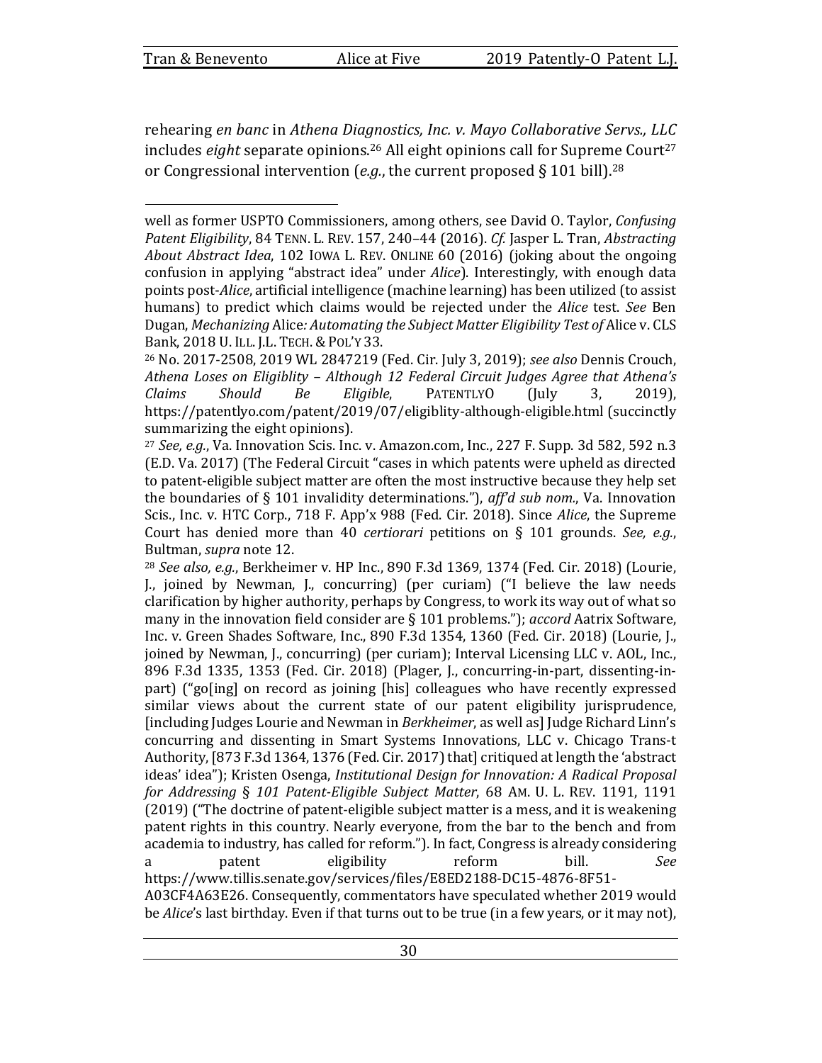rehearing *en banc* in *Athena Diagnostics, Inc. v. Mayo Collaborative Servs., LLC* includes *eight* separate opinions.[26] All eight opinions call for Supreme Court[27] or Congressional intervention (*e.g.*, the current proposed § 101 bill).[28]

---

well as former USPTO Commissioners, among others, see David O. Taylor, *Confusing Patent Eligibility*, 84 TENN. L. REV. 157, 240–44 (2016). *Cf.* Jasper L. Tran, *Abstracting About Abstract Idea*, 102 IOWA L. REV. ONLINE 60 (2016) (joking about the ongoing confusion in applying "abstract idea" under *Alice*). Interestingly, with enough data points post-*Alice*, artificial intelligence (machine learning) has been utilized (to assist humans) to predict which claims would be rejected under the *Alice* test. *See* Ben Dugan, *Mechanizing* Alice*: Automating the Subject Matter Eligibility Test of* Alice v. CLS Bank, 2018 U. ILL. J.L. TECH. & POL'Y 33.

[26] No. 2017-2508, 2019 WL 2847219 (Fed. Cir. July 3, 2019); *see also* Dennis Crouch, *Athena Loses on Eligiblity – Although 12 Federal Circuit Judges Agree that Athena's Claims Should Be Eligible*, PATENTLYO (July 3, 2019), https://patentlyo.com/patent/2019/07/eligiblity-although-eligible.html (succinctly summarizing the eight opinions).

[27] *See, e.g.*, Va. Innovation Scis. Inc. v. Amazon.com, Inc., 227 F. Supp. 3d 582, 592 n.3 (E.D. Va. 2017) (The Federal Circuit "cases in which patents were upheld as directed to patent-eligible subject matter are often the most instructive because they help set the boundaries of § 101 invalidity determinations."), *aff'd sub nom.*, Va. Innovation Scis., Inc. v. HTC Corp., 718 F. App'x 988 (Fed. Cir. 2018). Since *Alice*, the Supreme Court has denied more than 40 *certiorari* petitions on § 101 grounds. *See, e.g.*, Bultman, *supra* note 12.

[28] *See also, e.g.*, Berkheimer v. HP Inc., 890 F.3d 1369, 1374 (Fed. Cir. 2018) (Lourie, J., joined by Newman, J., concurring) (per curiam) ("I believe the law needs clarification by higher authority, perhaps by Congress, to work its way out of what so many in the innovation field consider are § 101 problems."); *accord* Aatrix Software, Inc. v. Green Shades Software, Inc., 890 F.3d 1354, 1360 (Fed. Cir. 2018) (Lourie, J., joined by Newman, J., concurring) (per curiam); Interval Licensing LLC v. AOL, Inc., 896 F.3d 1335, 1353 (Fed. Cir. 2018) (Plager, J., concurring-in-part, dissenting-in-part) ("go[ing] on record as joining [his] colleagues who have recently expressed similar views about the current state of our patent eligibility jurisprudence, [including Judges Lourie and Newman in *Berkheimer*, as well as] Judge Richard Linn's concurring and dissenting in Smart Systems Innovations, LLC v. Chicago Trans-t Authority, [873 F.3d 1364, 1376 (Fed. Cir. 2017) that] critiqued at length the 'abstract ideas' idea"); Kristen Osenga, *Institutional Design for Innovation: A Radical Proposal for Addressing § 101 Patent-Eligible Subject Matter*, 68 AM. U. L. REV. 1191, 1191 (2019) ("The doctrine of patent-eligible subject matter is a mess, and it is weakening patent rights in this country. Nearly everyone, from the bar to the bench and from academia to industry, has called for reform."). In fact, Congress is already considering a patent eligibility reform bill. *See* https://www.tillis.senate.gov/services/files/E8ED2188-DC15-4876-8F51-A03CF4A63E26. Consequently, commentators have speculated whether 2019 would be *Alice*'s last birthday. Even if that turns out to be true (in a few years, or it may not),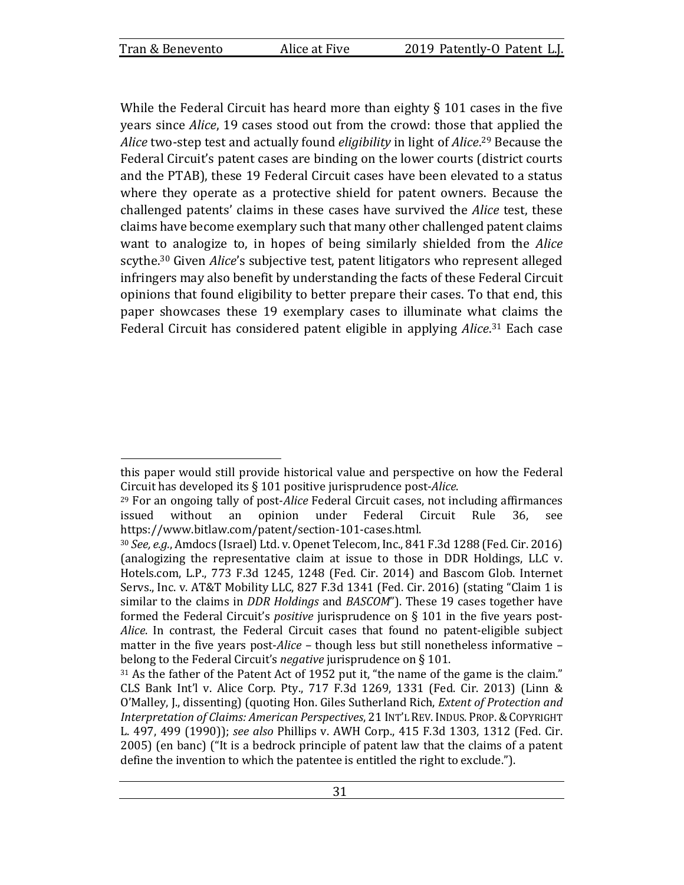While the Federal Circuit has heard more than eighty § 101 cases in the five years since *Alice*, 19 cases stood out from the crowd: those that applied the *Alice* two-step test and actually found *eligibility* in light of *Alice*.[29] Because the Federal Circuit's patent cases are binding on the lower courts (district courts and the PTAB), these 19 Federal Circuit cases have been elevated to a status where they operate as a protective shield for patent owners. Because the challenged patents' claims in these cases have survived the *Alice* test, these claims have become exemplary such that many other challenged patent claims want to analogize to, in hopes of being similarly shielded from the *Alice* scythe.[30] Given *Alice*'s subjective test, patent litigators who represent alleged infringers may also benefit by understanding the facts of these Federal Circuit opinions that found eligibility to better prepare their cases. To that end, this paper showcases these 19 exemplary cases to illuminate what claims the Federal Circuit has considered patent eligible in applying *Alice*.[31] Each case

---

this paper would still provide historical value and perspective on how the Federal Circuit has developed its § 101 positive jurisprudence post-*Alice*.

[29] For an ongoing tally of post-*Alice* Federal Circuit cases, not including affirmances issued without an opinion under Federal Circuit Rule 36, see https://www.bitlaw.com/patent/section-101-cases.html.

[30] *See, e.g.*, Amdocs (Israel) Ltd. v. Openet Telecom, Inc., 841 F.3d 1288 (Fed. Cir. 2016) (analogizing the representative claim at issue to those in DDR Holdings, LLC v. Hotels.com, L.P., 773 F.3d 1245, 1248 (Fed. Cir. 2014) and Bascom Glob. Internet Servs., Inc. v. AT&T Mobility LLC, 827 F.3d 1341 (Fed. Cir. 2016) (stating "Claim 1 is similar to the claims in *DDR Holdings* and *BASCOM*"). These 19 cases together have formed the Federal Circuit's *positive* jurisprudence on § 101 in the five years post-*Alice*. In contrast, the Federal Circuit cases that found no patent-eligible subject matter in the five years post-*Alice* – though less but still nonetheless informative – belong to the Federal Circuit's *negative* jurisprudence on § 101.

[31] As the father of the Patent Act of 1952 put it, "the name of the game is the claim." CLS Bank Int'l v. Alice Corp. Pty., 717 F.3d 1269, 1331 (Fed. Cir. 2013) (Linn & O'Malley, J., dissenting) (quoting Hon. Giles Sutherland Rich, *Extent of Protection and Interpretation of Claims: American Perspectives*, 21 INT'L REV. INDUS. PROP. & COPYRIGHT L. 497, 499 (1990)); *see also* Phillips v. AWH Corp., 415 F.3d 1303, 1312 (Fed. Cir. 2005) (en banc) ("It is a bedrock principle of patent law that the claims of a patent define the invention to which the patentee is entitled the right to exclude.").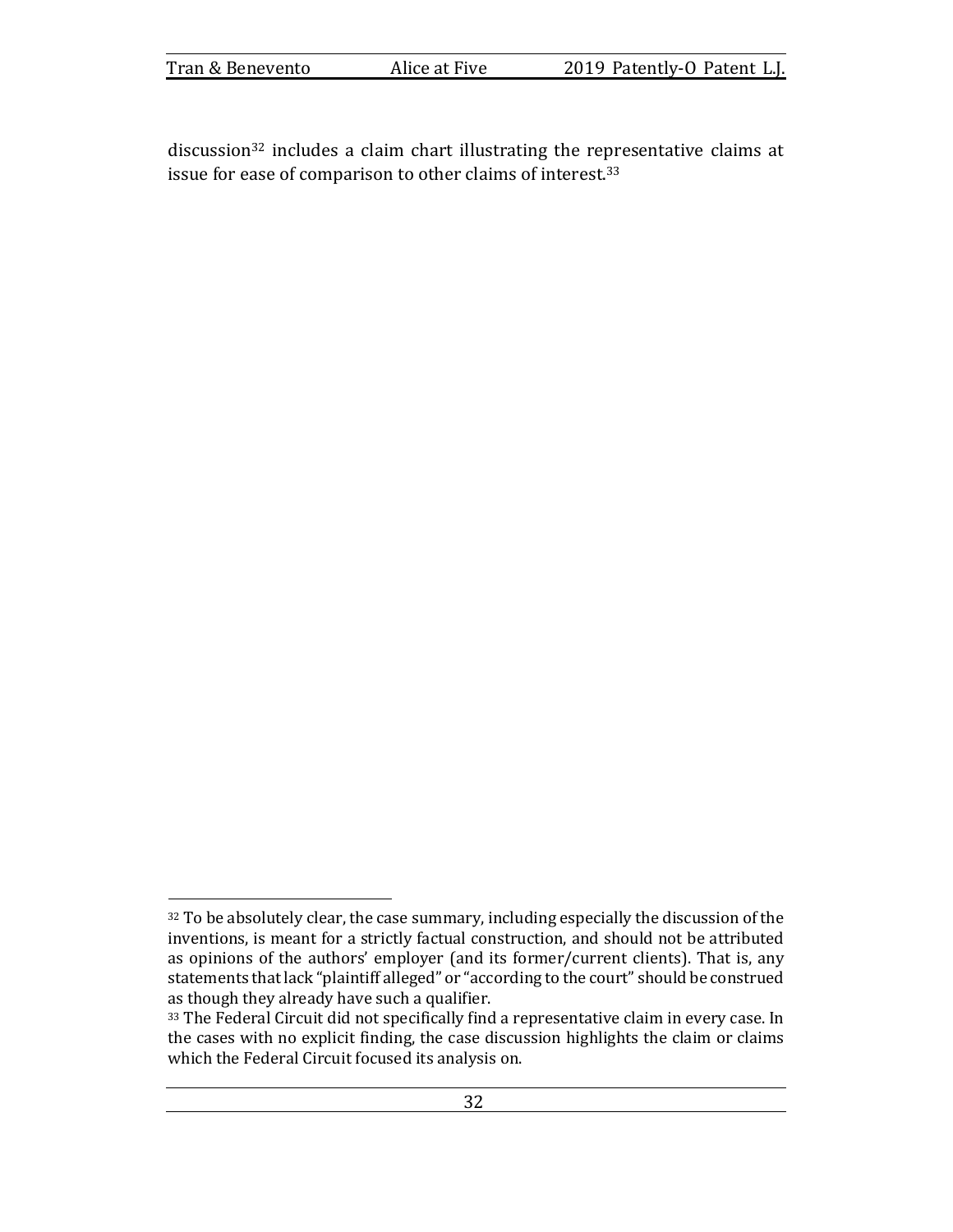discussion[32] includes a claim chart illustrating the representative claims at issue for ease of comparison to other claims of interest.[33]

---

[32] To be absolutely clear, the case summary, including especially the discussion of the inventions, is meant for a strictly factual construction, and should not be attributed as opinions of the authors' employer (and its former/current clients). That is, any statements that lack "plaintiff alleged" or "according to the court" should be construed as though they already have such a qualifier.

[33] The Federal Circuit did not specifically find a representative claim in every case. In the cases with no explicit finding, the case discussion highlights the claim or claims which the Federal Circuit focused its analysis on.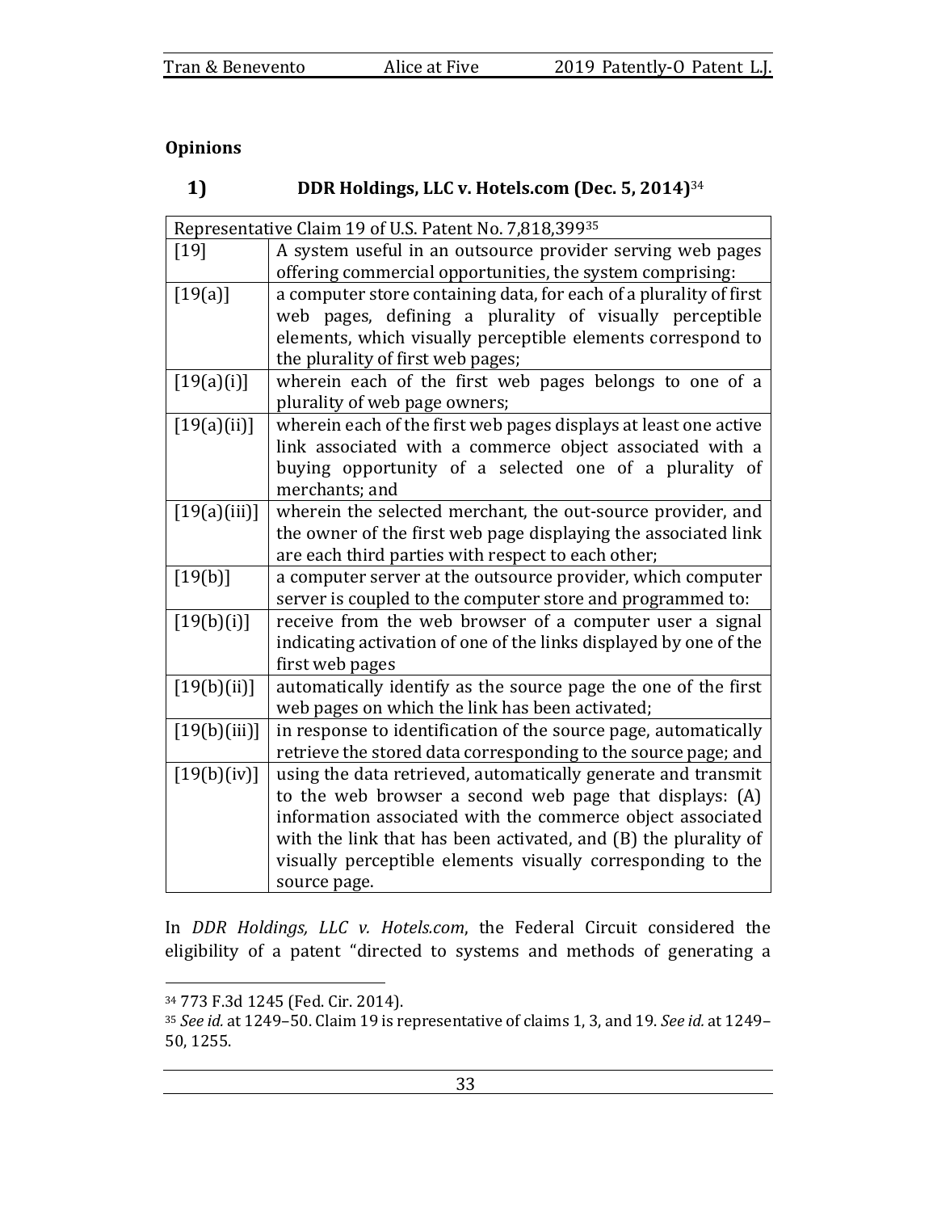**Opinions**

**1) DDR Holdings, LLC v. Hotels.com (Dec. 5, 2014)**[34]

| Representative Claim 19 of U.S. Patent No. 7,818,399[35] | |
|---|---|
| [19] | A system useful in an outsource provider serving web pages offering commercial opportunities, the system comprising: |
| [19(a)] | a computer store containing data, for each of a plurality of first web pages, defining a plurality of visually perceptible elements, which visually perceptible elements correspond to the plurality of first web pages; |
| [19(a)(i)] | wherein each of the first web pages belongs to one of a plurality of web page owners; |
| [19(a)(ii)] | wherein each of the first web pages displays at least one active link associated with a commerce object associated with a buying opportunity of a selected one of a plurality of merchants; and |
| [19(a)(iii)] | wherein the selected merchant, the out-source provider, and the owner of the first web page displaying the associated link are each third parties with respect to each other; |
| [19(b)] | a computer server at the outsource provider, which computer server is coupled to the computer store and programmed to: |
| [19(b)(i)] | receive from the web browser of a computer user a signal indicating activation of one of the links displayed by one of the first web pages |
| [19(b)(ii)] | automatically identify as the source page the one of the first web pages on which the link has been activated; |
| [19(b)(iii)] | in response to identification of the source page, automatically retrieve the stored data corresponding to the source page; and |
| [19(b)(iv)] | using the data retrieved, automatically generate and transmit to the web browser a second web page that displays: (A) information associated with the commerce object associated with the link that has been activated, and (B) the plurality of visually perceptible elements visually corresponding to the source page. |

In *DDR Holdings, LLC v. Hotels.com*, the Federal Circuit considered the eligibility of a patent "directed to systems and methods of generating a

[34] 773 F.3d 1245 (Fed. Cir. 2014).

[35] *See id.* at 1249–50. Claim 19 is representative of claims 1, 3, and 19. *See id.* at 1249–50, 1255.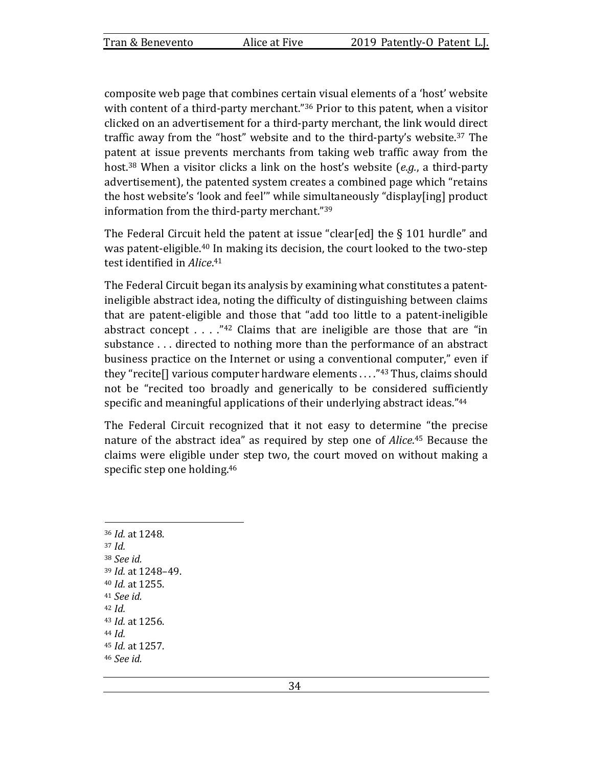composite web page that combines certain visual elements of a 'host' website with content of a third-party merchant."[36] Prior to this patent, when a visitor clicked on an advertisement for a third-party merchant, the link would direct traffic away from the "host" website and to the third-party's website.[37] The patent at issue prevents merchants from taking web traffic away from the host.[38] When a visitor clicks a link on the host's website (*e.g.*, a third-party advertisement), the patented system creates a combined page which "retains the host website's 'look and feel'" while simultaneously "display[ing] product information from the third-party merchant."[39]

The Federal Circuit held the patent at issue "clear[ed] the § 101 hurdle" and was patent-eligible.[40] In making its decision, the court looked to the two-step test identified in *Alice*.[41]

The Federal Circuit began its analysis by examining what constitutes a patent-ineligible abstract idea, noting the difficulty of distinguishing between claims that are patent-eligible and those that "add too little to a patent-ineligible abstract concept . . . ."[42] Claims that are ineligible are those that are "in substance . . . directed to nothing more than the performance of an abstract business practice on the Internet or using a conventional computer," even if they "recite[] various computer hardware elements . . . ."[43] Thus, claims should not be "recited too broadly and generically to be considered sufficiently specific and meaningful applications of their underlying abstract ideas."[44]

The Federal Circuit recognized that it not easy to determine "the precise nature of the abstract idea" as required by step one of *Alice*.[45] Because the claims were eligible under step two, the court moved on without making a specific step one holding.[46]

---

[36] *Id.* at 1248.
[37] *Id.*
[38] *See id.*
[39] *Id.* at 1248–49.
[40] *Id.* at 1255.
[41] *See id.*
[42] *Id.*
[43] *Id.* at 1256.
[44] *Id.*
[45] *Id.* at 1257.
[46] *See id.*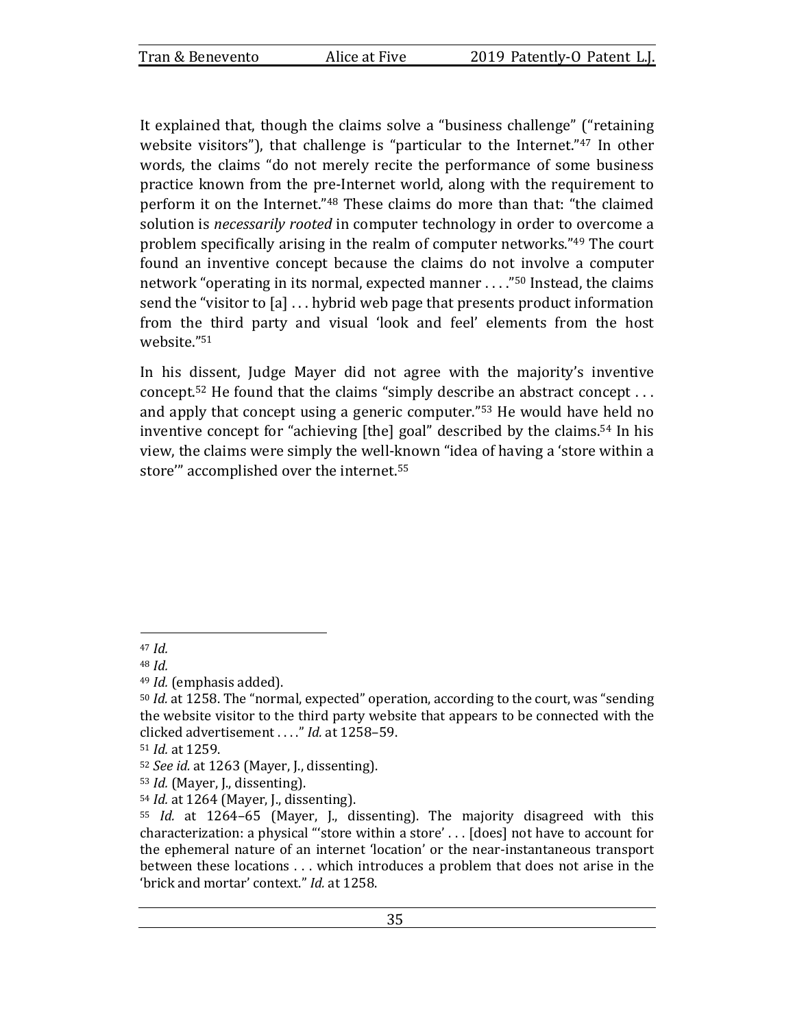It explained that, though the claims solve a "business challenge" ("retaining website visitors"), that challenge is "particular to the Internet."[47] In other words, the claims "do not merely recite the performance of some business practice known from the pre-Internet world, along with the requirement to perform it on the Internet."[48] These claims do more than that: "the claimed solution is *necessarily rooted* in computer technology in order to overcome a problem specifically arising in the realm of computer networks."[49] The court found an inventive concept because the claims do not involve a computer network "operating in its normal, expected manner . . . ."[50] Instead, the claims send the "visitor to [a] . . . hybrid web page that presents product information from the third party and visual 'look and feel' elements from the host website."[51]

In his dissent, Judge Mayer did not agree with the majority's inventive concept.[52] He found that the claims "simply describe an abstract concept . . . and apply that concept using a generic computer."[53] He would have held no inventive concept for "achieving [the] goal" described by the claims.[54] In his view, the claims were simply the well-known "idea of having a 'store within a store'" accomplished over the internet.[55]

---

[47] *Id.*

[48] *Id.*

[49] *Id.* (emphasis added).

[50] *Id.* at 1258. The "normal, expected" operation, according to the court, was "sending the website visitor to the third party website that appears to be connected with the clicked advertisement . . . ." *Id.* at 1258–59.

[51] *Id.* at 1259.

[52] *See id.* at 1263 (Mayer, J., dissenting).

[53] *Id.* (Mayer, J., dissenting).

[54] *Id.* at 1264 (Mayer, J., dissenting).

[55] *Id.* at 1264–65 (Mayer, J., dissenting). The majority disagreed with this characterization: a physical "'store within a store' . . . [does] not have to account for the ephemeral nature of an internet 'location' or the near-instantaneous transport between these locations . . . which introduces a problem that does not arise in the 'brick and mortar' context." *Id.* at 1258.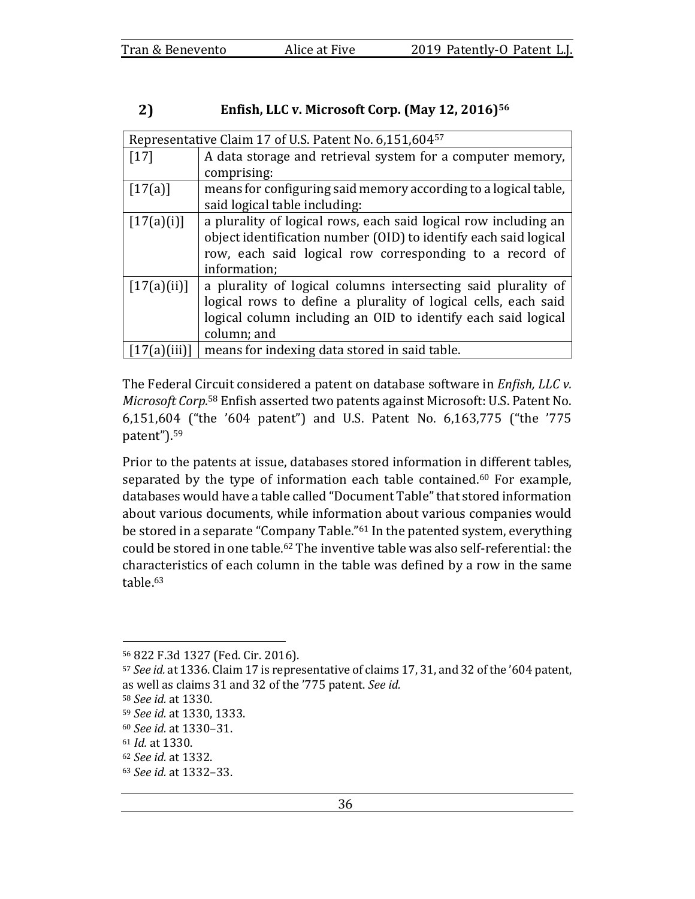### 2) Enfish, LLC v. Microsoft Corp. (May 12, 2016)[56]

| Representative Claim 17 of U.S. Patent No. 6,151,604[57] | |
|---|---|
| [17] | A data storage and retrieval system for a computer memory, comprising: |
| [17(a)] | means for configuring said memory according to a logical table, said logical table including: |
| [17(a)(i)] | a plurality of logical rows, each said logical row including an object identification number (OID) to identify each said logical row, each said logical row corresponding to a record of information; |
| [17(a)(ii)] | a plurality of logical columns intersecting said plurality of logical rows to define a plurality of logical cells, each said logical column including an OID to identify each said logical column; and |
| [17(a)(iii)] | means for indexing data stored in said table. |

The Federal Circuit considered a patent on database software in *Enfish, LLC v. Microsoft Corp.*[58] Enfish asserted two patents against Microsoft: U.S. Patent No. 6,151,604 ("the '604 patent") and U.S. Patent No. 6,163,775 ("the '775 patent").[59]

Prior to the patents at issue, databases stored information in different tables, separated by the type of information each table contained.[60] For example, databases would have a table called "Document Table" that stored information about various documents, while information about various companies would be stored in a separate "Company Table."[61] In the patented system, everything could be stored in one table.[62] The inventive table was also self-referential: the characteristics of each column in the table was defined by a row in the same table.[63]

---

[56] 822 F.3d 1327 (Fed. Cir. 2016).

[57] *See id.* at 1336. Claim 17 is representative of claims 17, 31, and 32 of the '604 patent, as well as claims 31 and 32 of the '775 patent. *See id.*

[58] *See id.* at 1330.

[59] *See id.* at 1330, 1333.

[60] *See id.* at 1330–31.

[61] *Id.* at 1330.

[62] *See id.* at 1332.

[63] *See id.* at 1332–33.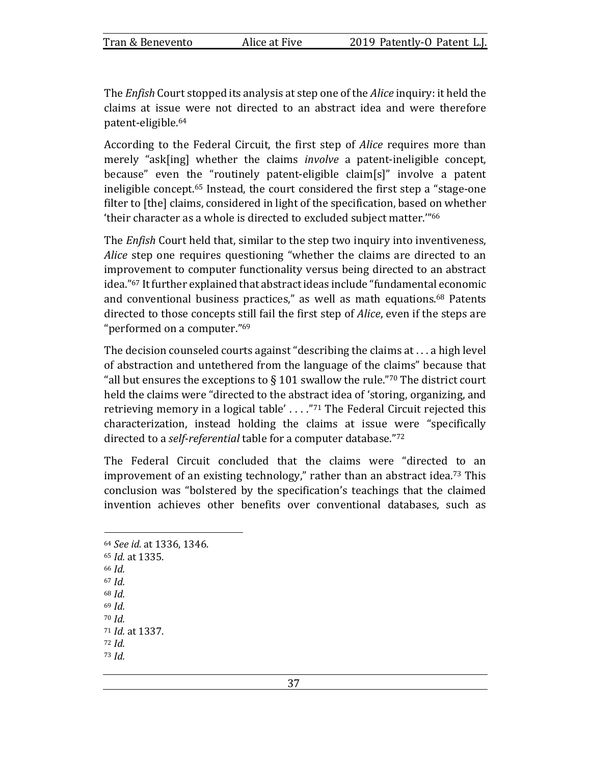The *Enfish* Court stopped its analysis at step one of the *Alice* inquiry: it held the claims at issue were not directed to an abstract idea and were therefore patent-eligible.[64]

According to the Federal Circuit, the first step of *Alice* requires more than merely "ask[ing] whether the claims *involve* a patent-ineligible concept, because" even the "routinely patent-eligible claim[s]" involve a patent ineligible concept.[65] Instead, the court considered the first step a "stage-one filter to [the] claims, considered in light of the specification, based on whether 'their character as a whole is directed to excluded subject matter.'"[66]

The *Enfish* Court held that, similar to the step two inquiry into inventiveness, *Alice* step one requires questioning "whether the claims are directed to an improvement to computer functionality versus being directed to an abstract idea."[67] It further explained that abstract ideas include "fundamental economic and conventional business practices," as well as math equations.[68] Patents directed to those concepts still fail the first step of *Alice*, even if the steps are "performed on a computer."[69]

The decision counseled courts against "describing the claims at . . . a high level of abstraction and untethered from the language of the claims" because that "all but ensures the exceptions to § 101 swallow the rule."[70] The district court held the claims were "directed to the abstract idea of 'storing, organizing, and retrieving memory in a logical table' . . . ."[71] The Federal Circuit rejected this characterization, instead holding the claims at issue were "specifically directed to a *self-referential* table for a computer database."[72]

The Federal Circuit concluded that the claims were "directed to an improvement of an existing technology," rather than an abstract idea.[73] This conclusion was "bolstered by the specification's teachings that the claimed invention achieves other benefits over conventional databases, such as

---

[64] *See id.* at 1336, 1346.
[65] *Id.* at 1335.
[66] *Id.*
[67] *Id.*
[68] *Id.*
[69] *Id.*
[70] *Id.*
[71] *Id.* at 1337.
[72] *Id.*
[73] *Id.*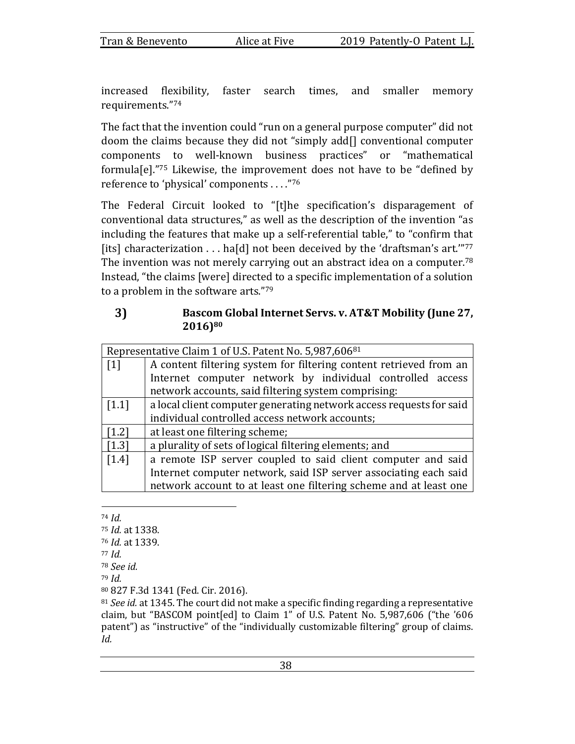increased flexibility, faster search times, and smaller memory requirements."[74]

The fact that the invention could "run on a general purpose computer" did not doom the claims because they did not "simply add[] conventional computer components to well-known business practices" or "mathematical formula[e]."[75] Likewise, the improvement does not have to be "defined by reference to 'physical' components . . . ."[76]

The Federal Circuit looked to "[t]he specification's disparagement of conventional data structures," as well as the description of the invention "as including the features that make up a self-referential table," to "confirm that [its] characterization . . . ha[d] not been deceived by the 'draftsman's art.'"[77] The invention was not merely carrying out an abstract idea on a computer.[78] Instead, "the claims [were] directed to a specific implementation of a solution to a problem in the software arts."[79]

### 3) Bascom Global Internet Servs. v. AT&T Mobility (June 27, 2016)[80]

| Representative Claim 1 of U.S. Patent No. 5,987,606[81] | |
|---|---|
| [1] | A content filtering system for filtering content retrieved from an Internet computer network by individual controlled access network accounts, said filtering system comprising: |
| [1.1] | a local client computer generating network access requests for said individual controlled access network accounts; |
| [1.2] | at least one filtering scheme; |
| [1.3] | a plurality of sets of logical filtering elements; and |
| [1.4] | a remote ISP server coupled to said client computer and said Internet computer network, said ISP server associating each said network account to at least one filtering scheme and at least one |

[74] *Id.*

[75] *Id.* at 1338.

[76] *Id.* at 1339.

[77] *Id.*

[78] *See id.*

[79] *Id.*

[80] 827 F.3d 1341 (Fed. Cir. 2016).

[81] *See id.* at 1345. The court did not make a specific finding regarding a representative claim, but "BASCOM point[ed] to Claim 1" of U.S. Patent No. 5,987,606 ("the '606 patent") as "instructive" of the "individually customizable filtering" group of claims. *Id.*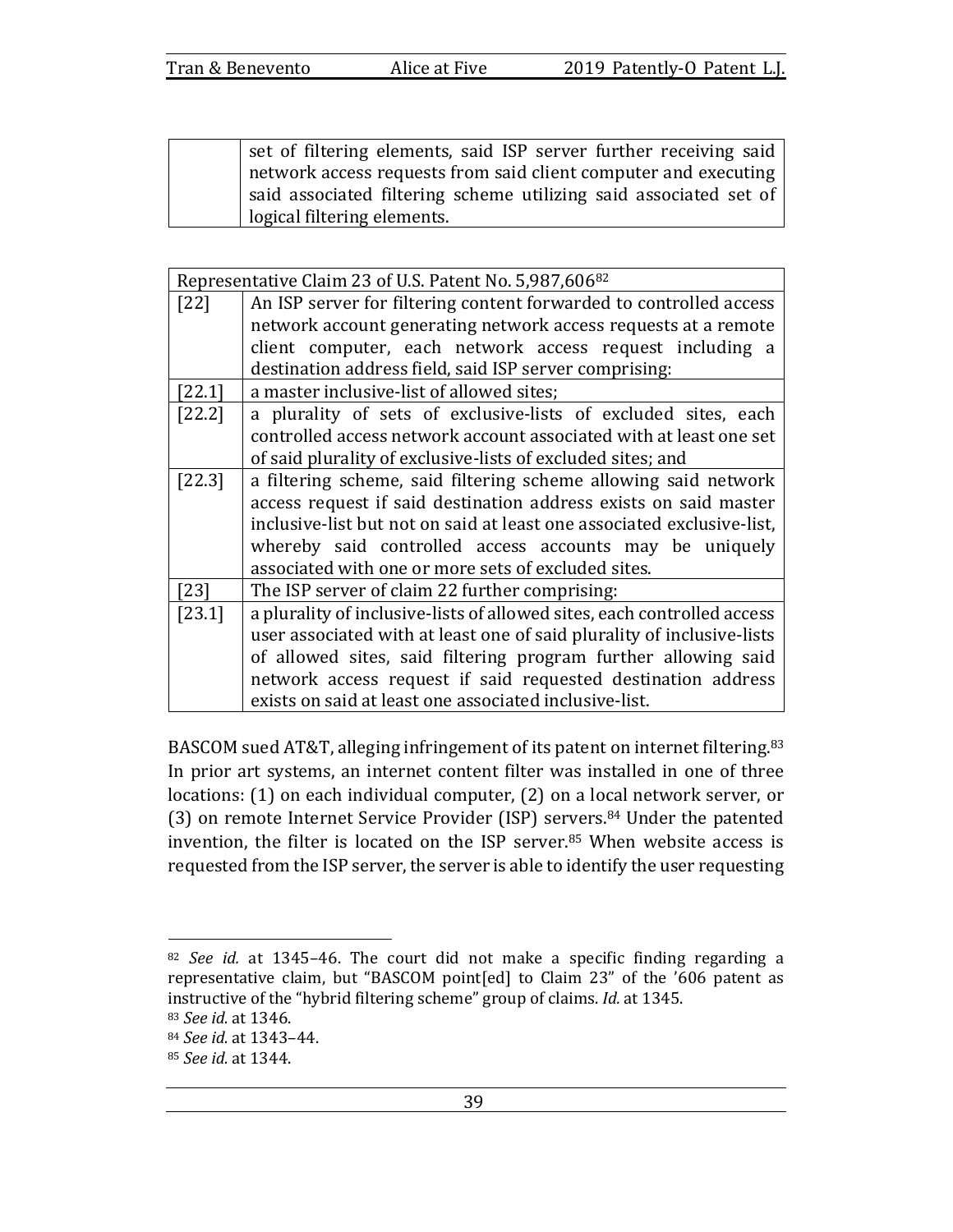| | |
|---|---|
| | set of filtering elements, said ISP server further receiving said network access requests from said client computer and executing said associated filtering scheme utilizing said associated set of logical filtering elements. |

| Representative Claim 23 of U.S. Patent No. 5,987,606[82] | |
|---|---|
| [22] | An ISP server for filtering content forwarded to controlled access network account generating network access requests at a remote client computer, each network access request including a destination address field, said ISP server comprising: |
| [22.1] | a master inclusive-list of allowed sites; |
| [22.2] | a plurality of sets of exclusive-lists of excluded sites, each controlled access network account associated with at least one set of said plurality of exclusive-lists of excluded sites; and |
| [22.3] | a filtering scheme, said filtering scheme allowing said network access request if said destination address exists on said master inclusive-list but not on said at least one associated exclusive-list, whereby said controlled access accounts may be uniquely associated with one or more sets of excluded sites. |
| [23] | The ISP server of claim 22 further comprising: |
| [23.1] | a plurality of inclusive-lists of allowed sites, each controlled access user associated with at least one of said plurality of inclusive-lists of allowed sites, said filtering program further allowing said network access request if said requested destination address exists on said at least one associated inclusive-list. |

BASCOM sued AT&T, alleging infringement of its patent on internet filtering.[83] In prior art systems, an internet content filter was installed in one of three locations: (1) on each individual computer, (2) on a local network server, or (3) on remote Internet Service Provider (ISP) servers.[84] Under the patented invention, the filter is located on the ISP server.[85] When website access is requested from the ISP server, the server is able to identify the user requesting

---

[82] *See id.* at 1345–46. The court did not make a specific finding regarding a representative claim, but "BASCOM point[ed] to Claim 23" of the '606 patent as instructive of the "hybrid filtering scheme" group of claims. *Id.* at 1345.

[83] *See id.* at 1346.

[84] *See id.* at 1343–44.

[85] *See id.* at 1344.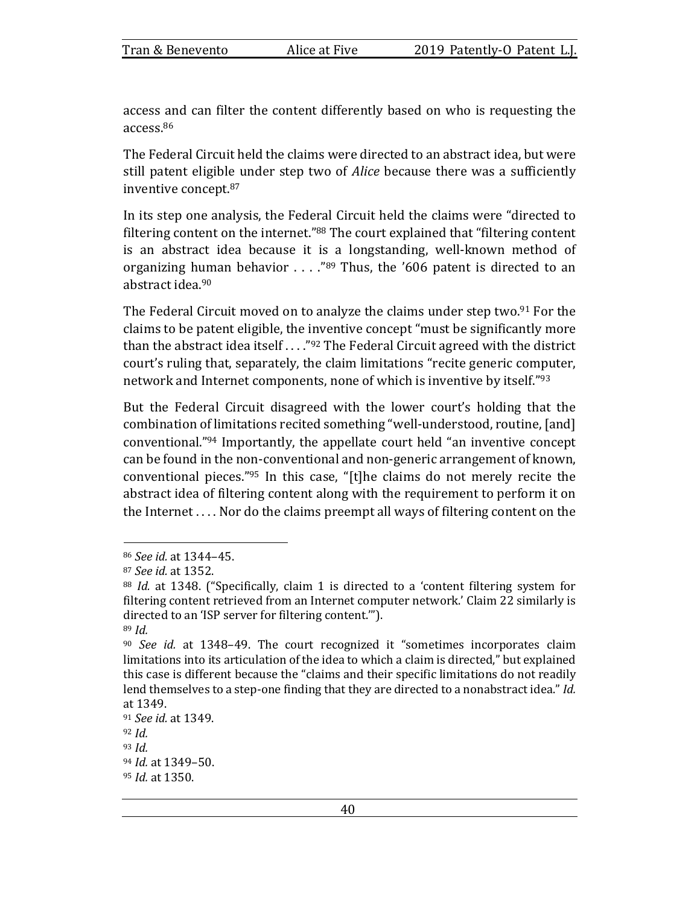access and can filter the content differently based on who is requesting the access.[86]

The Federal Circuit held the claims were directed to an abstract idea, but were still patent eligible under step two of *Alice* because there was a sufficiently inventive concept.[87]

In its step one analysis, the Federal Circuit held the claims were "directed to filtering content on the internet."[88] The court explained that "filtering content is an abstract idea because it is a longstanding, well-known method of organizing human behavior . . . ."[89] Thus, the '606 patent is directed to an abstract idea.[90]

The Federal Circuit moved on to analyze the claims under step two.[91] For the claims to be patent eligible, the inventive concept "must be significantly more than the abstract idea itself . . . ."[92] The Federal Circuit agreed with the district court's ruling that, separately, the claim limitations "recite generic computer, network and Internet components, none of which is inventive by itself."[93]

But the Federal Circuit disagreed with the lower court's holding that the combination of limitations recited something "well-understood, routine, [and] conventional."[94] Importantly, the appellate court held "an inventive concept can be found in the non-conventional and non-generic arrangement of known, conventional pieces."[95] In this case, "[t]he claims do not merely recite the abstract idea of filtering content along with the requirement to perform it on the Internet . . . . Nor do the claims preempt all ways of filtering content on the

---

[86] *See id.* at 1344–45.

[87] *See id.* at 1352.

[88] *Id.* at 1348. ("Specifically, claim 1 is directed to a 'content filtering system for filtering content retrieved from an Internet computer network.' Claim 22 similarly is directed to an 'ISP server for filtering content.'").

[89] *Id.*

[90] *See id.* at 1348–49. The court recognized it "sometimes incorporates claim limitations into its articulation of the idea to which a claim is directed," but explained this case is different because the "claims and their specific limitations do not readily lend themselves to a step-one finding that they are directed to a nonabstract idea." *Id.* at 1349.

[91] *See id.* at 1349.

[92] *Id.*

[93] *Id.*

[94] *Id.* at 1349–50.

[95] *Id.* at 1350.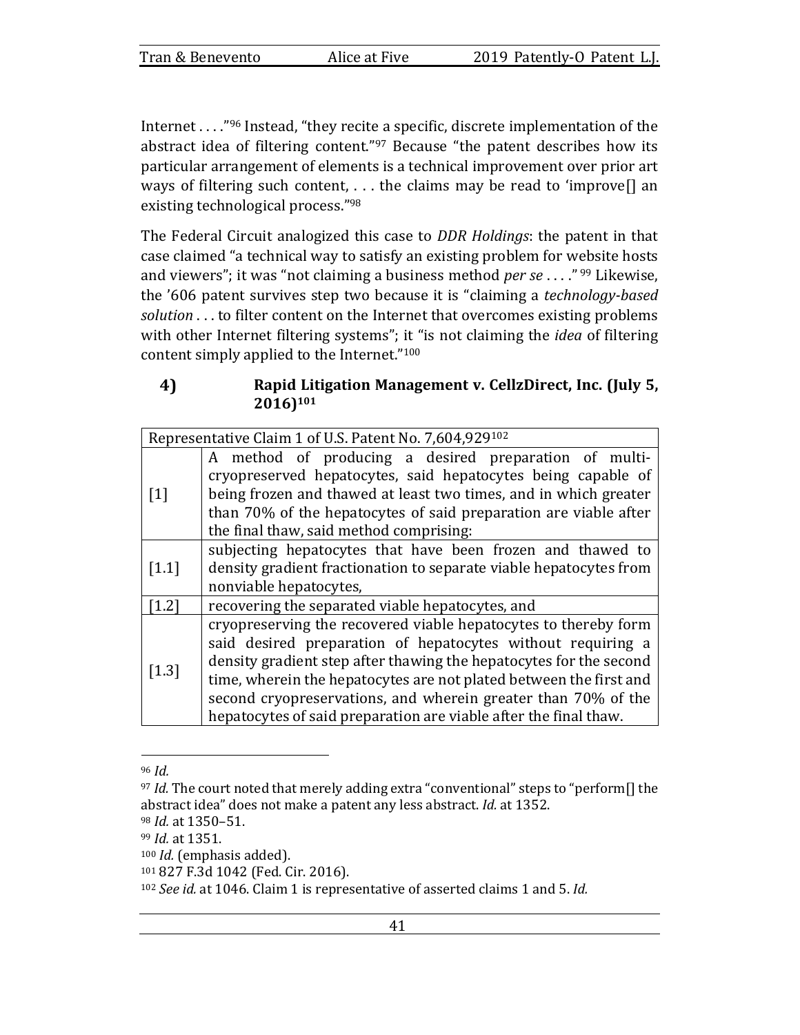Internet . . . ."[96] Instead, "they recite a specific, discrete implementation of the abstract idea of filtering content."[97] Because "the patent describes how its particular arrangement of elements is a technical improvement over prior art ways of filtering such content, . . . the claims may be read to 'improve[] an existing technological process."[98]

The Federal Circuit analogized this case to *DDR Holdings*: the patent in that case claimed "a technical way to satisfy an existing problem for website hosts and viewers"; it was "not claiming a business method *per se* . . . ."[99] Likewise, the '606 patent survives step two because it is "claiming a *technology-based solution* . . . to filter content on the Internet that overcomes existing problems with other Internet filtering systems"; it "is not claiming the *idea* of filtering content simply applied to the Internet."[100]

#### 4) Rapid Litigation Management v. CellzDirect, Inc. (July 5, 2016)[101]

| Representative Claim 1 of U.S. Patent No. 7,604,929[102] | |
|---|---|
| [1] | A method of producing a desired preparation of multi-cryopreserved hepatocytes, said hepatocytes being capable of being frozen and thawed at least two times, and in which greater than 70% of the hepatocytes of said preparation are viable after the final thaw, said method comprising: |
| [1.1] | subjecting hepatocytes that have been frozen and thawed to density gradient fractionation to separate viable hepatocytes from nonviable hepatocytes, |
| [1.2] | recovering the separated viable hepatocytes, and |
| [1.3] | cryopreserving the recovered viable hepatocytes to thereby form said desired preparation of hepatocytes without requiring a density gradient step after thawing the hepatocytes for the second time, wherein the hepatocytes are not plated between the first and second cryopreservations, and wherein greater than 70% of the hepatocytes of said preparation are viable after the final thaw. |

---

[96] *Id.*

[97] *Id.* The court noted that merely adding extra "conventional" steps to "perform[] the abstract idea" does not make a patent any less abstract. *Id.* at 1352.

[98] *Id.* at 1350–51.

[99] *Id.* at 1351.

[100] *Id.* (emphasis added).

[101] 827 F.3d 1042 (Fed. Cir. 2016).

[102] *See id.* at 1046. Claim 1 is representative of asserted claims 1 and 5. *Id.*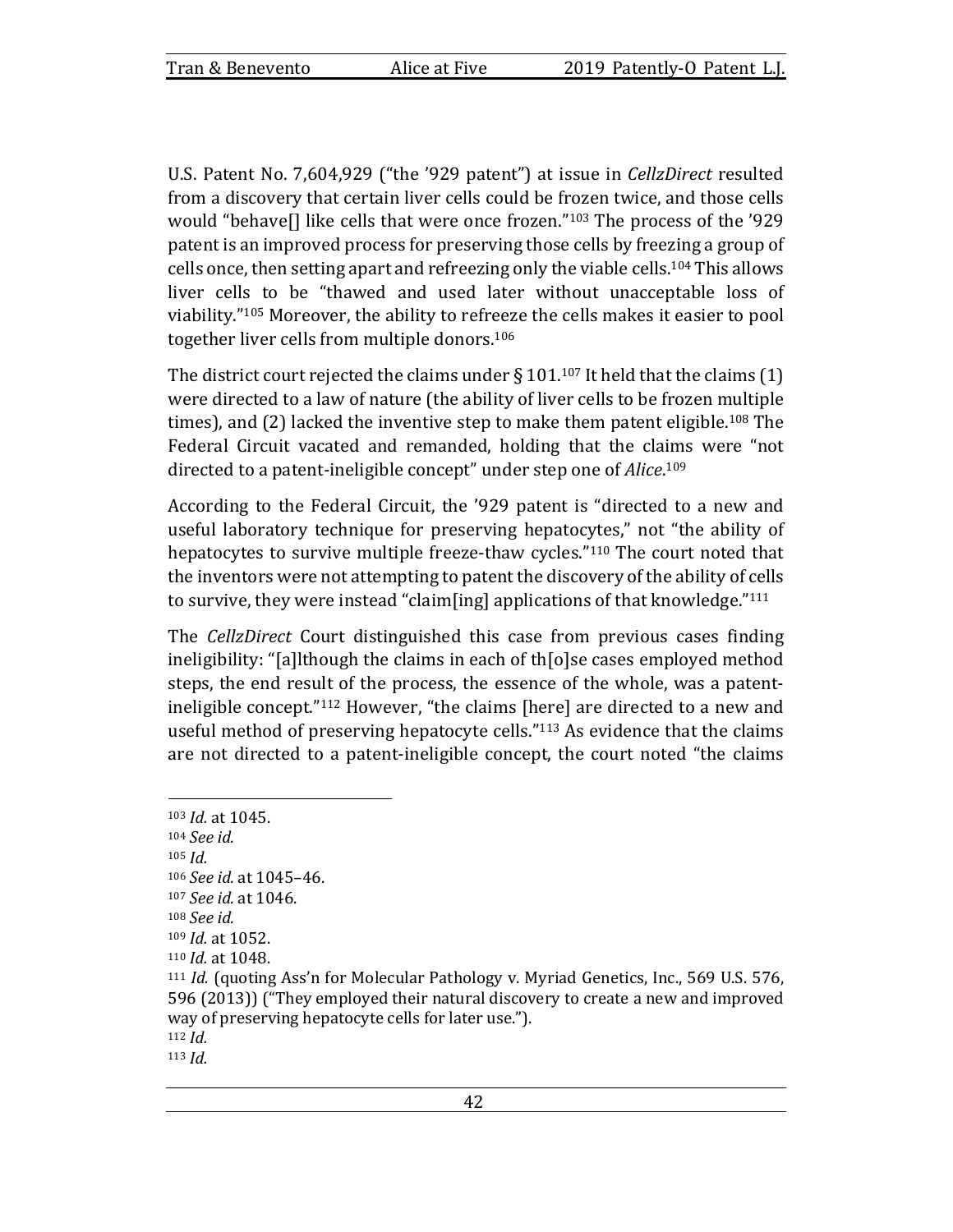U.S. Patent No. 7,604,929 ("the '929 patent") at issue in *CellzDirect* resulted from a discovery that certain liver cells could be frozen twice, and those cells would "behave[] like cells that were once frozen."[103] The process of the '929 patent is an improved process for preserving those cells by freezing a group of cells once, then setting apart and refreezing only the viable cells.[104] This allows liver cells to be "thawed and used later without unacceptable loss of viability."[105] Moreover, the ability to refreeze the cells makes it easier to pool together liver cells from multiple donors.[106]

The district court rejected the claims under § 101.[107] It held that the claims (1) were directed to a law of nature (the ability of liver cells to be frozen multiple times), and (2) lacked the inventive step to make them patent eligible.[108] The Federal Circuit vacated and remanded, holding that the claims were "not directed to a patent-ineligible concept" under step one of *Alice*.[109]

According to the Federal Circuit, the '929 patent is "directed to a new and useful laboratory technique for preserving hepatocytes," not "the ability of hepatocytes to survive multiple freeze-thaw cycles."[110] The court noted that the inventors were not attempting to patent the discovery of the ability of cells to survive, they were instead "claim[ing] applications of that knowledge."[111]

The *CellzDirect* Court distinguished this case from previous cases finding ineligibility: "[a]lthough the claims in each of th[o]se cases employed method steps, the end result of the process, the essence of the whole, was a patent-ineligible concept."[112] However, "the claims [here] are directed to a new and useful method of preserving hepatocyte cells."[113] As evidence that the claims are not directed to a patent-ineligible concept, the court noted "the claims

---

[103] *Id.* at 1045.
[104] *See id.*
[105] *Id.*
[106] *See id.* at 1045–46.
[107] *See id.* at 1046.
[108] *See id.*
[109] *Id.* at 1052.
[110] *Id.* at 1048.
[111] *Id.* (quoting Ass'n for Molecular Pathology v. Myriad Genetics, Inc., 569 U.S. 576, 596 (2013)) ("They employed their natural discovery to create a new and improved way of preserving hepatocyte cells for later use.").
[112] *Id.*
[113] *Id.*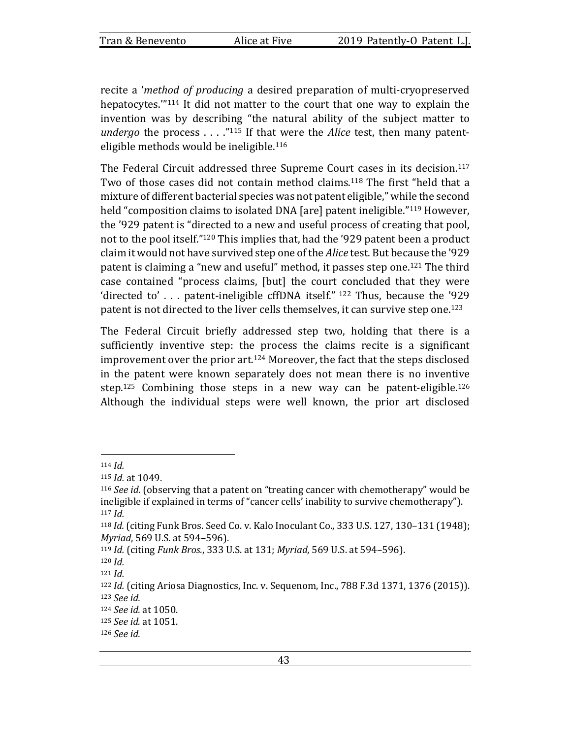recite a '*method of producing* a desired preparation of multi-cryopreserved hepatocytes.'"[114] It did not matter to the court that one way to explain the invention was by describing "the natural ability of the subject matter to *undergo* the process . . . ."[115] If that were the *Alice* test, then many patent-eligible methods would be ineligible.[116]

The Federal Circuit addressed three Supreme Court cases in its decision.[117] Two of those cases did not contain method claims.[118] The first "held that a mixture of different bacterial species was not patent eligible," while the second held "composition claims to isolated DNA [are] patent ineligible."[119] However, the '929 patent is "directed to a new and useful process of creating that pool, not to the pool itself."[120] This implies that, had the '929 patent been a product claim it would not have survived step one of the *Alice* test. But because the '929 patent is claiming a "new and useful" method, it passes step one.[121] The third case contained "process claims, [but] the court concluded that they were 'directed to' . . . patent-ineligible cffDNA itself." [122] Thus, because the '929 patent is not directed to the liver cells themselves, it can survive step one.[123]

The Federal Circuit briefly addressed step two, holding that there is a sufficiently inventive step: the process the claims recite is a significant improvement over the prior art.[124] Moreover, the fact that the steps disclosed in the patent were known separately does not mean there is no inventive step.[125] Combining those steps in a new way can be patent-eligible.[126] Although the individual steps were well known, the prior art disclosed

---

[114] *Id.*

[115] *Id.* at 1049.

[116] *See id.* (observing that a patent on "treating cancer with chemotherapy" would be ineligible if explained in terms of "cancer cells' inability to survive chemotherapy").

[117] *Id.*

[118] *Id.* (citing Funk Bros. Seed Co. v. Kalo Inoculant Co., 333 U.S. 127, 130–131 (1948); *Myriad*, 569 U.S. at 594–596).

[119] *Id.* (citing *Funk Bros.*, 333 U.S. at 131; *Myriad*, 569 U.S. at 594–596).

[120] *Id.*

[121] *Id.*

[122] *Id.* (citing Ariosa Diagnostics, Inc. v. Sequenom, Inc., 788 F.3d 1371, 1376 (2015)).

[123] *See id.*

[124] *See id.* at 1050.

[125] *See id.* at 1051.

[126] *See id.*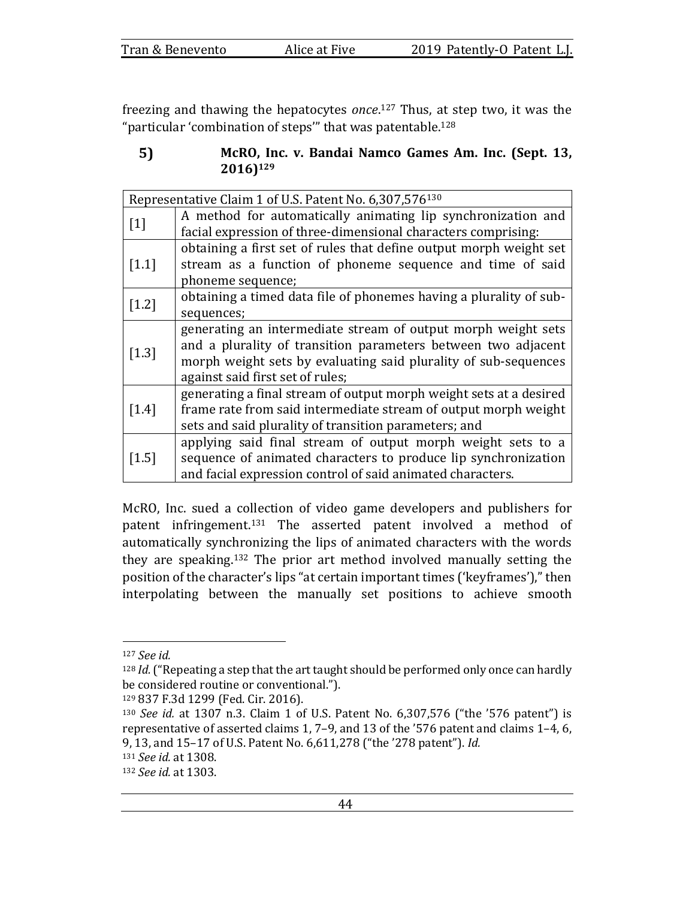freezing and thawing the hepatocytes *once*.[127] Thus, at step two, it was the "particular 'combination of steps'" that was patentable.[128]

### 5) McRO, Inc. v. Bandai Namco Games Am. Inc. (Sept. 13, 2016)[129]

| Representative Claim 1 of U.S. Patent No. 6,307,576[130] | |
|---|---|
| [1] | A method for automatically animating lip synchronization and facial expression of three-dimensional characters comprising: |
| [1.1] | obtaining a first set of rules that define output morph weight set stream as a function of phoneme sequence and time of said phoneme sequence; |
| [1.2] | obtaining a timed data file of phonemes having a plurality of sub-sequences; |
| [1.3] | generating an intermediate stream of output morph weight sets and a plurality of transition parameters between two adjacent morph weight sets by evaluating said plurality of sub-sequences against said first set of rules; |
| [1.4] | generating a final stream of output morph weight sets at a desired frame rate from said intermediate stream of output morph weight sets and said plurality of transition parameters; and |
| [1.5] | applying said final stream of output morph weight sets to a sequence of animated characters to produce lip synchronization and facial expression control of said animated characters. |

McRO, Inc. sued a collection of video game developers and publishers for patent infringement.[131] The asserted patent involved a method of automatically synchronizing the lips of animated characters with the words they are speaking.[132] The prior art method involved manually setting the position of the character's lips "at certain important times ('keyframes')," then interpolating between the manually set positions to achieve smooth

---

[127] *See id.*

[128] *Id.* ("Repeating a step that the art taught should be performed only once can hardly be considered routine or conventional.").

[129] 837 F.3d 1299 (Fed. Cir. 2016).

[130] *See id.* at 1307 n.3. Claim 1 of U.S. Patent No. 6,307,576 ("the '576 patent") is representative of asserted claims 1, 7–9, and 13 of the '576 patent and claims 1–4, 6, 9, 13, and 15–17 of U.S. Patent No. 6,611,278 ("the '278 patent"). *Id.*

[131] *See id.* at 1308.

[132] *See id.* at 1303.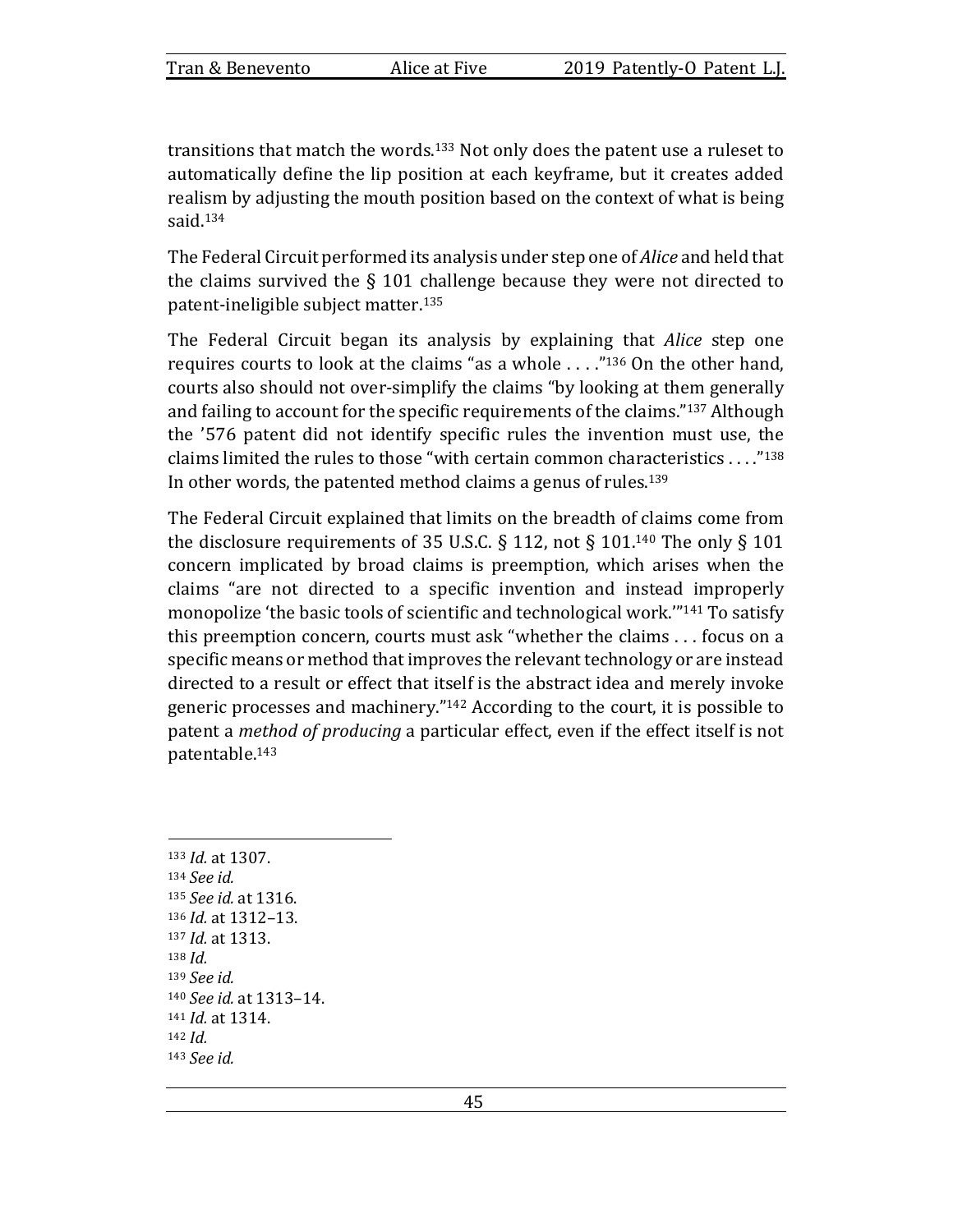transitions that match the words.[133] Not only does the patent use a ruleset to automatically define the lip position at each keyframe, but it creates added realism by adjusting the mouth position based on the context of what is being said.[134]

The Federal Circuit performed its analysis under step one of *Alice* and held that the claims survived the § 101 challenge because they were not directed to patent-ineligible subject matter.[135]

The Federal Circuit began its analysis by explaining that *Alice* step one requires courts to look at the claims "as a whole . . . ."[136] On the other hand, courts also should not over-simplify the claims "by looking at them generally and failing to account for the specific requirements of the claims."[137] Although the '576 patent did not identify specific rules the invention must use, the claims limited the rules to those "with certain common characteristics . . . ."[138] In other words, the patented method claims a genus of rules.[139]

The Federal Circuit explained that limits on the breadth of claims come from the disclosure requirements of 35 U.S.C. § 112, not § 101.[140] The only § 101 concern implicated by broad claims is preemption, which arises when the claims "are not directed to a specific invention and instead improperly monopolize 'the basic tools of scientific and technological work.'"[141] To satisfy this preemption concern, courts must ask "whether the claims . . . focus on a specific means or method that improves the relevant technology or are instead directed to a result or effect that itself is the abstract idea and merely invoke generic processes and machinery."[142] According to the court, it is possible to patent a *method of producing* a particular effect, even if the effect itself is not patentable.[143]

---

[133] *Id.* at 1307.
[134] *See id.*
[135] *See id.* at 1316.
[136] *Id.* at 1312–13.
[137] *Id.* at 1313.
[138] *Id.*
[139] *See id.*
[140] *See id.* at 1313–14.
[141] *Id.* at 1314.
[142] *Id.*
[143] *See id.*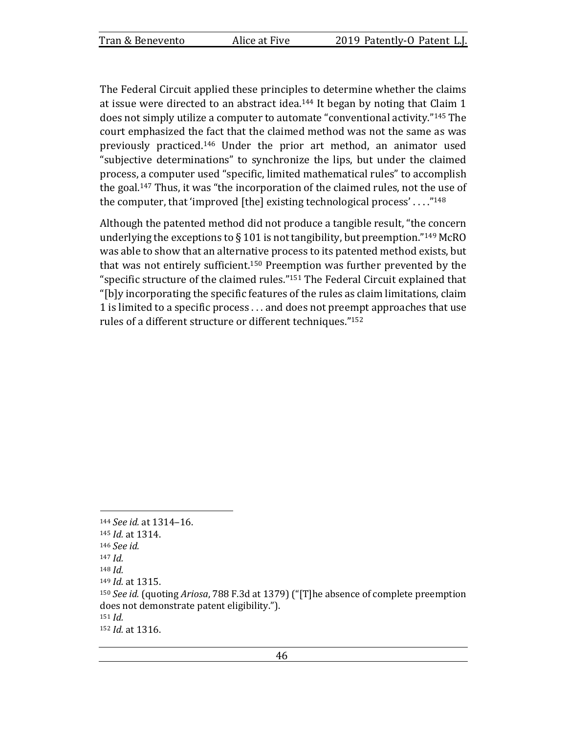The Federal Circuit applied these principles to determine whether the claims at issue were directed to an abstract idea.[144] It began by noting that Claim 1 does not simply utilize a computer to automate "conventional activity."[145] The court emphasized the fact that the claimed method was not the same as was previously practiced.[146] Under the prior art method, an animator used "subjective determinations" to synchronize the lips, but under the claimed process, a computer used "specific, limited mathematical rules" to accomplish the goal.[147] Thus, it was "the incorporation of the claimed rules, not the use of the computer, that 'improved [the] existing technological process' . . . ."[148]

Although the patented method did not produce a tangible result, "the concern underlying the exceptions to § 101 is not tangibility, but preemption."[149] McRO was able to show that an alternative process to its patented method exists, but that was not entirely sufficient.[150] Preemption was further prevented by the "specific structure of the claimed rules."[151] The Federal Circuit explained that "[b]y incorporating the specific features of the rules as claim limitations, claim 1 is limited to a specific process . . . and does not preempt approaches that use rules of a different structure or different techniques."[152]

---

[144] *See id.* at 1314–16.

[145] *Id.* at 1314.

[146] *See id.*

[147] *Id.*

[148] *Id.*

[149] *Id.* at 1315.

[150] *See id.* (quoting *Ariosa*, 788 F.3d at 1379) ("[T]he absence of complete preemption does not demonstrate patent eligibility.").

[151] *Id.*

[152] *Id.* at 1316.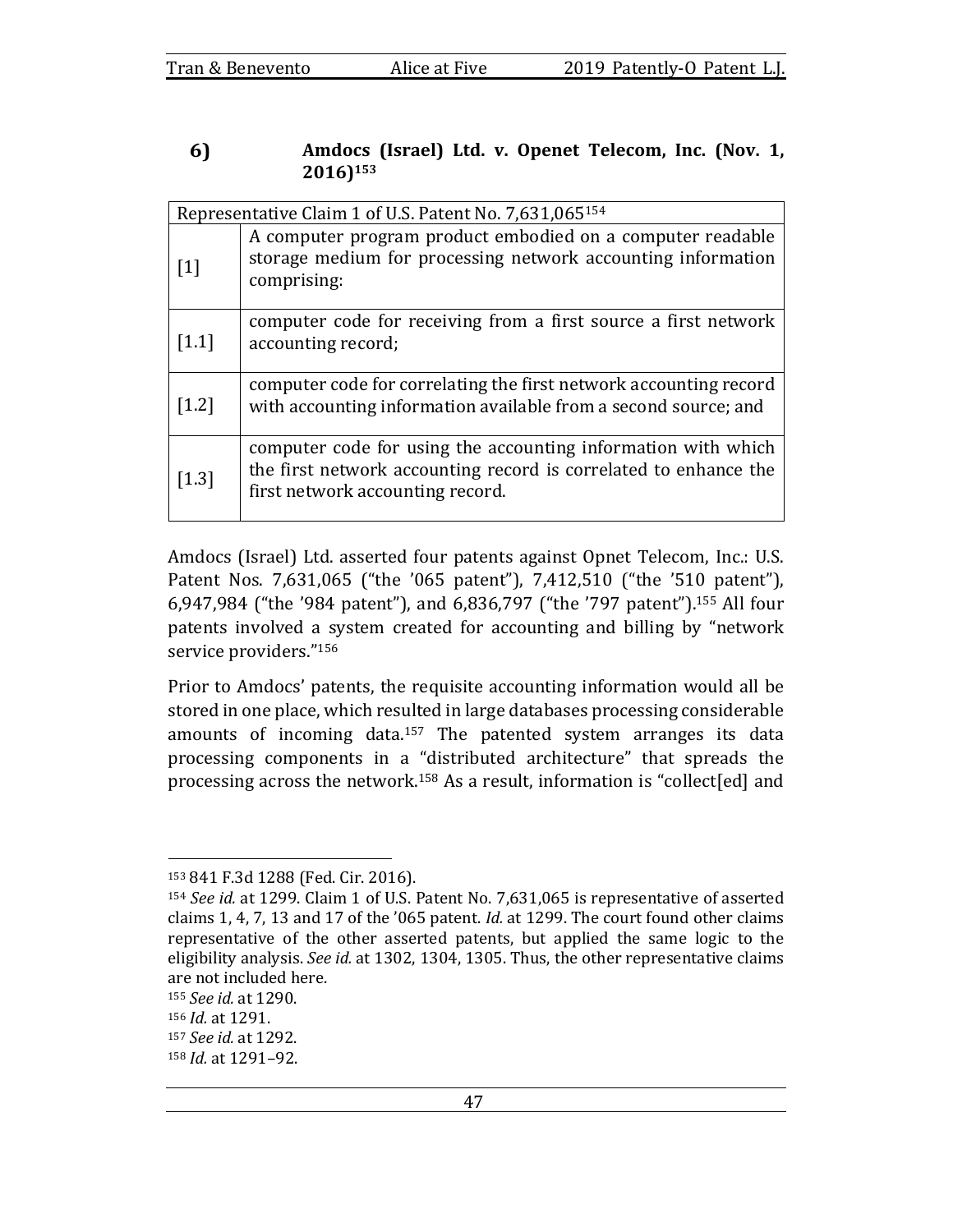### 6) Amdocs (Israel) Ltd. v. Openet Telecom, Inc. (Nov. 1, 2016)[153]

| Representative Claim 1 of U.S. Patent No. 7,631,065[154] | |
|---|---|
| [1] | A computer program product embodied on a computer readable storage medium for processing network accounting information comprising: |
| [1.1] | computer code for receiving from a first source a first network accounting record; |
| [1.2] | computer code for correlating the first network accounting record with accounting information available from a second source; and |
| [1.3] | computer code for using the accounting information with which the first network accounting record is correlated to enhance the first network accounting record. |

Amdocs (Israel) Ltd. asserted four patents against Opnet Telecom, Inc.: U.S. Patent Nos. 7,631,065 ("the '065 patent"), 7,412,510 ("the '510 patent"), 6,947,984 ("the '984 patent"), and 6,836,797 ("the '797 patent").[155] All four patents involved a system created for accounting and billing by "network service providers."[156]

Prior to Amdocs' patents, the requisite accounting information would all be stored in one place, which resulted in large databases processing considerable amounts of incoming data.[157] The patented system arranges its data processing components in a "distributed architecture" that spreads the processing across the network.[158] As a result, information is "collect[ed] and

---

[153] 841 F.3d 1288 (Fed. Cir. 2016).

[154] *See id.* at 1299. Claim 1 of U.S. Patent No. 7,631,065 is representative of asserted claims 1, 4, 7, 13 and 17 of the '065 patent. *Id.* at 1299. The court found other claims representative of the other asserted patents, but applied the same logic to the eligibility analysis. *See id.* at 1302, 1304, 1305. Thus, the other representative claims are not included here.

[155] *See id.* at 1290.

[156] *Id.* at 1291.

[157] *See id.* at 1292.

[158] *Id.* at 1291–92.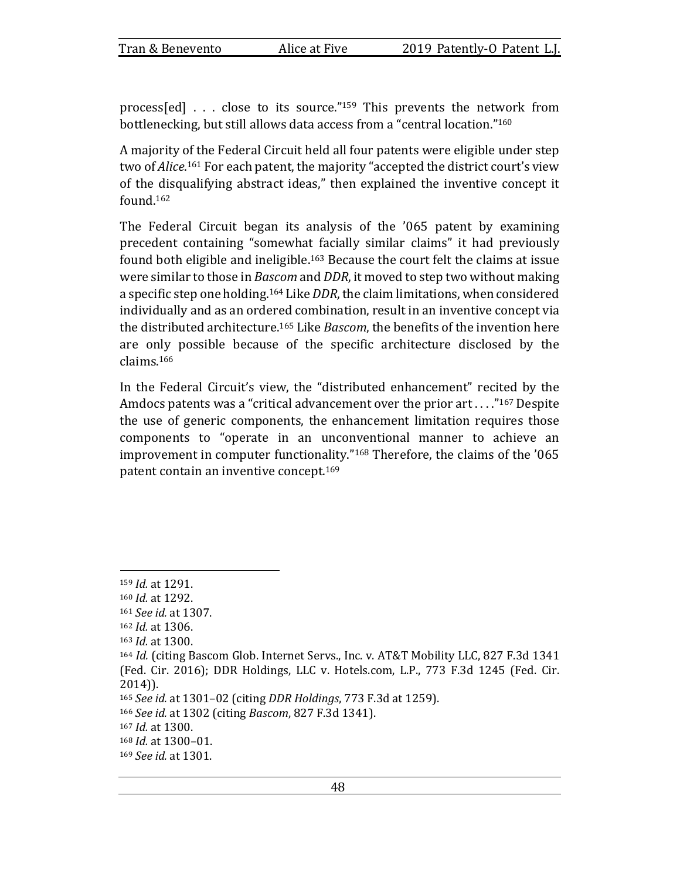process[ed] . . . close to its source."[159] This prevents the network from bottlenecking, but still allows data access from a "central location."[160]

A majority of the Federal Circuit held all four patents were eligible under step two of *Alice*.[161] For each patent, the majority "accepted the district court's view of the disqualifying abstract ideas," then explained the inventive concept it found.[162]

The Federal Circuit began its analysis of the '065 patent by examining precedent containing "somewhat facially similar claims" it had previously found both eligible and ineligible.[163] Because the court felt the claims at issue were similar to those in *Bascom* and *DDR*, it moved to step two without making a specific step one holding.[164] Like *DDR*, the claim limitations, when considered individually and as an ordered combination, result in an inventive concept via the distributed architecture.[165] Like *Bascom*, the benefits of the invention here are only possible because of the specific architecture disclosed by the claims.[166]

In the Federal Circuit's view, the "distributed enhancement" recited by the Amdocs patents was a "critical advancement over the prior art . . . ."[167] Despite the use of generic components, the enhancement limitation requires those components to "operate in an unconventional manner to achieve an improvement in computer functionality."[168] Therefore, the claims of the '065 patent contain an inventive concept.[169]

---

[159] *Id.* at 1291.

[160] *Id.* at 1292.

[161] *See id.* at 1307.

[162] *Id.* at 1306.

[163] *Id.* at 1300.

[164] *Id.* (citing Bascom Glob. Internet Servs., Inc. v. AT&T Mobility LLC, 827 F.3d 1341 (Fed. Cir. 2016); DDR Holdings, LLC v. Hotels.com, L.P., 773 F.3d 1245 (Fed. Cir. 2014)).

[165] *See id.* at 1301–02 (citing *DDR Holdings*, 773 F.3d at 1259).

[166] *See id.* at 1302 (citing *Bascom*, 827 F.3d 1341).

[167] *Id.* at 1300.

[168] *Id.* at 1300–01.

[169] *See id.* at 1301.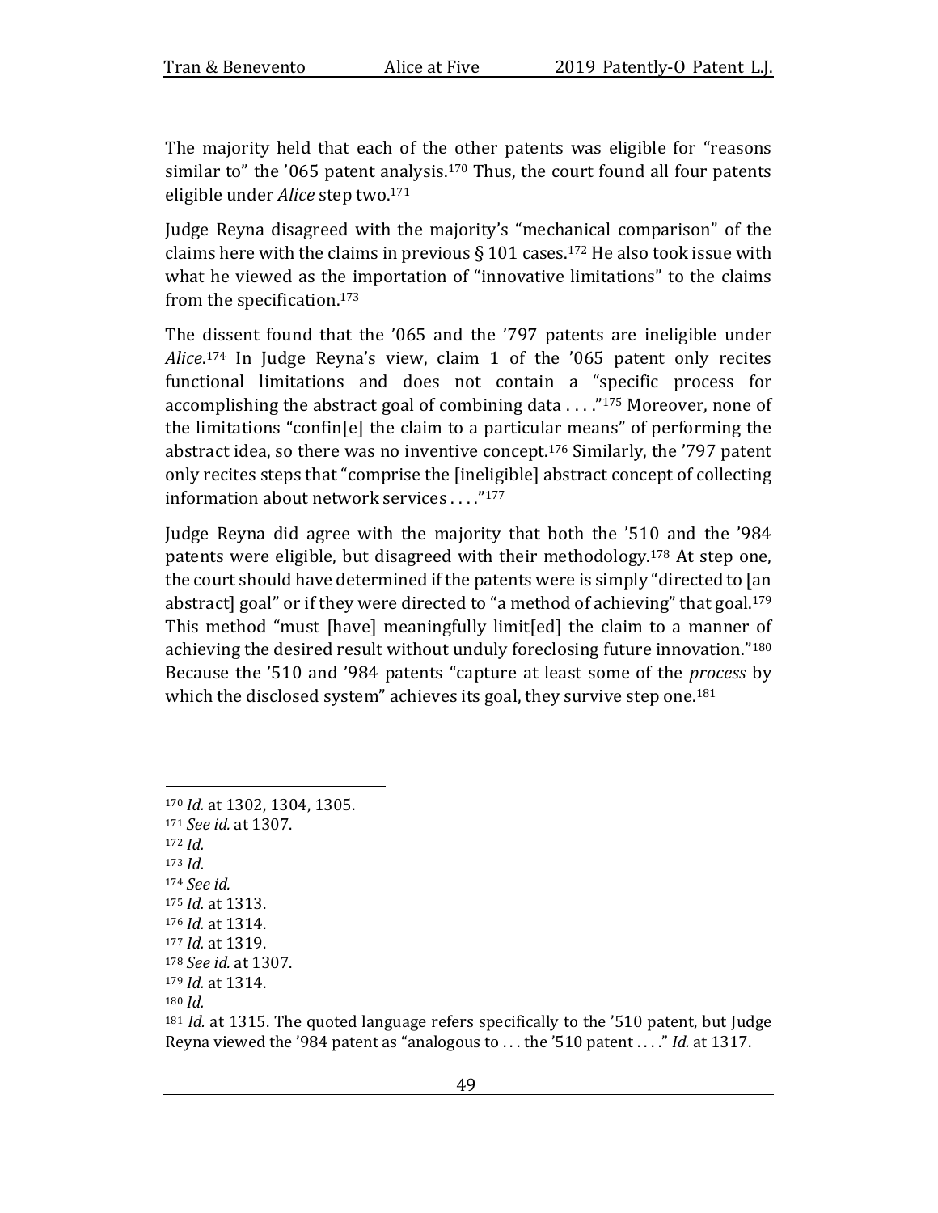The majority held that each of the other patents was eligible for "reasons similar to" the '065 patent analysis.[170] Thus, the court found all four patents eligible under *Alice* step two.[171]

Judge Reyna disagreed with the majority's "mechanical comparison" of the claims here with the claims in previous § 101 cases.[172] He also took issue with what he viewed as the importation of "innovative limitations" to the claims from the specification.[173]

The dissent found that the '065 and the '797 patents are ineligible under *Alice*.[174] In Judge Reyna's view, claim 1 of the '065 patent only recites functional limitations and does not contain a "specific process for accomplishing the abstract goal of combining data . . . ."[175] Moreover, none of the limitations "confin[e] the claim to a particular means" of performing the abstract idea, so there was no inventive concept.[176] Similarly, the '797 patent only recites steps that "comprise the [ineligible] abstract concept of collecting information about network services . . . ."[177]

Judge Reyna did agree with the majority that both the '510 and the '984 patents were eligible, but disagreed with their methodology.[178] At step one, the court should have determined if the patents were is simply "directed to [an abstract] goal" or if they were directed to "a method of achieving" that goal.[179] This method "must [have] meaningfully limit[ed] the claim to a manner of achieving the desired result without unduly foreclosing future innovation."[180] Because the '510 and '984 patents "capture at least some of the *process* by which the disclosed system" achieves its goal, they survive step one.[181]

---

[170] *Id.* at 1302, 1304, 1305.

[171] *See id.* at 1307.

[172] *Id.*

[173] *Id.*

[174] *See id.*

[175] *Id.* at 1313.

[176] *Id.* at 1314.

[177] *Id.* at 1319.

[178] *See id.* at 1307.

[179] *Id.* at 1314.

[180] *Id.*

[181] *Id.* at 1315. The quoted language refers specifically to the '510 patent, but Judge Reyna viewed the '984 patent as "analogous to . . . the '510 patent . . . ." *Id.* at 1317.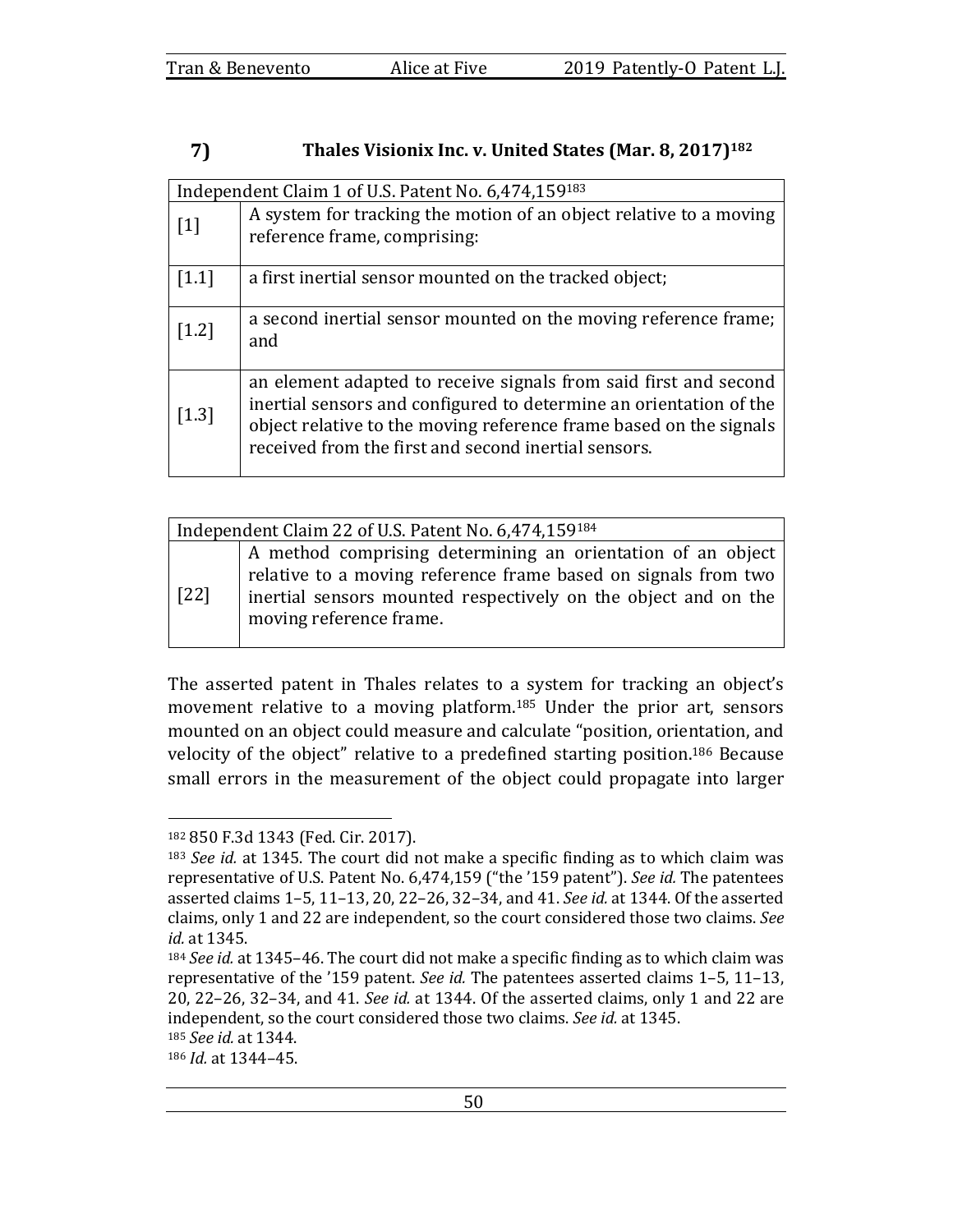### 7) Thales Visionix Inc. v. United States (Mar. 8, 2017)[182]

| Independent Claim 1 of U.S. Patent No. 6,474,159[183] | |
|---|---|
| [1] | A system for tracking the motion of an object relative to a moving reference frame, comprising: |
| [1.1] | a first inertial sensor mounted on the tracked object; |
| [1.2] | a second inertial sensor mounted on the moving reference frame; and |
| [1.3] | an element adapted to receive signals from said first and second inertial sensors and configured to determine an orientation of the object relative to the moving reference frame based on the signals received from the first and second inertial sensors. |

| Independent Claim 22 of U.S. Patent No. 6,474,159[184] | |
|---|---|
| [22] | A method comprising determining an orientation of an object relative to a moving reference frame based on signals from two inertial sensors mounted respectively on the object and on the moving reference frame. |

The asserted patent in Thales relates to a system for tracking an object's movement relative to a moving platform.[185] Under the prior art, sensors mounted on an object could measure and calculate "position, orientation, and velocity of the object" relative to a predefined starting position.[186] Because small errors in the measurement of the object could propagate into larger

---

[182] 850 F.3d 1343 (Fed. Cir. 2017).

[183] *See id.* at 1345. The court did not make a specific finding as to which claim was representative of U.S. Patent No. 6,474,159 ("the '159 patent"). *See id.* The patentees asserted claims 1–5, 11–13, 20, 22–26, 32–34, and 41. *See id.* at 1344. Of the asserted claims, only 1 and 22 are independent, so the court considered those two claims. *See id.* at 1345.

[184] *See id.* at 1345–46. The court did not make a specific finding as to which claim was representative of the '159 patent. *See id.* The patentees asserted claims 1–5, 11–13, 20, 22–26, 32–34, and 41. *See id.* at 1344. Of the asserted claims, only 1 and 22 are independent, so the court considered those two claims. *See id.* at 1345.

[185] *See id.* at 1344.

[186] *Id.* at 1344–45.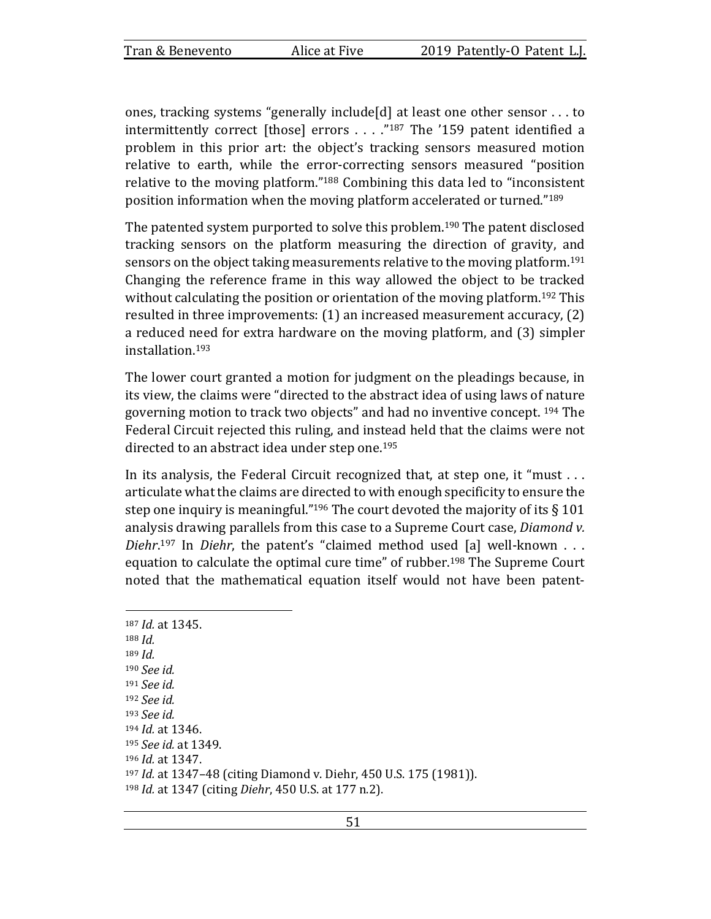ones, tracking systems "generally include[d] at least one other sensor . . . to intermittently correct [those] errors . . . ."[187] The '159 patent identified a problem in this prior art: the object's tracking sensors measured motion relative to earth, while the error-correcting sensors measured "position relative to the moving platform."[188] Combining this data led to "inconsistent position information when the moving platform accelerated or turned."[189]

The patented system purported to solve this problem.[190] The patent disclosed tracking sensors on the platform measuring the direction of gravity, and sensors on the object taking measurements relative to the moving platform.[191] Changing the reference frame in this way allowed the object to be tracked without calculating the position or orientation of the moving platform.[192] This resulted in three improvements: (1) an increased measurement accuracy, (2) a reduced need for extra hardware on the moving platform, and (3) simpler installation.[193]

The lower court granted a motion for judgment on the pleadings because, in its view, the claims were "directed to the abstract idea of using laws of nature governing motion to track two objects" and had no inventive concept. [194] The Federal Circuit rejected this ruling, and instead held that the claims were not directed to an abstract idea under step one.[195]

In its analysis, the Federal Circuit recognized that, at step one, it "must . . . articulate what the claims are directed to with enough specificity to ensure the step one inquiry is meaningful."[196] The court devoted the majority of its § 101 analysis drawing parallels from this case to a Supreme Court case, *Diamond v. Diehr*.[197] In *Diehr*, the patent's "claimed method used [a] well-known . . . equation to calculate the optimal cure time" of rubber.[198] The Supreme Court noted that the mathematical equation itself would not have been patent-

---

[187] *Id.* at 1345.
[188] *Id.*
[189] *Id.*
[190] *See id.*
[191] *See id.*
[192] *See id.*
[193] *See id.*
[194] *Id.* at 1346.
[195] *See id.* at 1349.
[196] *Id.* at 1347.
[197] *Id.* at 1347–48 (citing Diamond v. Diehr, 450 U.S. 175 (1981)).
[198] *Id.* at 1347 (citing *Diehr*, 450 U.S. at 177 n.2).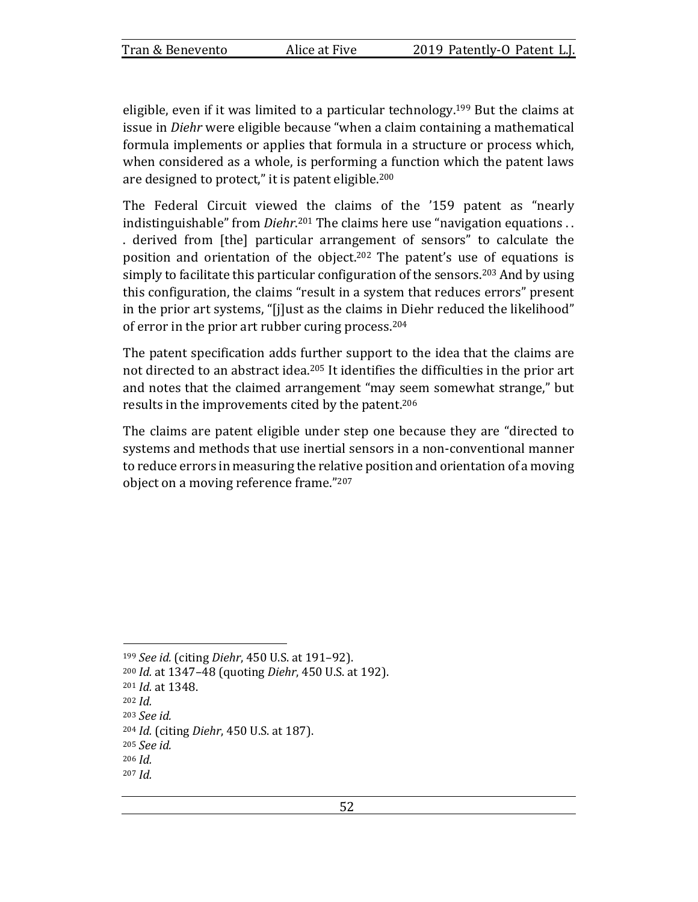eligible, even if it was limited to a particular technology.[199] But the claims at issue in *Diehr* were eligible because "when a claim containing a mathematical formula implements or applies that formula in a structure or process which, when considered as a whole, is performing a function which the patent laws are designed to protect," it is patent eligible.[200]

The Federal Circuit viewed the claims of the '159 patent as "nearly indistinguishable" from *Diehr*.[201] The claims here use "navigation equations . . . derived from [the] particular arrangement of sensors" to calculate the position and orientation of the object.[202] The patent's use of equations is simply to facilitate this particular configuration of the sensors.[203] And by using this configuration, the claims "result in a system that reduces errors" present in the prior art systems, "[j]ust as the claims in Diehr reduced the likelihood" of error in the prior art rubber curing process.[204]

The patent specification adds further support to the idea that the claims are not directed to an abstract idea.[205] It identifies the difficulties in the prior art and notes that the claimed arrangement "may seem somewhat strange," but results in the improvements cited by the patent.[206]

The claims are patent eligible under step one because they are "directed to systems and methods that use inertial sensors in a non-conventional manner to reduce errors in measuring the relative position and orientation of a moving object on a moving reference frame."[207]

---

[199] *See id.* (citing *Diehr*, 450 U.S. at 191–92).
[200] *Id.* at 1347–48 (quoting *Diehr*, 450 U.S. at 192).
[201] *Id.* at 1348.
[202] *Id.*
[203] *See id.*
[204] *Id.* (citing *Diehr*, 450 U.S. at 187).
[205] *See id.*
[206] *Id.*
[207] *Id.*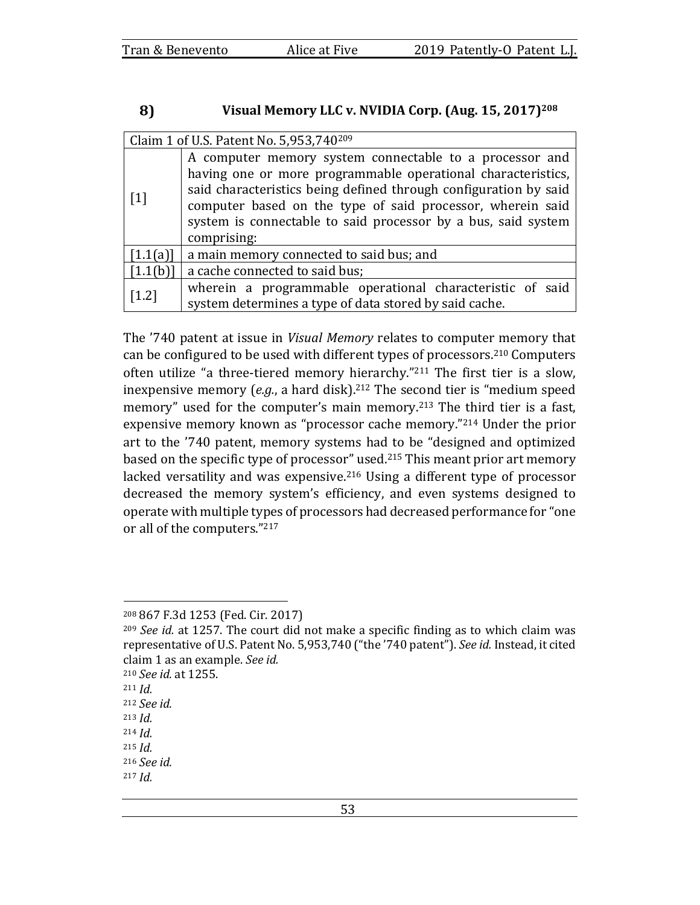### 8) Visual Memory LLC v. NVIDIA Corp. (Aug. 15, 2017)[208]

| Claim 1 of U.S. Patent No. 5,953,740[209] | |
|---|---|
| [1] | A computer memory system connectable to a processor and having one or more programmable operational characteristics, said characteristics being defined through configuration by said computer based on the type of said processor, wherein said system is connectable to said processor by a bus, said system comprising: |
| [1.1(a)] | a main memory connected to said bus; and |
| [1.1(b)] | a cache connected to said bus; |
| [1.2] | wherein a programmable operational characteristic of said system determines a type of data stored by said cache. |

The '740 patent at issue in *Visual Memory* relates to computer memory that can be configured to be used with different types of processors.[210] Computers often utilize "a three-tiered memory hierarchy."[211] The first tier is a slow, inexpensive memory (*e.g.*, a hard disk).[212] The second tier is "medium speed memory" used for the computer's main memory.[213] The third tier is a fast, expensive memory known as "processor cache memory."[214] Under the prior art to the '740 patent, memory systems had to be "designed and optimized based on the specific type of processor" used.[215] This meant prior art memory lacked versatility and was expensive.[216] Using a different type of processor decreased the memory system's efficiency, and even systems designed to operate with multiple types of processors had decreased performance for "one or all of the computers."[217]

---

[208] 867 F.3d 1253 (Fed. Cir. 2017)

[209] *See id.* at 1257. The court did not make a specific finding as to which claim was representative of U.S. Patent No. 5,953,740 ("the '740 patent"). *See id.* Instead, it cited claim 1 as an example. *See id.*

[210] *See id.* at 1255.

[211] *Id.*

[212] *See id.*

[213] *Id.*

[214] *Id.*

[215] *Id.*

[216] *See id.*

[217] *Id.*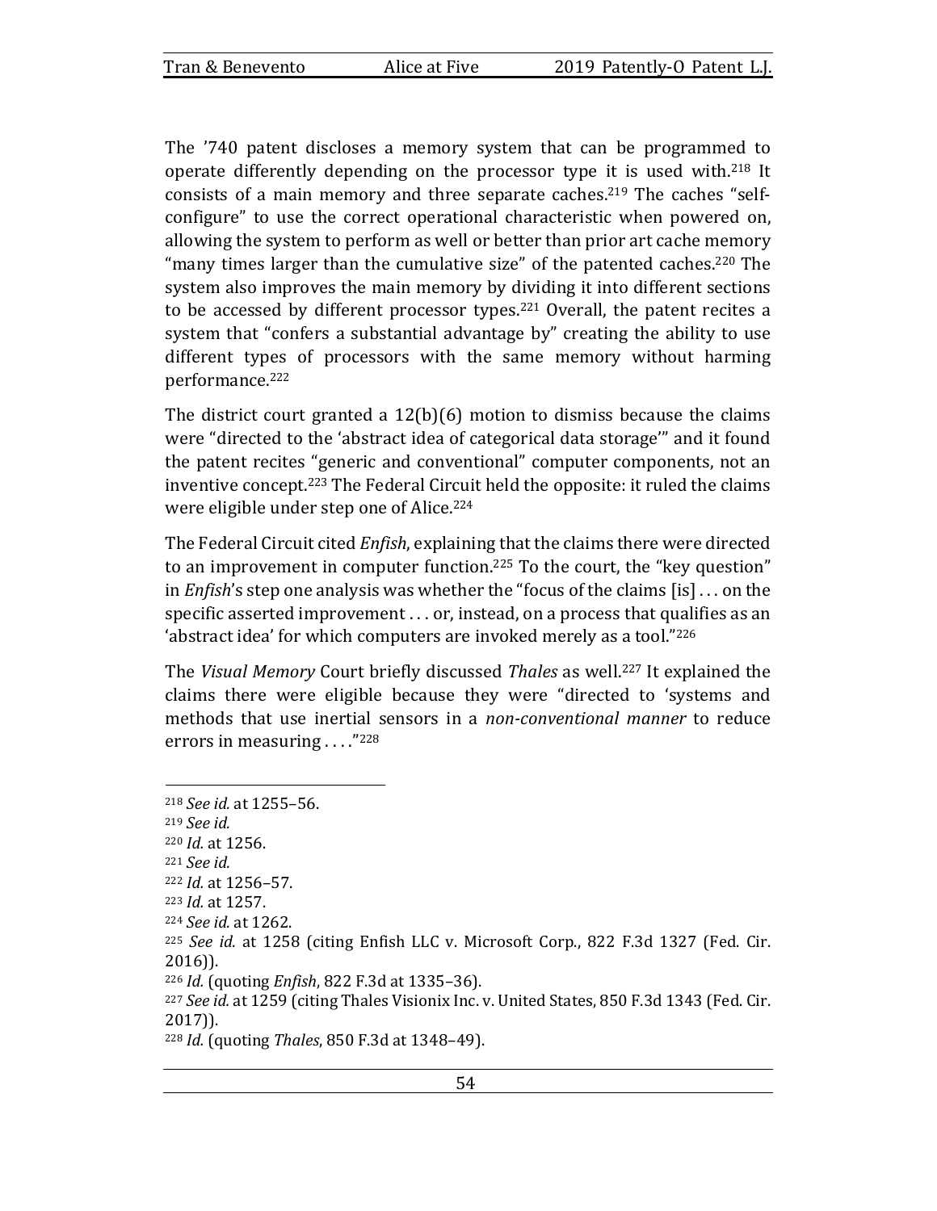The ’740 patent discloses a memory system that can be programmed to operate differently depending on the processor type it is used with.[218] It consists of a main memory and three separate caches.[219] The caches “self-configure” to use the correct operational characteristic when powered on, allowing the system to perform as well or better than prior art cache memory “many times larger than the cumulative size” of the patented caches.[220] The system also improves the main memory by dividing it into different sections to be accessed by different processor types.[221] Overall, the patent recites a system that “confers a substantial advantage by” creating the ability to use different types of processors with the same memory without harming performance.[222]

The district court granted a 12(b)(6) motion to dismiss because the claims were “directed to the ‘abstract idea of categorical data storage’” and it found the patent recites “generic and conventional” computer components, not an inventive concept.[223] The Federal Circuit held the opposite: it ruled the claims were eligible under step one of Alice.[224]

The Federal Circuit cited *Enfish*, explaining that the claims there were directed to an improvement in computer function.[225] To the court, the “key question” in *Enfish*’s step one analysis was whether the “focus of the claims [is] . . . on the specific asserted improvement . . . or, instead, on a process that qualifies as an ‘abstract idea’ for which computers are invoked merely as a tool.”[226]

The *Visual Memory* Court briefly discussed *Thales* as well.[227] It explained the claims there were eligible because they were “directed to ‘systems and methods that use inertial sensors in a *non-conventional manner* to reduce errors in measuring . . . .”[228]

---

[218] *See id.* at 1255–56.
[219] *See id.*
[220] *Id.* at 1256.
[221] *See id.*
[222] *Id.* at 1256–57.
[223] *Id.* at 1257.
[224] *See id.* at 1262.
[225] *See id.* at 1258 (citing Enfish LLC v. Microsoft Corp., 822 F.3d 1327 (Fed. Cir. 2016)).
[226] *Id.* (quoting *Enfish*, 822 F.3d at 1335–36).
[227] *See id.* at 1259 (citing Thales Visionix Inc. v. United States, 850 F.3d 1343 (Fed. Cir. 2017)).
[228] *Id.* (quoting *Thales*, 850 F.3d at 1348–49).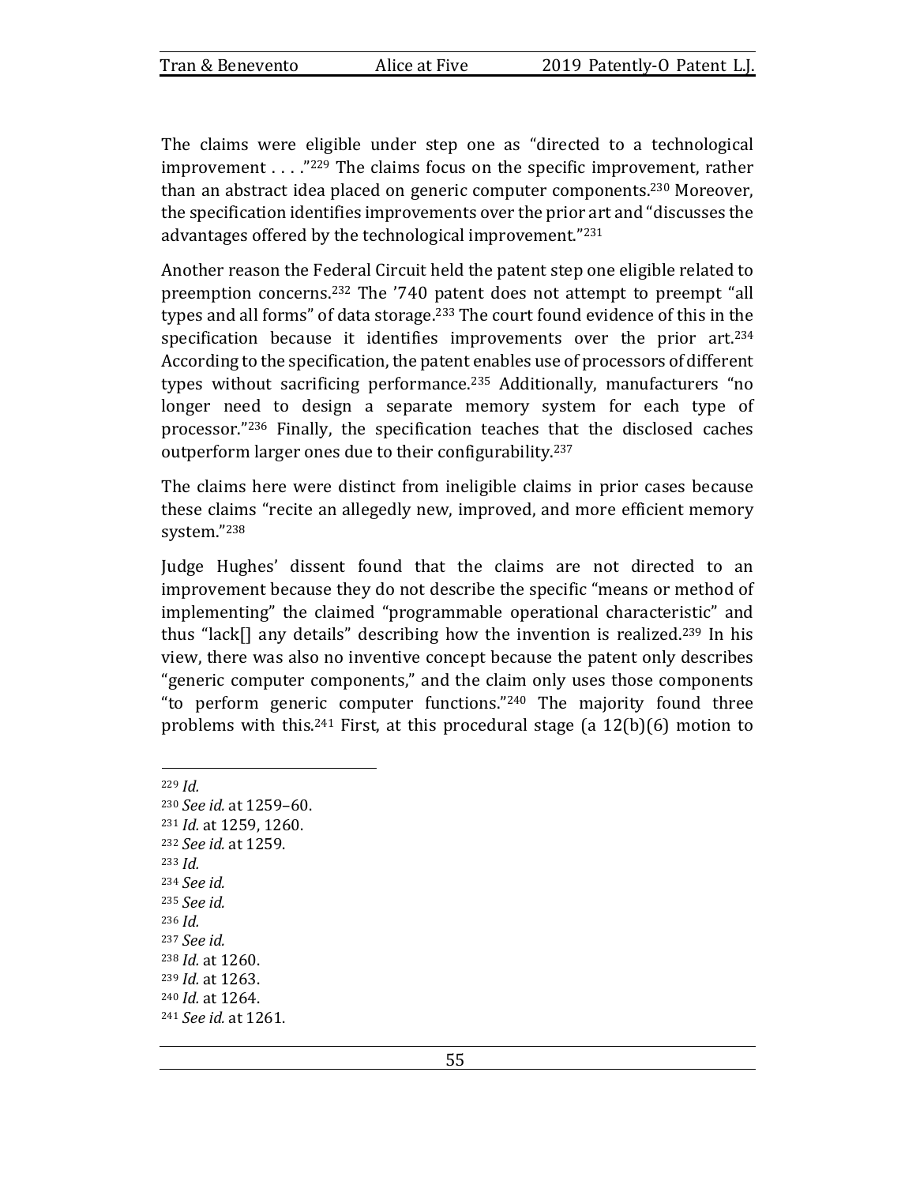The claims were eligible under step one as "directed to a technological improvement . . . ."[229] The claims focus on the specific improvement, rather than an abstract idea placed on generic computer components.[230] Moreover, the specification identifies improvements over the prior art and "discusses the advantages offered by the technological improvement."[231]

Another reason the Federal Circuit held the patent step one eligible related to preemption concerns.[232] The '740 patent does not attempt to preempt "all types and all forms" of data storage.[233] The court found evidence of this in the specification because it identifies improvements over the prior art.[234] According to the specification, the patent enables use of processors of different types without sacrificing performance.[235] Additionally, manufacturers "no longer need to design a separate memory system for each type of processor."[236] Finally, the specification teaches that the disclosed caches outperform larger ones due to their configurability.[237]

The claims here were distinct from ineligible claims in prior cases because these claims "recite an allegedly new, improved, and more efficient memory system."[238]

Judge Hughes' dissent found that the claims are not directed to an improvement because they do not describe the specific "means or method of implementing" the claimed "programmable operational characteristic" and thus "lack[] any details" describing how the invention is realized.[239] In his view, there was also no inventive concept because the patent only describes "generic computer components," and the claim only uses those components "to perform generic computer functions."[240] The majority found three problems with this.[241] First, at this procedural stage (a 12(b)(6) motion to

---

[229] *Id.*
[230] *See id.* at 1259–60.
[231] *Id.* at 1259, 1260.
[232] *See id.* at 1259.
[233] *Id.*
[234] *See id.*
[235] *See id.*
[236] *Id.*
[237] *See id.*
[238] *Id.* at 1260.
[239] *Id.* at 1263.
[240] *Id.* at 1264.
[241] *See id.* at 1261.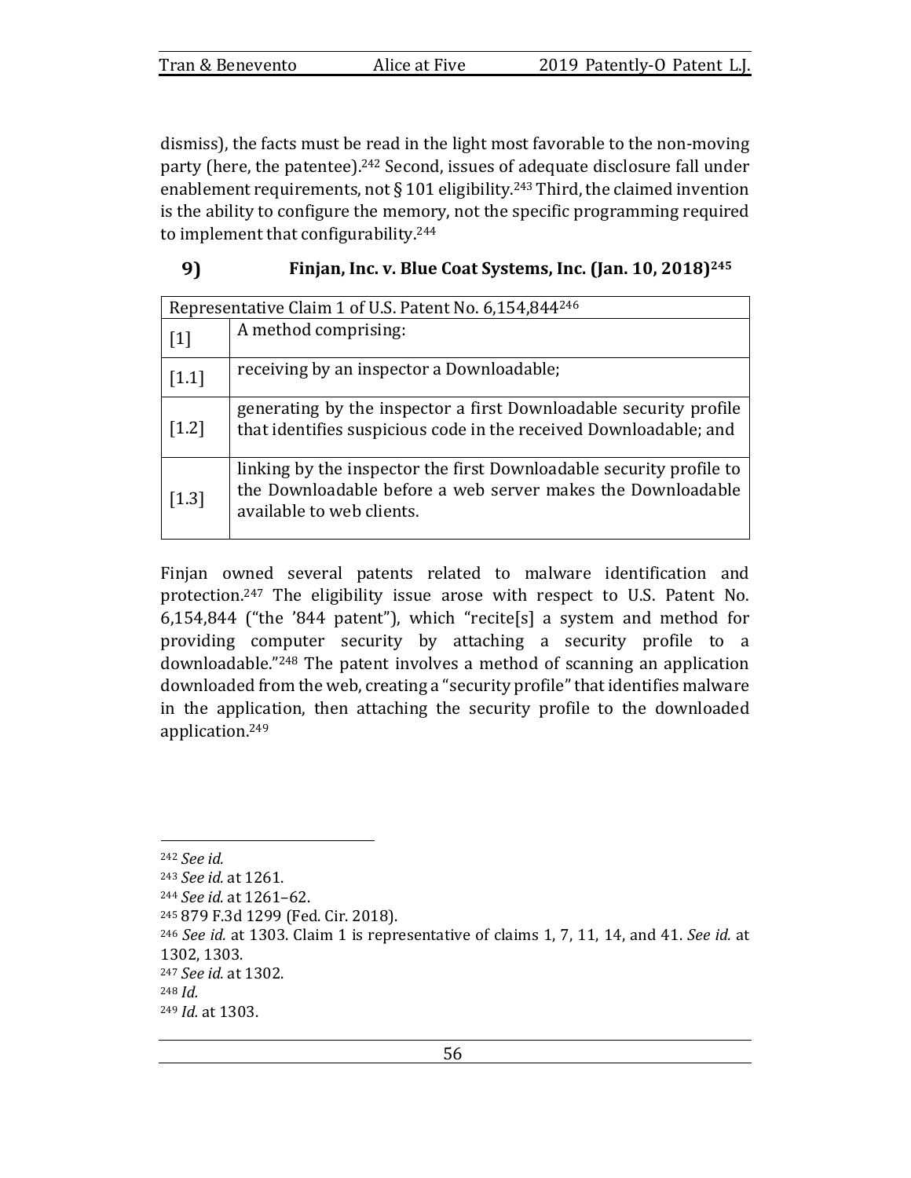dismiss), the facts must be read in the light most favorable to the non-moving party (here, the patentee).[242] Second, issues of adequate disclosure fall under enablement requirements, not § 101 eligibility.[243] Third, the claimed invention is the ability to configure the memory, not the specific programming required to implement that configurability.[244]

### 9) Finjan, Inc. v. Blue Coat Systems, Inc. (Jan. 10, 2018)[245]

| Representative Claim 1 of U.S. Patent No. 6,154,844[246] | |
|---|---|
| [1] | A method comprising: |
| [1.1] | receiving by an inspector a Downloadable; |
| [1.2] | generating by the inspector a first Downloadable security profile that identifies suspicious code in the received Downloadable; and |
| [1.3] | linking by the inspector the first Downloadable security profile to the Downloadable before a web server makes the Downloadable available to web clients. |

Finjan owned several patents related to malware identification and protection.[247] The eligibility issue arose with respect to U.S. Patent No. 6,154,844 ("the '844 patent"), which "recite[s] a system and method for providing computer security by attaching a security profile to a downloadable."[248] The patent involves a method of scanning an application downloaded from the web, creating a "security profile" that identifies malware in the application, then attaching the security profile to the downloaded application.[249]

---

[242] *See id.*
[243] *See id.* at 1261.
[244] *See id.* at 1261–62.
[245] 879 F.3d 1299 (Fed. Cir. 2018).
[246] *See id.* at 1303. Claim 1 is representative of claims 1, 7, 11, 14, and 41. *See id.* at 1302, 1303.
[247] *See id.* at 1302.
[248] *Id.*
[249] *Id.* at 1303.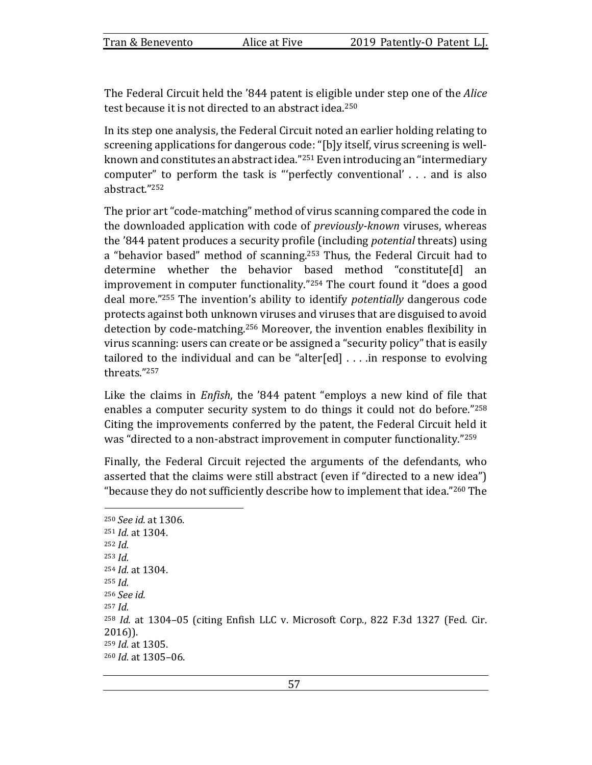The Federal Circuit held the ’844 patent is eligible under step one of the *Alice* test because it is not directed to an abstract idea.[250]

In its step one analysis, the Federal Circuit noted an earlier holding relating to screening applications for dangerous code: “[b]y itself, virus screening is well-known and constitutes an abstract idea.”[251] Even introducing an “intermediary computer” to perform the task is “‘perfectly conventional’ . . . and is also abstract.”[252]

The prior art “code-matching” method of virus scanning compared the code in the downloaded application with code of *previously-known* viruses, whereas the ’844 patent produces a security profile (including *potential* threats) using a “behavior based” method of scanning.[253] Thus, the Federal Circuit had to determine whether the behavior based method “constitute[d] an improvement in computer functionality.”[254] The court found it “does a good deal more.”[255] The invention’s ability to identify *potentially* dangerous code protects against both unknown viruses and viruses that are disguised to avoid detection by code-matching.[256] Moreover, the invention enables flexibility in virus scanning: users can create or be assigned a “security policy” that is easily tailored to the individual and can be “alter[ed] . . . .in response to evolving threats.”[257]

Like the claims in *Enfish*, the ’844 patent “employs a new kind of file that enables a computer security system to do things it could not do before.”[258] Citing the improvements conferred by the patent, the Federal Circuit held it was “directed to a non-abstract improvement in computer functionality.”[259]

Finally, the Federal Circuit rejected the arguments of the defendants, who asserted that the claims were still abstract (even if “directed to a new idea”) “because they do not sufficiently describe how to implement that idea.”[260] The

---

[250] *See id.* at 1306.
[251] *Id.* at 1304.
[252] *Id.*
[253] *Id.*
[254] *Id.* at 1304.
[255] *Id.*
[256] *See id.*
[257] *Id.*
[258] *Id.* at 1304–05 (citing Enfish LLC v. Microsoft Corp., 822 F.3d 1327 (Fed. Cir. 2016)).
[259] *Id.* at 1305.
[260] *Id.* at 1305–06.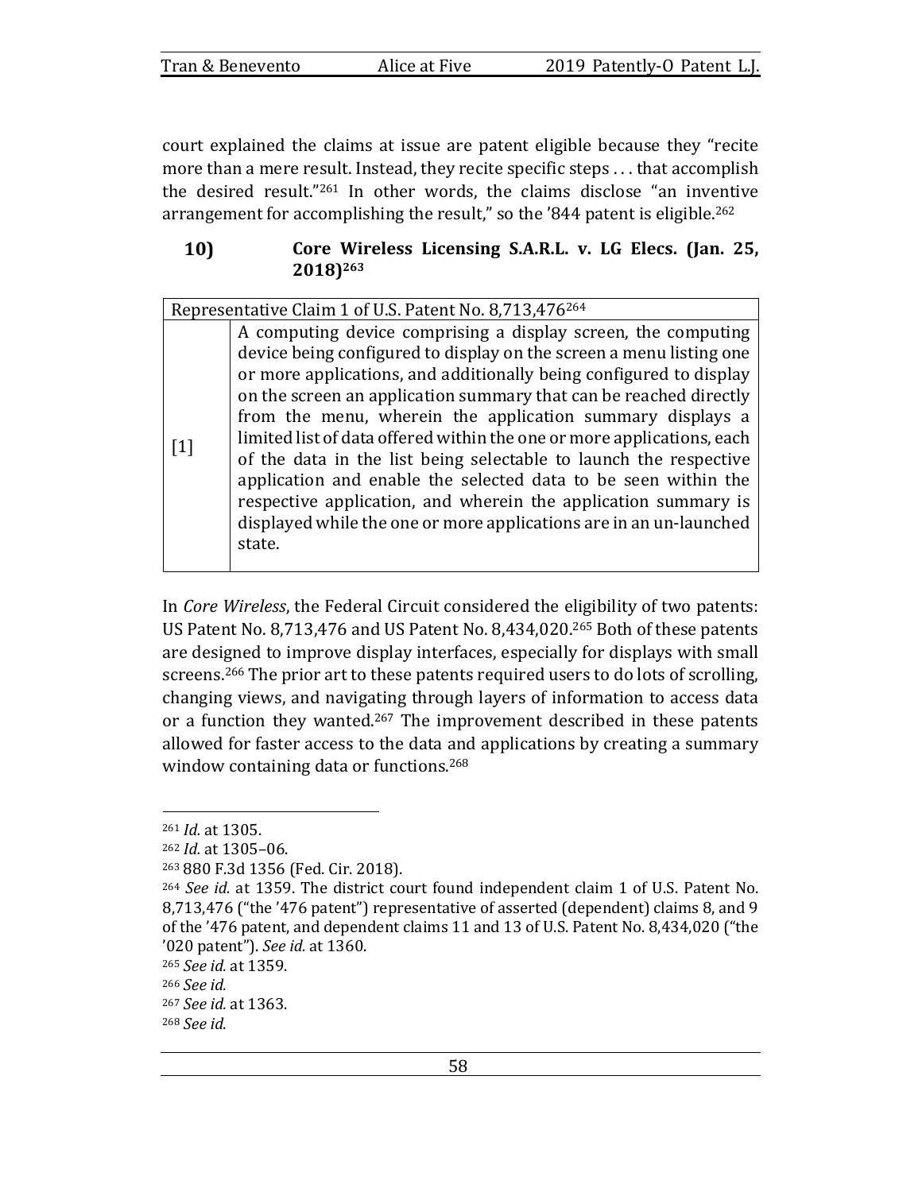court explained the claims at issue are patent eligible because they "recite more than a mere result. Instead, they recite specific steps . . . that accomplish the desired result."[261] In other words, the claims disclose "an inventive arrangement for accomplishing the result," so the '844 patent is eligible.[262]

### 10) Core Wireless Licensing S.A.R.L. v. LG Elecs. (Jan. 25, 2018)[263]

| Representative Claim 1 of U.S. Patent No. 8,713,476[264] | |
|---|---|
| [1] | A computing device comprising a display screen, the computing device being configured to display on the screen a menu listing one or more applications, and additionally being configured to display on the screen an application summary that can be reached directly from the menu, wherein the application summary displays a limited list of data offered within the one or more applications, each of the data in the list being selectable to launch the respective application and enable the selected data to be seen within the respective application, and wherein the application summary is displayed while the one or more applications are in an un-launched state. |

In *Core Wireless*, the Federal Circuit considered the eligibility of two patents: US Patent No. 8,713,476 and US Patent No. 8,434,020.[265] Both of these patents are designed to improve display interfaces, especially for displays with small screens.[266] The prior art to these patents required users to do lots of scrolling, changing views, and navigating through layers of information to access data or a function they wanted.[267] The improvement described in these patents allowed for faster access to the data and applications by creating a summary window containing data or functions.[268]

---

[261] *Id.* at 1305.

[262] *Id.* at 1305–06.

[263] 880 F.3d 1356 (Fed. Cir. 2018).

[264] *See id.* at 1359. The district court found independent claim 1 of U.S. Patent No. 8,713,476 ("the '476 patent") representative of asserted (dependent) claims 8, and 9 of the '476 patent, and dependent claims 11 and 13 of U.S. Patent No. 8,434,020 ("the '020 patent"). *See id.* at 1360.

[265] *See id.* at 1359.

[266] *See id.*

[267] *See id.* at 1363.

[268] *See id.*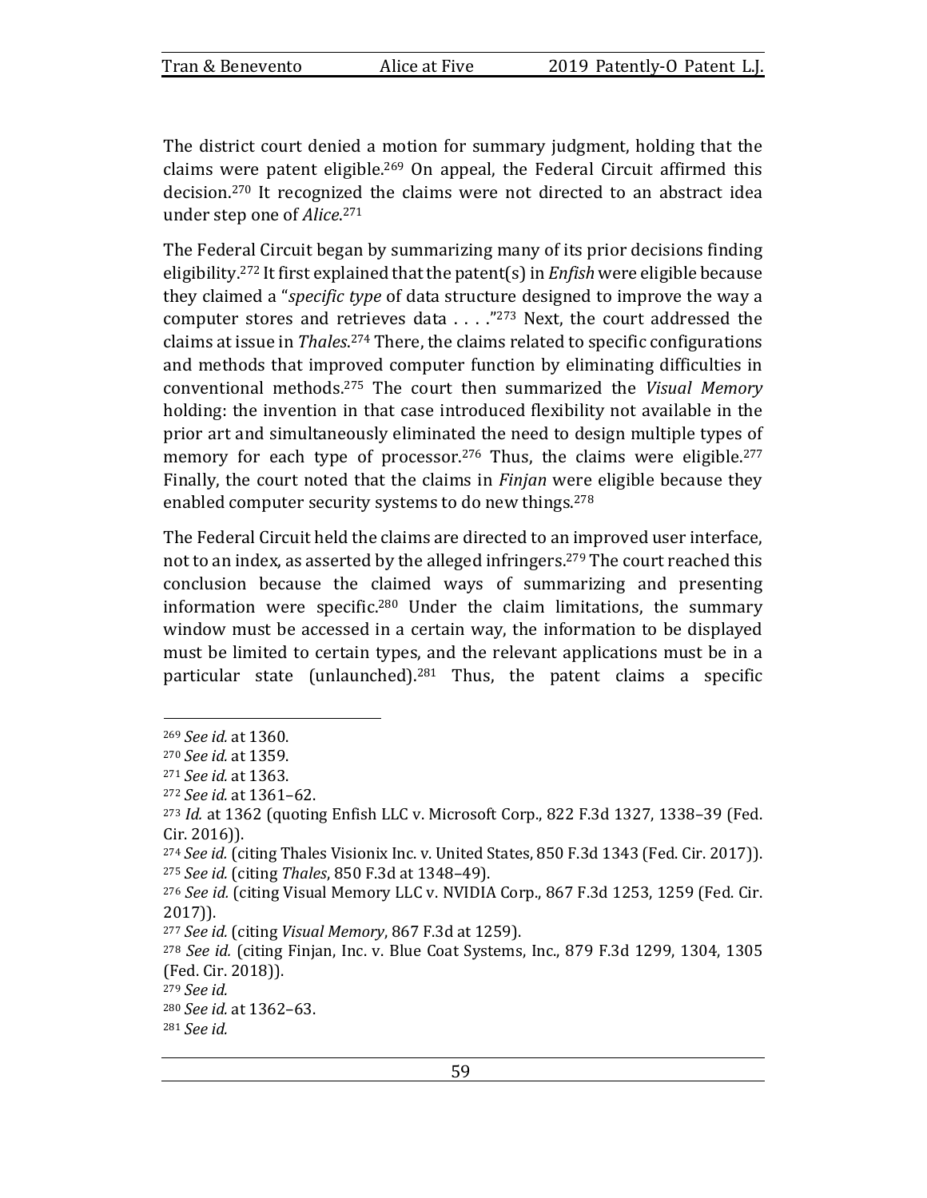The district court denied a motion for summary judgment, holding that the claims were patent eligible.[269] On appeal, the Federal Circuit affirmed this decision.[270] It recognized the claims were not directed to an abstract idea under step one of *Alice*.[271]

The Federal Circuit began by summarizing many of its prior decisions finding eligibility.[272] It first explained that the patent(s) in *Enfish* were eligible because they claimed a "*specific type* of data structure designed to improve the way a computer stores and retrieves data . . . ."[273] Next, the court addressed the claims at issue in *Thales*.[274] There, the claims related to specific configurations and methods that improved computer function by eliminating difficulties in conventional methods.[275] The court then summarized the *Visual Memory* holding: the invention in that case introduced flexibility not available in the prior art and simultaneously eliminated the need to design multiple types of memory for each type of processor.[276] Thus, the claims were eligible.[277] Finally, the court noted that the claims in *Finjan* were eligible because they enabled computer security systems to do new things.[278]

The Federal Circuit held the claims are directed to an improved user interface, not to an index, as asserted by the alleged infringers.[279] The court reached this conclusion because the claimed ways of summarizing and presenting information were specific.[280] Under the claim limitations, the summary window must be accessed in a certain way, the information to be displayed must be limited to certain types, and the relevant applications must be in a particular state (unlaunched).[281] Thus, the patent claims a specific

---

[269] *See id.* at 1360.

[270] *See id.* at 1359.

[271] *See id.* at 1363.

[272] *See id.* at 1361–62.

[273] *Id.* at 1362 (quoting Enfish LLC v. Microsoft Corp., 822 F.3d 1327, 1338–39 (Fed. Cir. 2016)).

[274] *See id.* (citing Thales Visionix Inc. v. United States, 850 F.3d 1343 (Fed. Cir. 2017)).

[275] *See id.* (citing *Thales*, 850 F.3d at 1348–49).

[276] *See id.* (citing Visual Memory LLC v. NVIDIA Corp., 867 F.3d 1253, 1259 (Fed. Cir. 2017)).

[277] *See id.* (citing *Visual Memory*, 867 F.3d at 1259).

[278] *See id.* (citing Finjan, Inc. v. Blue Coat Systems, Inc., 879 F.3d 1299, 1304, 1305 (Fed. Cir. 2018)).

[279] *See id.*

[280] *See id.* at 1362–63.

[281] *See id.*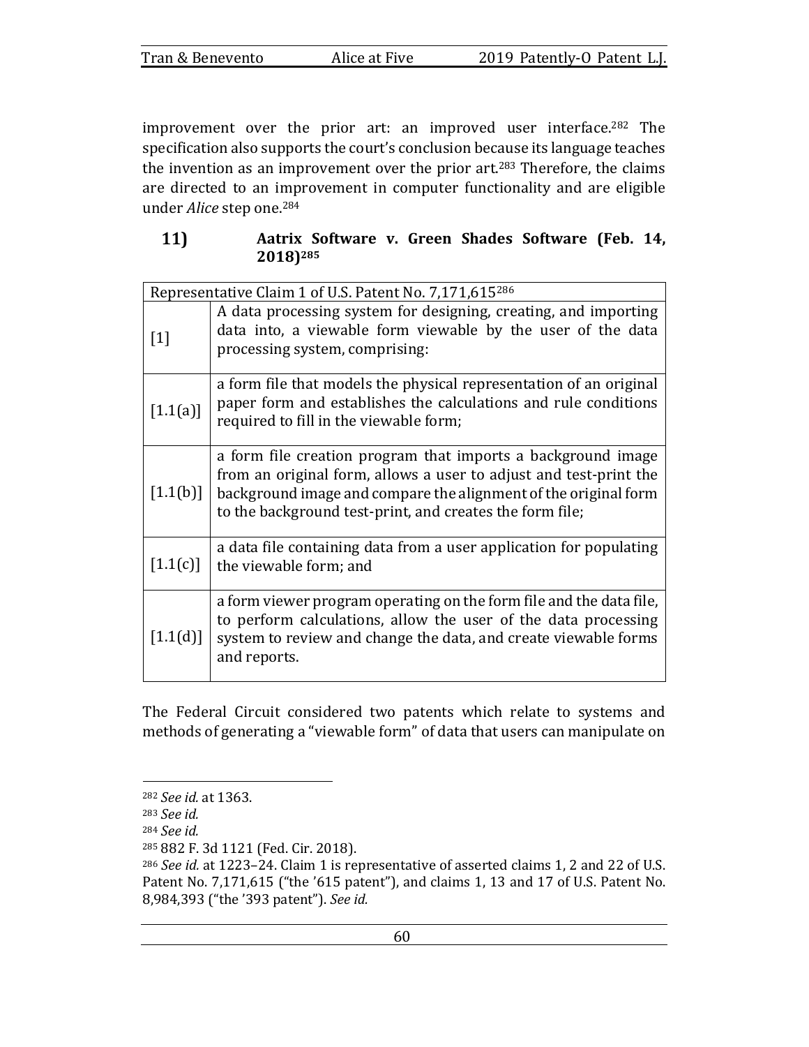improvement over the prior art: an improved user interface.[282] The specification also supports the court's conclusion because its language teaches the invention as an improvement over the prior art.[283] Therefore, the claims are directed to an improvement in computer functionality and are eligible under *Alice* step one.[284]

### 11) Aatrix Software v. Green Shades Software (Feb. 14, 2018)[285]

| Representative Claim 1 of U.S. Patent No. 7,171,615[286] | |
|---|---|
| [1] | A data processing system for designing, creating, and importing data into, a viewable form viewable by the user of the data processing system, comprising: |
| [1.1(a)] | a form file that models the physical representation of an original paper form and establishes the calculations and rule conditions required to fill in the viewable form; |
| [1.1(b)] | a form file creation program that imports a background image from an original form, allows a user to adjust and test-print the background image and compare the alignment of the original form to the background test-print, and creates the form file; |
| [1.1(c)] | a data file containing data from a user application for populating the viewable form; and |
| [1.1(d)] | a form viewer program operating on the form file and the data file, to perform calculations, allow the user of the data processing system to review and change the data, and create viewable forms and reports. |

The Federal Circuit considered two patents which relate to systems and methods of generating a "viewable form" of data that users can manipulate on

---

[282] *See id.* at 1363.

[283] *See id.*

[284] *See id.*

[285] 882 F. 3d 1121 (Fed. Cir. 2018).

[286] *See id.* at 1223–24. Claim 1 is representative of asserted claims 1, 2 and 22 of U.S. Patent No. 7,171,615 ("the '615 patent"), and claims 1, 13 and 17 of U.S. Patent No. 8,984,393 ("the '393 patent"). *See id.*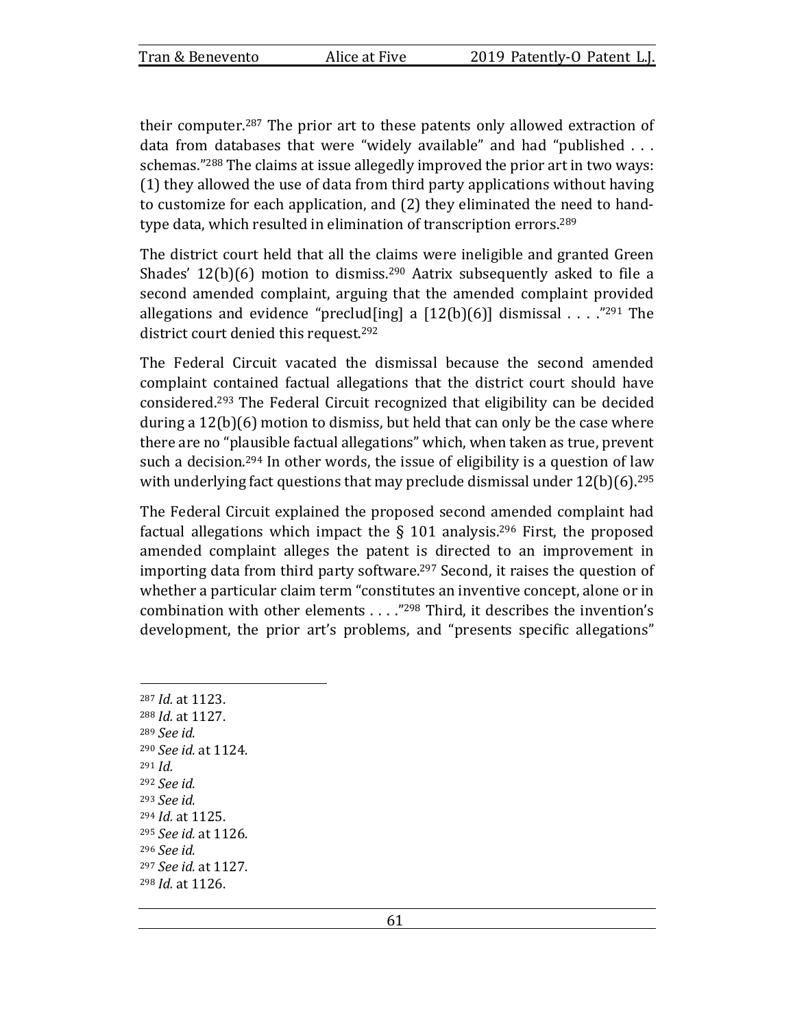their computer.[287] The prior art to these patents only allowed extraction of data from databases that were "widely available" and had "published . . . schemas."[288] The claims at issue allegedly improved the prior art in two ways: (1) they allowed the use of data from third party applications without having to customize for each application, and (2) they eliminated the need to hand-type data, which resulted in elimination of transcription errors.[289]

The district court held that all the claims were ineligible and granted Green Shades' 12(b)(6) motion to dismiss.[290] Aatrix subsequently asked to file a second amended complaint, arguing that the amended complaint provided allegations and evidence "preclud[ing] a [12(b)(6)] dismissal . . . ."[291] The district court denied this request.[292]

The Federal Circuit vacated the dismissal because the second amended complaint contained factual allegations that the district court should have considered.[293] The Federal Circuit recognized that eligibility can be decided during a 12(b)(6) motion to dismiss, but held that can only be the case where there are no "plausible factual allegations" which, when taken as true, prevent such a decision.[294] In other words, the issue of eligibility is a question of law with underlying fact questions that may preclude dismissal under 12(b)(6).[295]

The Federal Circuit explained the proposed second amended complaint had factual allegations which impact the § 101 analysis.[296] First, the proposed amended complaint alleges the patent is directed to an improvement in importing data from third party software.[297] Second, it raises the question of whether a particular claim term "constitutes an inventive concept, alone or in combination with other elements . . . ."[298] Third, it describes the invention's development, the prior art's problems, and "presents specific allegations"

---

[287] *Id.* at 1123.
[288] *Id.* at 1127.
[289] *See id.*
[290] *See id.* at 1124.
[291] *Id.*
[292] *See id.*
[293] *See id.*
[294] *Id.* at 1125.
[295] *See id.* at 1126.
[296] *See id.*
[297] *See id.* at 1127.
[298] *Id.* at 1126.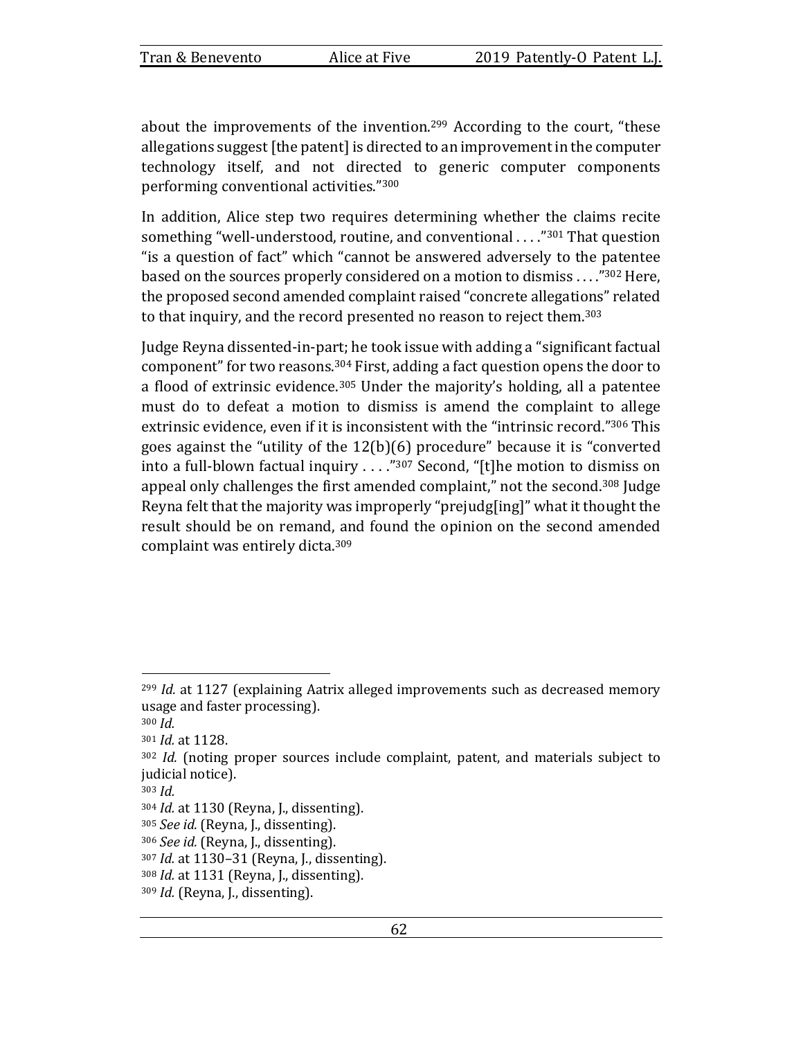about the improvements of the invention.[299] According to the court, "these allegations suggest [the patent] is directed to an improvement in the computer technology itself, and not directed to generic computer components performing conventional activities."[300]

In addition, Alice step two requires determining whether the claims recite something "well-understood, routine, and conventional . . . ."[301] That question "is a question of fact" which "cannot be answered adversely to the patentee based on the sources properly considered on a motion to dismiss . . . ."[302] Here, the proposed second amended complaint raised "concrete allegations" related to that inquiry, and the record presented no reason to reject them.[303]

Judge Reyna dissented-in-part; he took issue with adding a "significant factual component" for two reasons.[304] First, adding a fact question opens the door to a flood of extrinsic evidence.[305] Under the majority's holding, all a patentee must do to defeat a motion to dismiss is amend the complaint to allege extrinsic evidence, even if it is inconsistent with the "intrinsic record."[306] This goes against the "utility of the 12(b)(6) procedure" because it is "converted into a full-blown factual inquiry . . . ."[307] Second, "[t]he motion to dismiss on appeal only challenges the first amended complaint," not the second.[308] Judge Reyna felt that the majority was improperly "prejudg[ing]" what it thought the result should be on remand, and found the opinion on the second amended complaint was entirely dicta.[309]

---

[299] *Id.* at 1127 (explaining Aatrix alleged improvements such as decreased memory usage and faster processing).

[300] *Id.*

[301] *Id.* at 1128.

[302] *Id.* (noting proper sources include complaint, patent, and materials subject to judicial notice).

[303] *Id.*

[304] *Id.* at 1130 (Reyna, J., dissenting).

[305] *See id.* (Reyna, J., dissenting).

[306] *See id.* (Reyna, J., dissenting).

[307] *Id.* at 1130–31 (Reyna, J., dissenting).

[308] *Id.* at 1131 (Reyna, J., dissenting).

[309] *Id.* (Reyna, J., dissenting).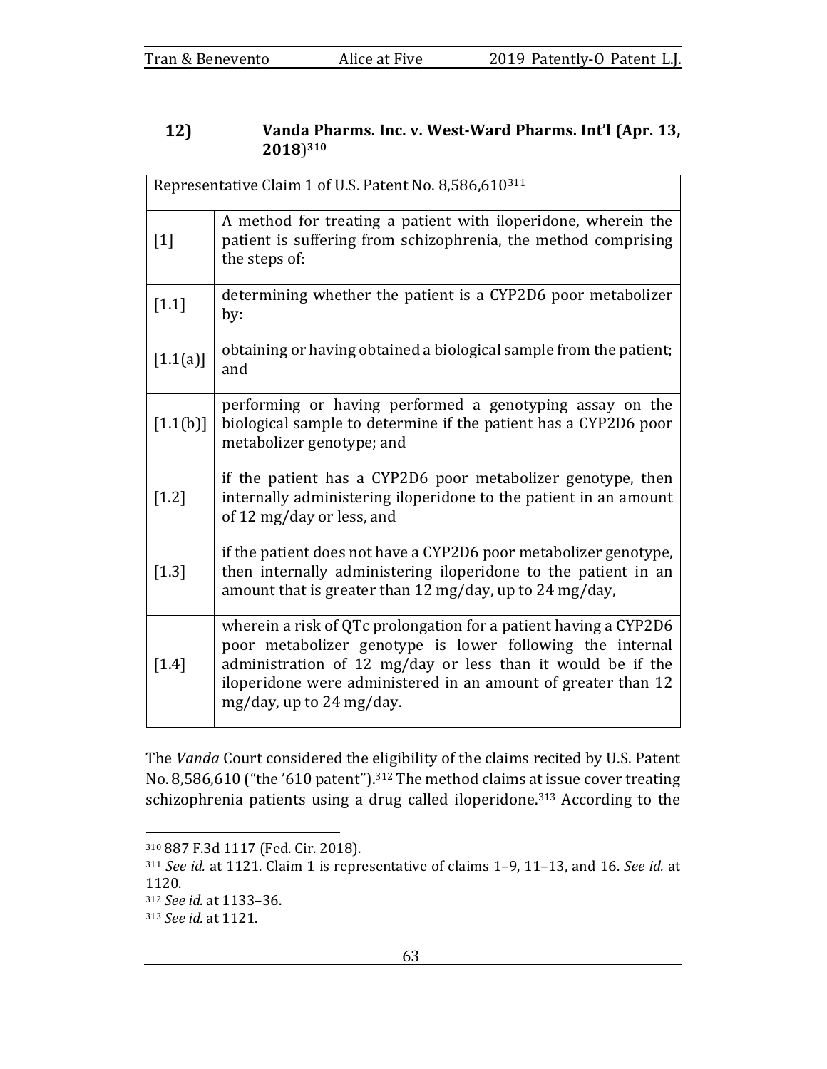#### 12) Vanda Pharms. Inc. v. West-Ward Pharms. Int'l (Apr. 13, 2018)[310]

| Representative Claim 1 of U.S. Patent No. 8,586,610[311] | |
|---|---|
| [1] | A method for treating a patient with iloperidone, wherein the patient is suffering from schizophrenia, the method comprising the steps of: |
| [1.1] | determining whether the patient is a CYP2D6 poor metabolizer by: |
| [1.1(a)] | obtaining or having obtained a biological sample from the patient; and |
| [1.1(b)] | performing or having performed a genotyping assay on the biological sample to determine if the patient has a CYP2D6 poor metabolizer genotype; and |
| [1.2] | if the patient has a CYP2D6 poor metabolizer genotype, then internally administering iloperidone to the patient in an amount of 12 mg/day or less, and |
| [1.3] | if the patient does not have a CYP2D6 poor metabolizer genotype, then internally administering iloperidone to the patient in an amount that is greater than 12 mg/day, up to 24 mg/day, |
| [1.4] | wherein a risk of QTc prolongation for a patient having a CYP2D6 poor metabolizer genotype is lower following the internal administration of 12 mg/day or less than it would be if the iloperidone were administered in an amount of greater than 12 mg/day, up to 24 mg/day. |

The *Vanda* Court considered the eligibility of the claims recited by U.S. Patent No. 8,586,610 ("the '610 patent").[312] The method claims at issue cover treating schizophrenia patients using a drug called iloperidone.[313] According to the

---

[310] 887 F.3d 1117 (Fed. Cir. 2018).

[311] *See id.* at 1121. Claim 1 is representative of claims 1–9, 11–13, and 16. *See id.* at 1120.

[312] *See id.* at 1133–36.

[313] *See id.* at 1121.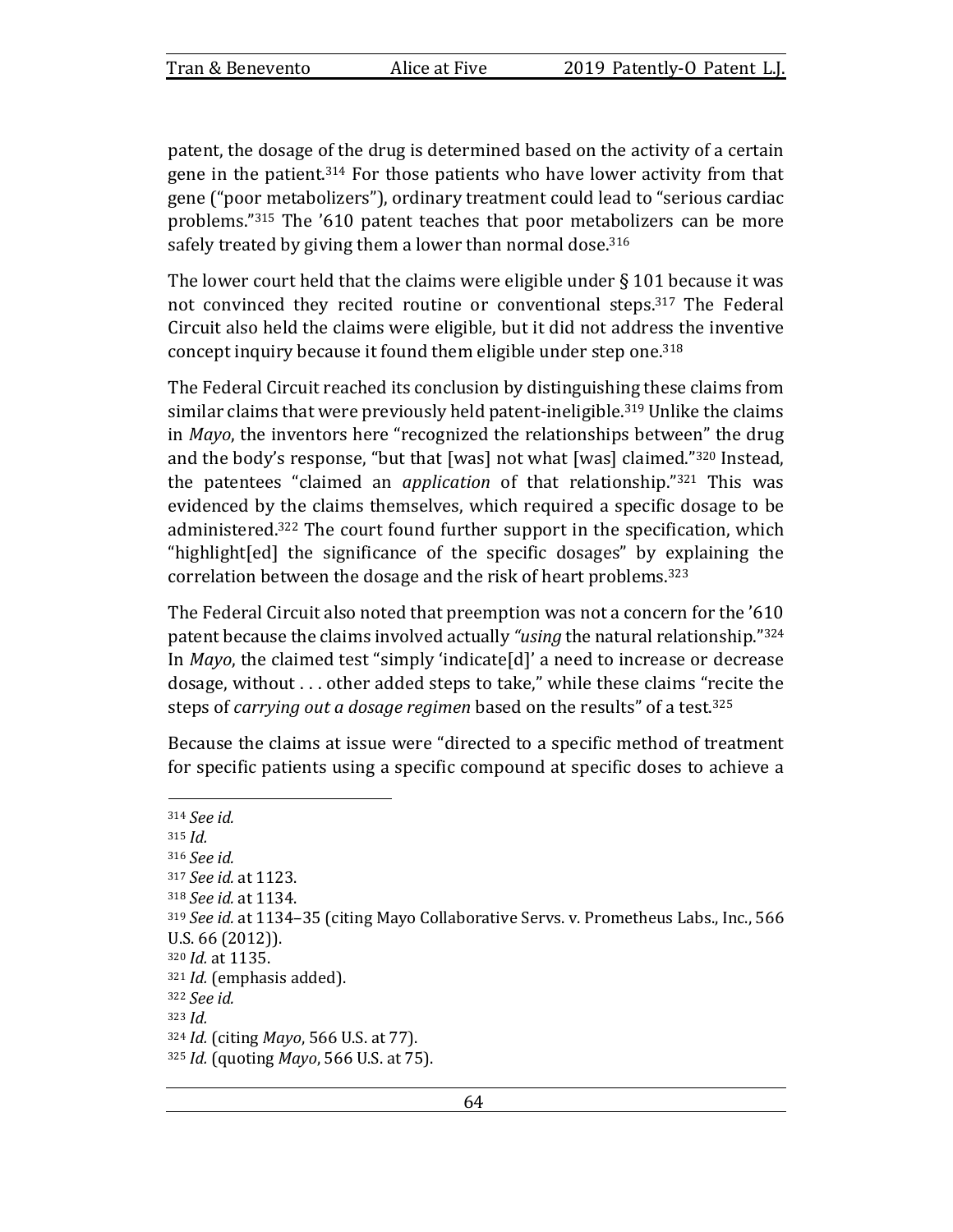patent, the dosage of the drug is determined based on the activity of a certain gene in the patient.[314] For those patients who have lower activity from that gene ("poor metabolizers"), ordinary treatment could lead to "serious cardiac problems."[315] The '610 patent teaches that poor metabolizers can be more safely treated by giving them a lower than normal dose.[316]

The lower court held that the claims were eligible under § 101 because it was not convinced they recited routine or conventional steps.[317] The Federal Circuit also held the claims were eligible, but it did not address the inventive concept inquiry because it found them eligible under step one.[318]

The Federal Circuit reached its conclusion by distinguishing these claims from similar claims that were previously held patent-ineligible.[319] Unlike the claims in *Mayo*, the inventors here "recognized the relationships between" the drug and the body's response, "but that [was] not what [was] claimed."[320] Instead, the patentees "claimed an *application* of that relationship."[321] This was evidenced by the claims themselves, which required a specific dosage to be administered.[322] The court found further support in the specification, which "highlight[ed] the significance of the specific dosages" by explaining the correlation between the dosage and the risk of heart problems.[323]

The Federal Circuit also noted that preemption was not a concern for the '610 patent because the claims involved actually *"using* the natural relationship."[324] In *Mayo*, the claimed test "simply 'indicate[d]' a need to increase or decrease dosage, without . . . other added steps to take," while these claims "recite the steps of *carrying out a dosage regimen* based on the results" of a test.[325]

Because the claims at issue were "directed to a specific method of treatment for specific patients using a specific compound at specific doses to achieve a

---

[314] *See id.*
[315] *Id.*
[316] *See id.*
[317] *See id.* at 1123.
[318] *See id.* at 1134.
[319] *See id.* at 1134–35 (citing Mayo Collaborative Servs. v. Prometheus Labs., Inc., 566 U.S. 66 (2012)).
[320] *Id.* at 1135.
[321] *Id.* (emphasis added).
[322] *See id.*
[323] *Id.*
[324] *Id.* (citing *Mayo*, 566 U.S. at 77).
[325] *Id.* (quoting *Mayo*, 566 U.S. at 75).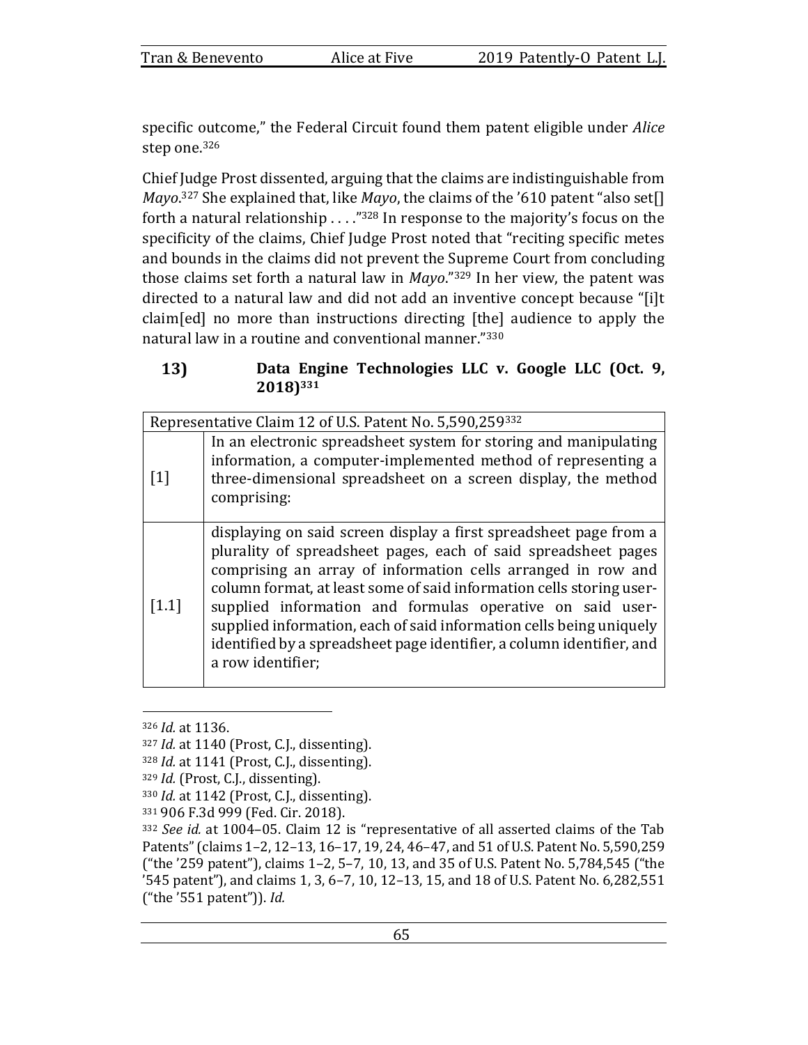specific outcome," the Federal Circuit found them patent eligible under *Alice* step one.[326]

Chief Judge Prost dissented, arguing that the claims are indistinguishable from *Mayo*.[327] She explained that, like *Mayo*, the claims of the '610 patent "also set[] forth a natural relationship . . . ."[328] In response to the majority's focus on the specificity of the claims, Chief Judge Prost noted that "reciting specific metes and bounds in the claims did not prevent the Supreme Court from concluding those claims set forth a natural law in *Mayo*."[329] In her view, the patent was directed to a natural law and did not add an inventive concept because "[i]t claim[ed] no more than instructions directing [the] audience to apply the natural law in a routine and conventional manner."[330]

### 13) Data Engine Technologies LLC v. Google LLC (Oct. 9, 2018)[331]

| Representative Claim 12 of U.S. Patent No. 5,590,259[332] | |
|---|---|
| [1] | In an electronic spreadsheet system for storing and manipulating information, a computer-implemented method of representing a three-dimensional spreadsheet on a screen display, the method comprising: |
| [1.1] | displaying on said screen display a first spreadsheet page from a plurality of spreadsheet pages, each of said spreadsheet pages comprising an array of information cells arranged in row and column format, at least some of said information cells storing user-supplied information and formulas operative on said user-supplied information, each of said information cells being uniquely identified by a spreadsheet page identifier, a column identifier, and a row identifier; |

[326] *Id.* at 1136.
[327] *Id.* at 1140 (Prost, C.J., dissenting).
[328] *Id.* at 1141 (Prost, C.J., dissenting).
[329] *Id.* (Prost, C.J., dissenting).
[330] *Id.* at 1142 (Prost, C.J., dissenting).
[331] 906 F.3d 999 (Fed. Cir. 2018).
[332] *See id.* at 1004–05. Claim 12 is "representative of all asserted claims of the Tab Patents" (claims 1–2, 12–13, 16–17, 19, 24, 46–47, and 51 of U.S. Patent No. 5,590,259 ("the '259 patent"), claims 1–2, 5–7, 10, 13, and 35 of U.S. Patent No. 5,784,545 ("the '545 patent"), and claims 1, 3, 6–7, 10, 12–13, 15, and 18 of U.S. Patent No. 6,282,551 ("the '551 patent")). *Id.*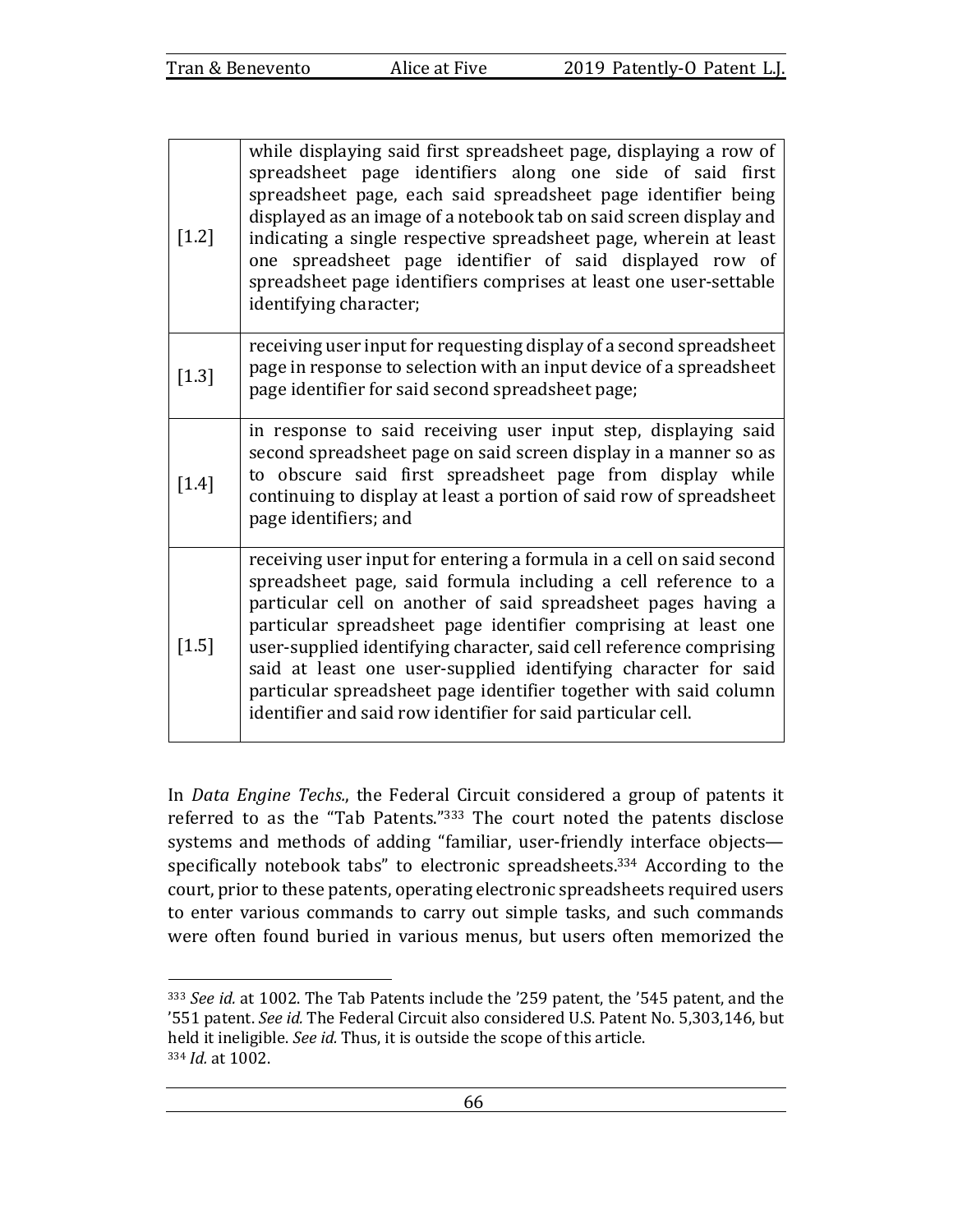| | |
|---|---|
| [1.2] | while displaying said first spreadsheet page, displaying a row of spreadsheet page identifiers along one side of said first spreadsheet page, each said spreadsheet page identifier being displayed as an image of a notebook tab on said screen display and indicating a single respective spreadsheet page, wherein at least one spreadsheet page identifier of said displayed row of spreadsheet page identifiers comprises at least one user-settable identifying character; |
| [1.3] | receiving user input for requesting display of a second spreadsheet page in response to selection with an input device of a spreadsheet page identifier for said second spreadsheet page; |
| [1.4] | in response to said receiving user input step, displaying said second spreadsheet page on said screen display in a manner so as to obscure said first spreadsheet page from display while continuing to display at least a portion of said row of spreadsheet page identifiers; and |
| [1.5] | receiving user input for entering a formula in a cell on said second spreadsheet page, said formula including a cell reference to a particular cell on another of said spreadsheet pages having a particular spreadsheet page identifier comprising at least one user-supplied identifying character, said cell reference comprising said at least one user-supplied identifying character for said particular spreadsheet page identifier together with said column identifier and said row identifier for said particular cell. |

In *Data Engine Techs.*, the Federal Circuit considered a group of patents it referred to as the "Tab Patents."[333] The court noted the patents disclose systems and methods of adding "familiar, user-friendly interface objects—specifically notebook tabs" to electronic spreadsheets.[334] According to the court, prior to these patents, operating electronic spreadsheets required users to enter various commands to carry out simple tasks, and such commands were often found buried in various menus, but users often memorized the

---

[333] *See id.* at 1002. The Tab Patents include the '259 patent, the '545 patent, and the '551 patent. *See id.* The Federal Circuit also considered U.S. Patent No. 5,303,146, but held it ineligible. *See id.* Thus, it is outside the scope of this article.

[334] *Id.* at 1002.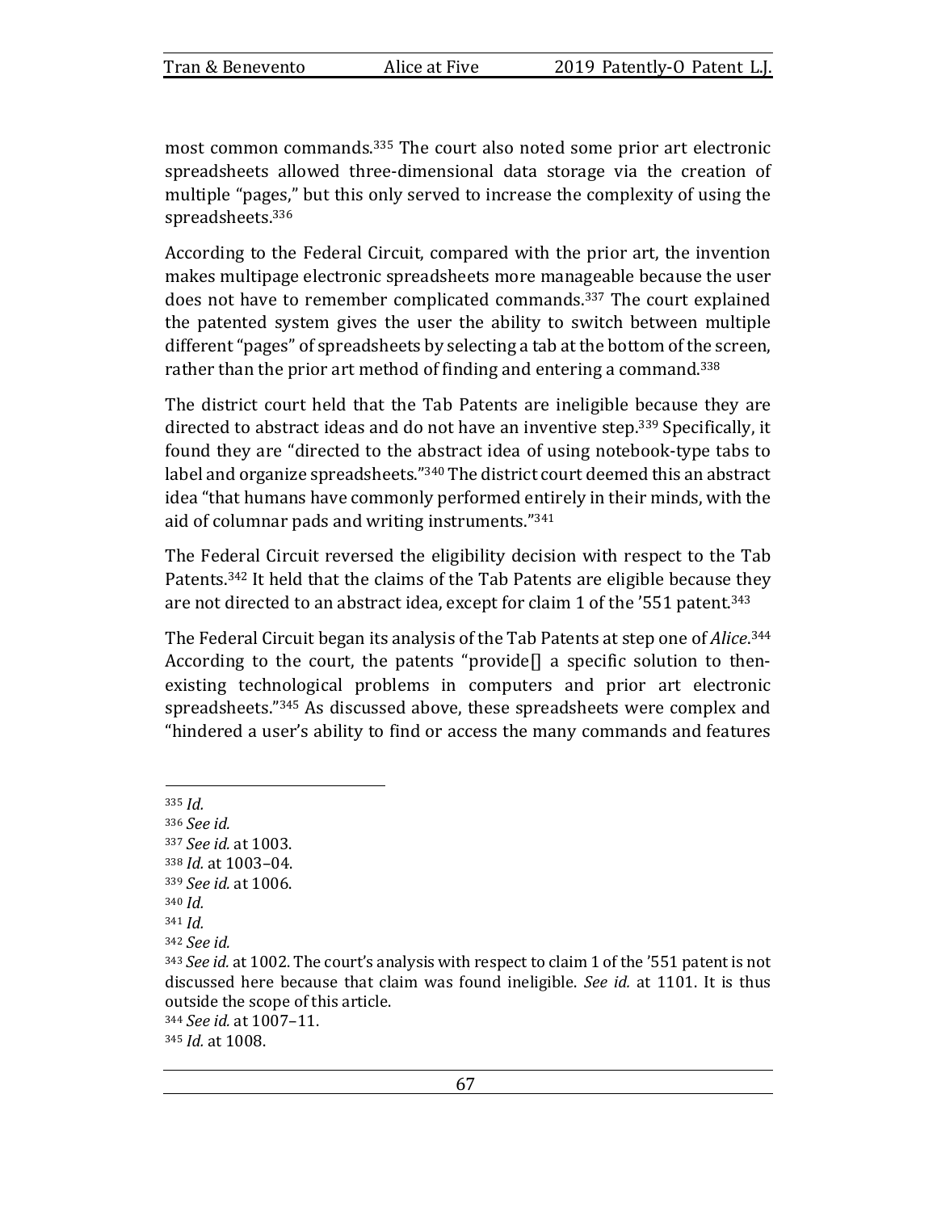most common commands.[335] The court also noted some prior art electronic spreadsheets allowed three-dimensional data storage via the creation of multiple "pages," but this only served to increase the complexity of using the spreadsheets.[336]

According to the Federal Circuit, compared with the prior art, the invention makes multipage electronic spreadsheets more manageable because the user does not have to remember complicated commands.[337] The court explained the patented system gives the user the ability to switch between multiple different "pages" of spreadsheets by selecting a tab at the bottom of the screen, rather than the prior art method of finding and entering a command.[338]

The district court held that the Tab Patents are ineligible because they are directed to abstract ideas and do not have an inventive step.[339] Specifically, it found they are "directed to the abstract idea of using notebook-type tabs to label and organize spreadsheets."[340] The district court deemed this an abstract idea "that humans have commonly performed entirely in their minds, with the aid of columnar pads and writing instruments."[341]

The Federal Circuit reversed the eligibility decision with respect to the Tab Patents.[342] It held that the claims of the Tab Patents are eligible because they are not directed to an abstract idea, except for claim 1 of the '551 patent.[343]

The Federal Circuit began its analysis of the Tab Patents at step one of *Alice*.[344] According to the court, the patents "provide[] a specific solution to then-existing technological problems in computers and prior art electronic spreadsheets."[345] As discussed above, these spreadsheets were complex and "hindered a user's ability to find or access the many commands and features

---

[335] *Id.*

[336] *See id.*

[337] *See id.* at 1003.

[338] *Id.* at 1003–04.

[339] *See id.* at 1006.

[340] *Id.*

[341] *Id.*

[342] *See id.*

[343] *See id.* at 1002. The court's analysis with respect to claim 1 of the '551 patent is not discussed here because that claim was found ineligible. *See id.* at 1101. It is thus outside the scope of this article.

[344] *See id.* at 1007–11.

[345] *Id.* at 1008.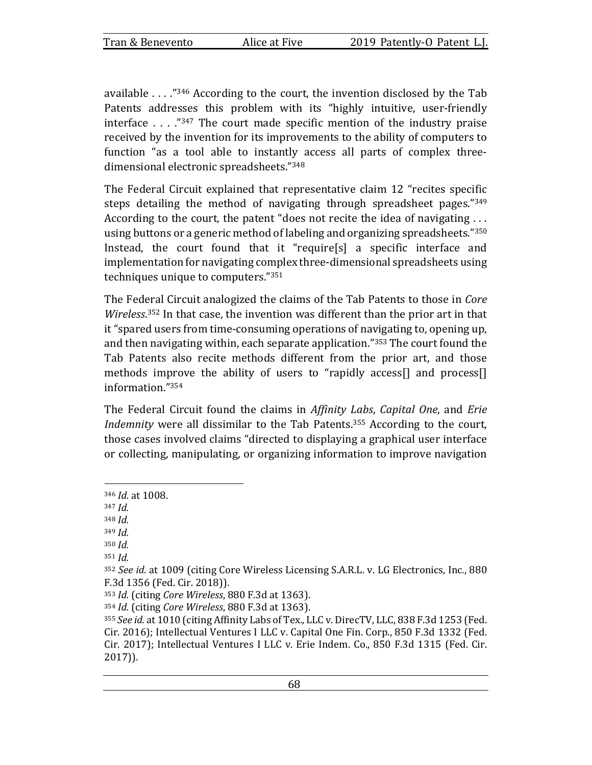available . . . ."[346] According to the court, the invention disclosed by the Tab Patents addresses this problem with its "highly intuitive, user-friendly interface . . . ."[347] The court made specific mention of the industry praise received by the invention for its improvements to the ability of computers to function "as a tool able to instantly access all parts of complex three-dimensional electronic spreadsheets."[348]

The Federal Circuit explained that representative claim 12 "recites specific steps detailing the method of navigating through spreadsheet pages."[349] According to the court, the patent "does not recite the idea of navigating . . . using buttons or a generic method of labeling and organizing spreadsheets."[350] Instead, the court found that it "require[s] a specific interface and implementation for navigating complex three-dimensional spreadsheets using techniques unique to computers."[351]

The Federal Circuit analogized the claims of the Tab Patents to those in *Core Wireless*.[352] In that case, the invention was different than the prior art in that it "spared users from time-consuming operations of navigating to, opening up, and then navigating within, each separate application."[353] The court found the Tab Patents also recite methods different from the prior art, and those methods improve the ability of users to "rapidly access[] and process[] information."[354]

The Federal Circuit found the claims in *Affinity Labs*, *Capital One*, and *Erie Indemnity* were all dissimilar to the Tab Patents.[355] According to the court, those cases involved claims "directed to displaying a graphical user interface or collecting, manipulating, or organizing information to improve navigation

---

[346] *Id.* at 1008.

[347] *Id.*

[348] *Id.*

[349] *Id.*

[350] *Id.*

[351] *Id.*

[352] *See id.* at 1009 (citing Core Wireless Licensing S.A.R.L. v. LG Electronics, Inc., 880 F.3d 1356 (Fed. Cir. 2018)).

[353] *Id.* (citing *Core Wireless*, 880 F.3d at 1363).

[354] *Id.* (citing *Core Wireless*, 880 F.3d at 1363).

[355] *See id.* at 1010 (citing Affinity Labs of Tex., LLC v. DirecTV, LLC, 838 F.3d 1253 (Fed. Cir. 2016); Intellectual Ventures I LLC v. Capital One Fin. Corp., 850 F.3d 1332 (Fed. Cir. 2017); Intellectual Ventures I LLC v. Erie Indem. Co., 850 F.3d 1315 (Fed. Cir. 2017)).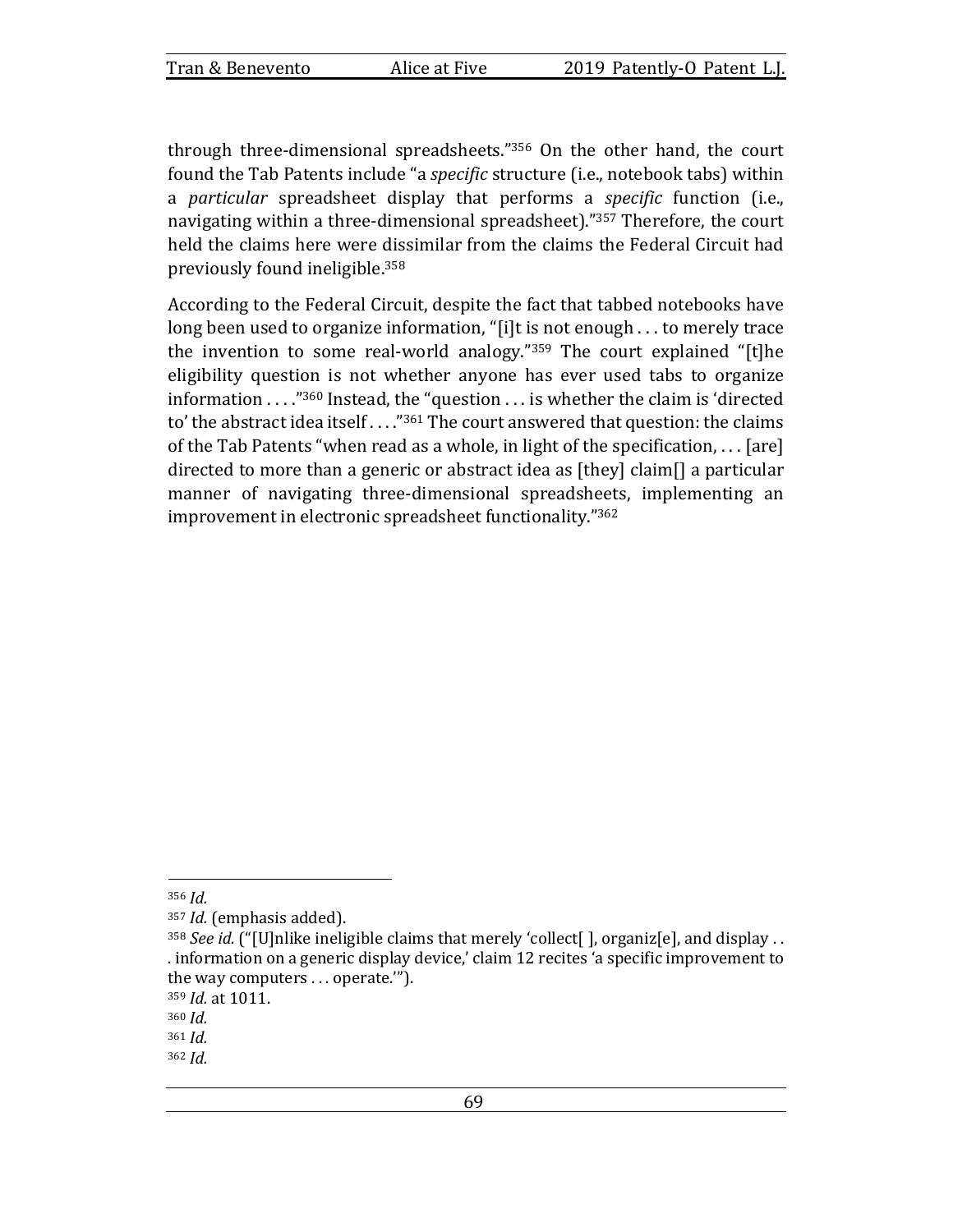through three-dimensional spreadsheets."[356] On the other hand, the court found the Tab Patents include "a *specific* structure (i.e., notebook tabs) within a *particular* spreadsheet display that performs a *specific* function (i.e., navigating within a three-dimensional spreadsheet)."[357] Therefore, the court held the claims here were dissimilar from the claims the Federal Circuit had previously found ineligible.[358]

According to the Federal Circuit, despite the fact that tabbed notebooks have long been used to organize information, "[i]t is not enough . . . to merely trace the invention to some real-world analogy."[359] The court explained "[t]he eligibility question is not whether anyone has ever used tabs to organize information . . . ."[360] Instead, the "question . . . is whether the claim is 'directed to' the abstract idea itself . . . ."[361] The court answered that question: the claims of the Tab Patents "when read as a whole, in light of the specification, . . . [are] directed to more than a generic or abstract idea as [they] claim[] a particular manner of navigating three-dimensional spreadsheets, implementing an improvement in electronic spreadsheet functionality."[362]

---

[356] *Id.*

[357] *Id.* (emphasis added).

[358] *See id.* ("[U]nlike ineligible claims that merely 'collect[ ], organiz[e], and display . . . information on a generic display device,' claim 12 recites 'a specific improvement to the way computers . . . operate.'").

[359] *Id.* at 1011.

[360] *Id.*

[361] *Id.*

[362] *Id.*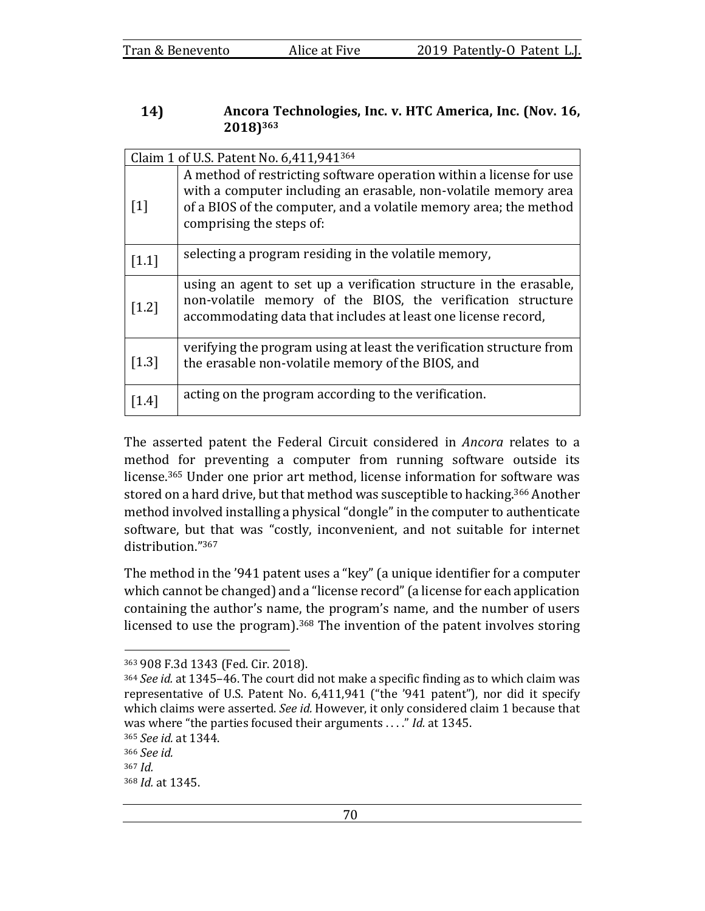### 14) Ancora Technologies, Inc. v. HTC America, Inc. (Nov. 16, 2018)[363]

| Claim 1 of U.S. Patent No. 6,411,941[364] | |
|---|---|
| [1] | A method of restricting software operation within a license for use with a computer including an erasable, non-volatile memory area of a BIOS of the computer, and a volatile memory area; the method comprising the steps of: |
| [1.1] | selecting a program residing in the volatile memory, |
| [1.2] | using an agent to set up a verification structure in the erasable, non-volatile memory of the BIOS, the verification structure accommodating data that includes at least one license record, |
| [1.3] | verifying the program using at least the verification structure from the erasable non-volatile memory of the BIOS, and |
| [1.4] | acting on the program according to the verification. |

The asserted patent the Federal Circuit considered in *Ancora* relates to a method for preventing a computer from running software outside its license.[365] Under one prior art method, license information for software was stored on a hard drive, but that method was susceptible to hacking.[366] Another method involved installing a physical "dongle" in the computer to authenticate software, but that was "costly, inconvenient, and not suitable for internet distribution."[367]

The method in the '941 patent uses a "key" (a unique identifier for a computer which cannot be changed) and a "license record" (a license for each application containing the author's name, the program's name, and the number of users licensed to use the program).[368] The invention of the patent involves storing

---

[363] 908 F.3d 1343 (Fed. Cir. 2018).

[364] *See id.* at 1345–46. The court did not make a specific finding as to which claim was representative of U.S. Patent No. 6,411,941 ("the '941 patent"), nor did it specify which claims were asserted. *See id.* However, it only considered claim 1 because that was where "the parties focused their arguments . . . ." *Id.* at 1345.

[365] *See id.* at 1344.

[366] *See id.*

[367] *Id.*

[368] *Id.* at 1345.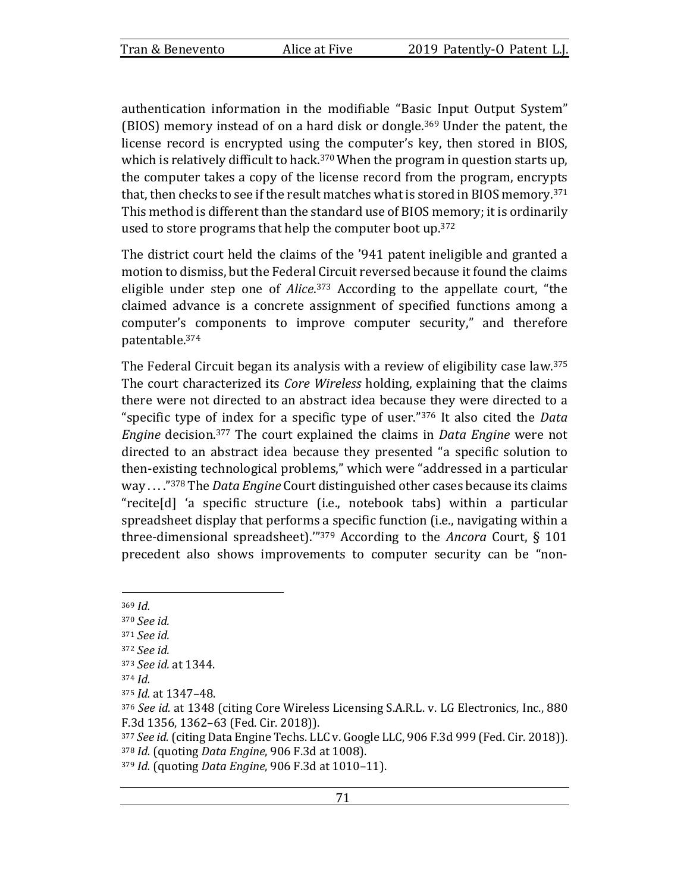authentication information in the modifiable "Basic Input Output System" (BIOS) memory instead of on a hard disk or dongle.[369] Under the patent, the license record is encrypted using the computer's key, then stored in BIOS, which is relatively difficult to hack.[370] When the program in question starts up, the computer takes a copy of the license record from the program, encrypts that, then checks to see if the result matches what is stored in BIOS memory.[371] This method is different than the standard use of BIOS memory; it is ordinarily used to store programs that help the computer boot up.[372]

The district court held the claims of the '941 patent ineligible and granted a motion to dismiss, but the Federal Circuit reversed because it found the claims eligible under step one of *Alice*.[373] According to the appellate court, "the claimed advance is a concrete assignment of specified functions among a computer's components to improve computer security," and therefore patentable.[374]

The Federal Circuit began its analysis with a review of eligibility case law.[375] The court characterized its *Core Wireless* holding, explaining that the claims there were not directed to an abstract idea because they were directed to a "specific type of index for a specific type of user."[376] It also cited the *Data Engine* decision.[377] The court explained the claims in *Data Engine* were not directed to an abstract idea because they presented "a specific solution to then-existing technological problems," which were "addressed in a particular way . . . ."[378] The *Data Engine* Court distinguished other cases because its claims "recite[d] 'a specific structure (i.e., notebook tabs) within a particular spreadsheet display that performs a specific function (i.e., navigating within a three-dimensional spreadsheet).'"[379] According to the *Ancora* Court, § 101 precedent also shows improvements to computer security can be "non-

---

[369] *Id.*

[370] *See id.*

[371] *See id.*

[372] *See id.*

[373] *See id.* at 1344.

[374] *Id.*

[375] *Id.* at 1347–48.

[376] *See id.* at 1348 (citing Core Wireless Licensing S.A.R.L. v. LG Electronics, Inc., 880 F.3d 1356, 1362–63 (Fed. Cir. 2018)).

[377] *See id.* (citing Data Engine Techs. LLC v. Google LLC, 906 F.3d 999 (Fed. Cir. 2018)).

[378] *Id.* (quoting *Data Engine*, 906 F.3d at 1008).

[379] *Id.* (quoting *Data Engine*, 906 F.3d at 1010–11).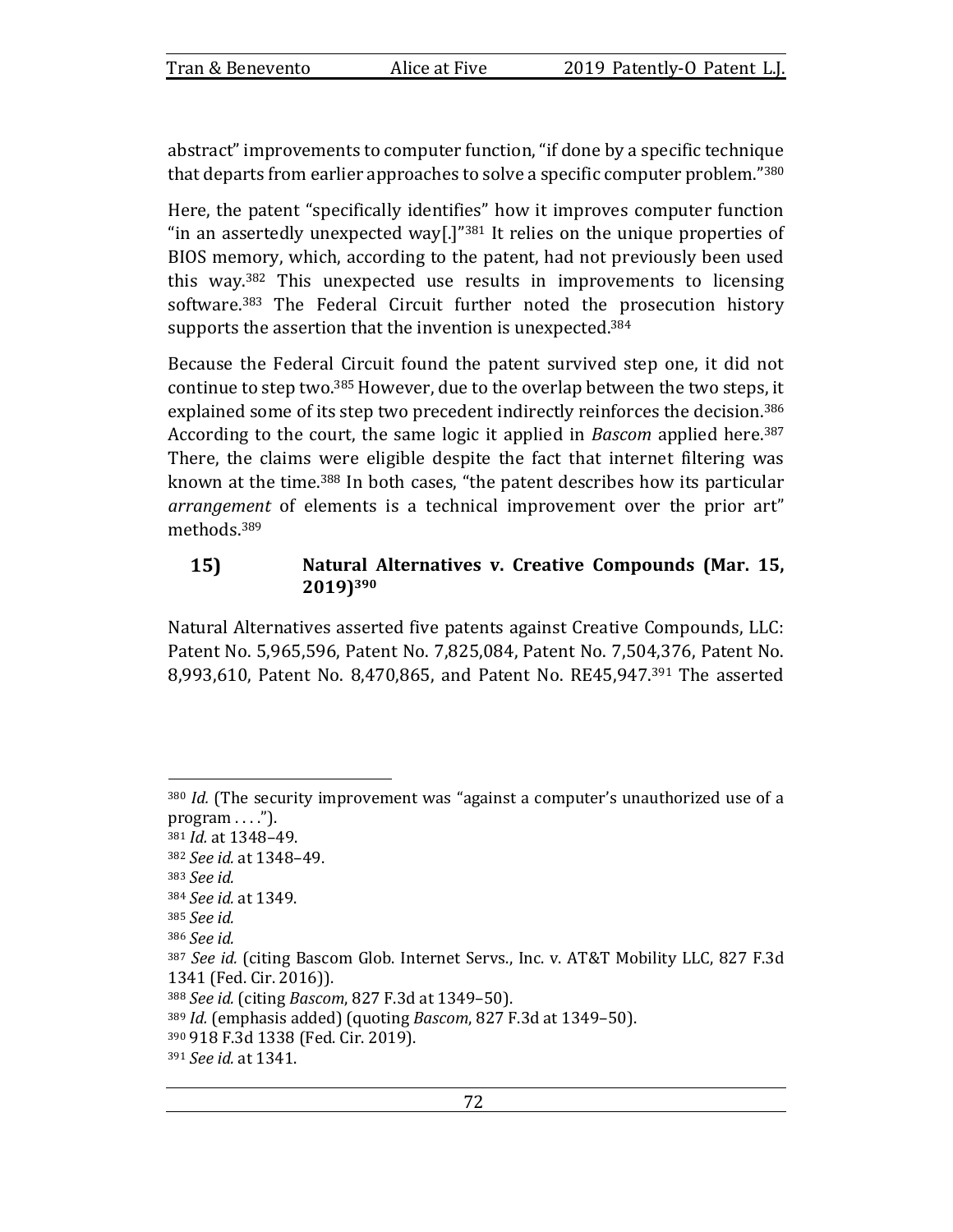abstract" improvements to computer function, "if done by a specific technique that departs from earlier approaches to solve a specific computer problem."[380]

Here, the patent "specifically identifies" how it improves computer function "in an assertedly unexpected way[.]"[381] It relies on the unique properties of BIOS memory, which, according to the patent, had not previously been used this way.[382] This unexpected use results in improvements to licensing software.[383] The Federal Circuit further noted the prosecution history supports the assertion that the invention is unexpected.[384]

Because the Federal Circuit found the patent survived step one, it did not continue to step two.[385] However, due to the overlap between the two steps, it explained some of its step two precedent indirectly reinforces the decision.[386] According to the court, the same logic it applied in *Bascom* applied here.[387] There, the claims were eligible despite the fact that internet filtering was known at the time.[388] In both cases, "the patent describes how its particular *arrangement* of elements is a technical improvement over the prior art" methods.[389]

### 15) Natural Alternatives v. Creative Compounds (Mar. 15, 2019)[390]

Natural Alternatives asserted five patents against Creative Compounds, LLC: Patent No. 5,965,596, Patent No. 7,825,084, Patent No. 7,504,376, Patent No. 8,993,610, Patent No. 8,470,865, and Patent No. RE45,947.[391] The asserted

---

[380] *Id.* (The security improvement was "against a computer's unauthorized use of a program . . . .").
[381] *Id.* at 1348–49.
[382] *See id.* at 1348–49.
[383] *See id.*
[384] *See id.* at 1349.
[385] *See id.*
[386] *See id.*
[387] *See id.* (citing Bascom Glob. Internet Servs., Inc. v. AT&T Mobility LLC, 827 F.3d 1341 (Fed. Cir. 2016)).
[388] *See id.* (citing *Bascom*, 827 F.3d at 1349–50).
[389] *Id.* (emphasis added) (quoting *Bascom*, 827 F.3d at 1349–50).
[390] 918 F.3d 1338 (Fed. Cir. 2019).
[391] *See id.* at 1341.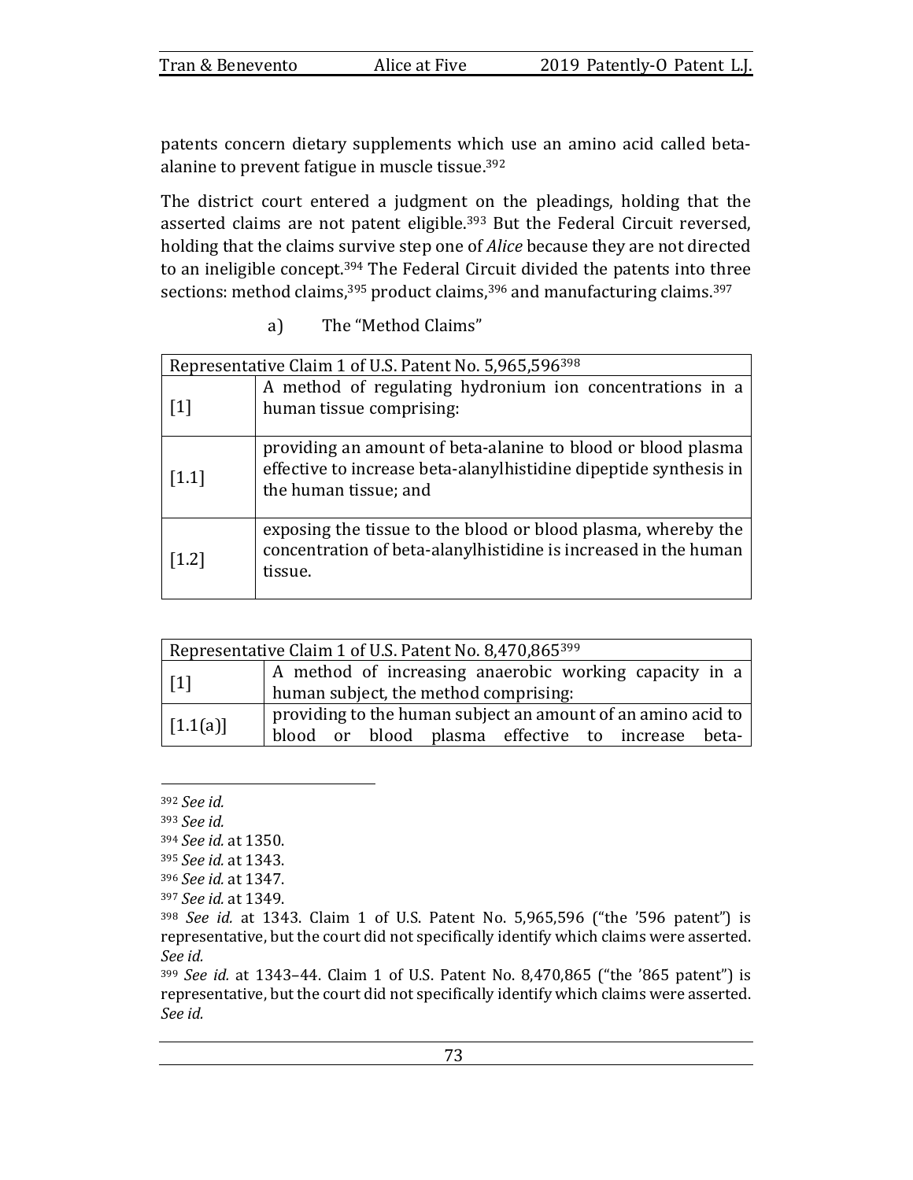patents concern dietary supplements which use an amino acid called beta-alanine to prevent fatigue in muscle tissue.[392]

The district court entered a judgment on the pleadings, holding that the asserted claims are not patent eligible.[393] But the Federal Circuit reversed, holding that the claims survive step one of *Alice* because they are not directed to an ineligible concept.[394] The Federal Circuit divided the patents into three sections: method claims,[395] product claims,[396] and manufacturing claims.[397]

a) The "Method Claims"

| Representative Claim 1 of U.S. Patent No. 5,965,596[398] | |
|---|---|
| [1] | A method of regulating hydronium ion concentrations in a human tissue comprising: |
| [1.1] | providing an amount of beta-alanine to blood or blood plasma effective to increase beta-alanylhistidine dipeptide synthesis in the human tissue; and |
| [1.2] | exposing the tissue to the blood or blood plasma, whereby the concentration of beta-alanylhistidine is increased in the human tissue. |

| Representative Claim 1 of U.S. Patent No. 8,470,865[399] | |
|---|---|
| [1] | A method of increasing anaerobic working capacity in a human subject, the method comprising: |
| [1.1(a)] | providing to the human subject an amount of an amino acid to blood or blood plasma effective to increase beta- |

[392] *See id.*

[393] *See id.*

[394] *See id.* at 1350.

[395] *See id.* at 1343.

[396] *See id.* at 1347.

[397] *See id.* at 1349.

[398] *See id.* at 1343. Claim 1 of U.S. Patent No. 5,965,596 ("the '596 patent") is representative, but the court did not specifically identify which claims were asserted. *See id.*

[399] *See id.* at 1343–44. Claim 1 of U.S. Patent No. 8,470,865 ("the '865 patent") is representative, but the court did not specifically identify which claims were asserted. *See id.*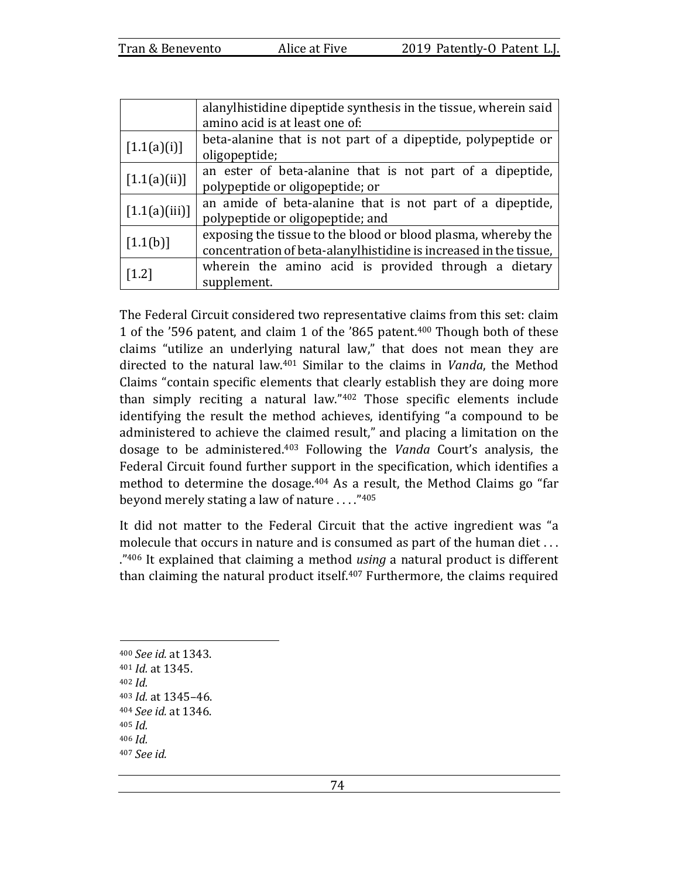| | |
|---|---|
| | alanylhistidine dipeptide synthesis in the tissue, wherein said amino acid is at least one of: |
| [1.1(a)(i)] | beta-alanine that is not part of a dipeptide, polypeptide or oligopeptide; |
| [1.1(a)(ii)] | an ester of beta-alanine that is not part of a dipeptide, polypeptide or oligopeptide; or |
| [1.1(a)(iii)] | an amide of beta-alanine that is not part of a dipeptide, polypeptide or oligopeptide; and |
| [1.1(b)] | exposing the tissue to the blood or blood plasma, whereby the concentration of beta-alanylhistidine is increased in the tissue, |
| [1.2] | wherein the amino acid is provided through a dietary supplement. |

The Federal Circuit considered two representative claims from this set: claim 1 of the '596 patent, and claim 1 of the '865 patent.[400] Though both of these claims "utilize an underlying natural law," that does not mean they are directed to the natural law.[401] Similar to the claims in *Vanda*, the Method Claims "contain specific elements that clearly establish they are doing more than simply reciting a natural law."[402] Those specific elements include identifying the result the method achieves, identifying "a compound to be administered to achieve the claimed result," and placing a limitation on the dosage to be administered.[403] Following the *Vanda* Court's analysis, the Federal Circuit found further support in the specification, which identifies a method to determine the dosage.[404] As a result, the Method Claims go "far beyond merely stating a law of nature . . . ."[405]

It did not matter to the Federal Circuit that the active ingredient was "a molecule that occurs in nature and is consumed as part of the human diet . . . ."[406] It explained that claiming a method *using* a natural product is different than claiming the natural product itself.[407] Furthermore, the claims required

---

[400] *See id.* at 1343.
[401] *Id.* at 1345.
[402] *Id.*
[403] *Id.* at 1345–46.
[404] *See id.* at 1346.
[405] *Id.*
[406] *Id.*
[407] *See id.*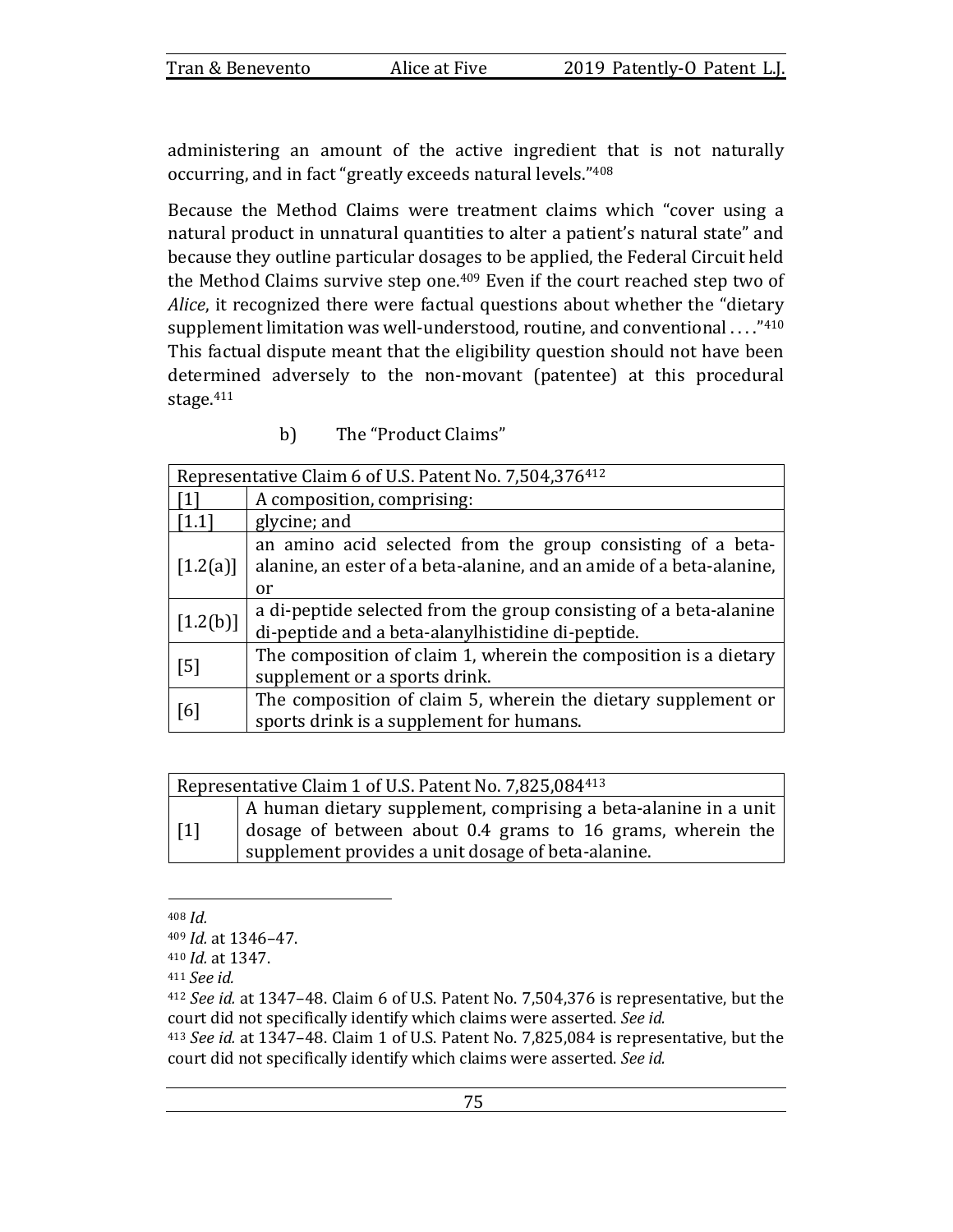administering an amount of the active ingredient that is not naturally occurring, and in fact "greatly exceeds natural levels."[408]

Because the Method Claims were treatment claims which "cover using a natural product in unnatural quantities to alter a patient's natural state" and because they outline particular dosages to be applied, the Federal Circuit held the Method Claims survive step one.[409] Even if the court reached step two of *Alice*, it recognized there were factual questions about whether the "dietary supplement limitation was well-understood, routine, and conventional . . . ."[410] This factual dispute meant that the eligibility question should not have been determined adversely to the non-movant (patentee) at this procedural stage.[411]

#### b) The "Product Claims"

| Representative Claim 6 of U.S. Patent No. 7,504,376[412] | |
|---|---|
| [1] | A composition, comprising: |
| [1.1] | glycine; and |
| [1.2(a)] | an amino acid selected from the group consisting of a beta-alanine, an ester of a beta-alanine, and an amide of a beta-alanine, or |
| [1.2(b)] | a di-peptide selected from the group consisting of a beta-alanine di-peptide and a beta-alanylhistidine di-peptide. |
| [5] | The composition of claim 1, wherein the composition is a dietary supplement or a sports drink. |
| [6] | The composition of claim 5, wherein the dietary supplement or sports drink is a supplement for humans. |

| Representative Claim 1 of U.S. Patent No. 7,825,084[413] | |
|---|---|
| [1] | A human dietary supplement, comprising a beta-alanine in a unit dosage of between about 0.4 grams to 16 grams, wherein the supplement provides a unit dosage of beta-alanine. |

---

[408] *Id.*

[409] *Id.* at 1346–47.

[410] *Id.* at 1347.

[411] *See id.*

[412] *See id.* at 1347–48. Claim 6 of U.S. Patent No. 7,504,376 is representative, but the court did not specifically identify which claims were asserted. *See id.*

[413] *See id.* at 1347–48. Claim 1 of U.S. Patent No. 7,825,084 is representative, but the court did not specifically identify which claims were asserted. *See id.*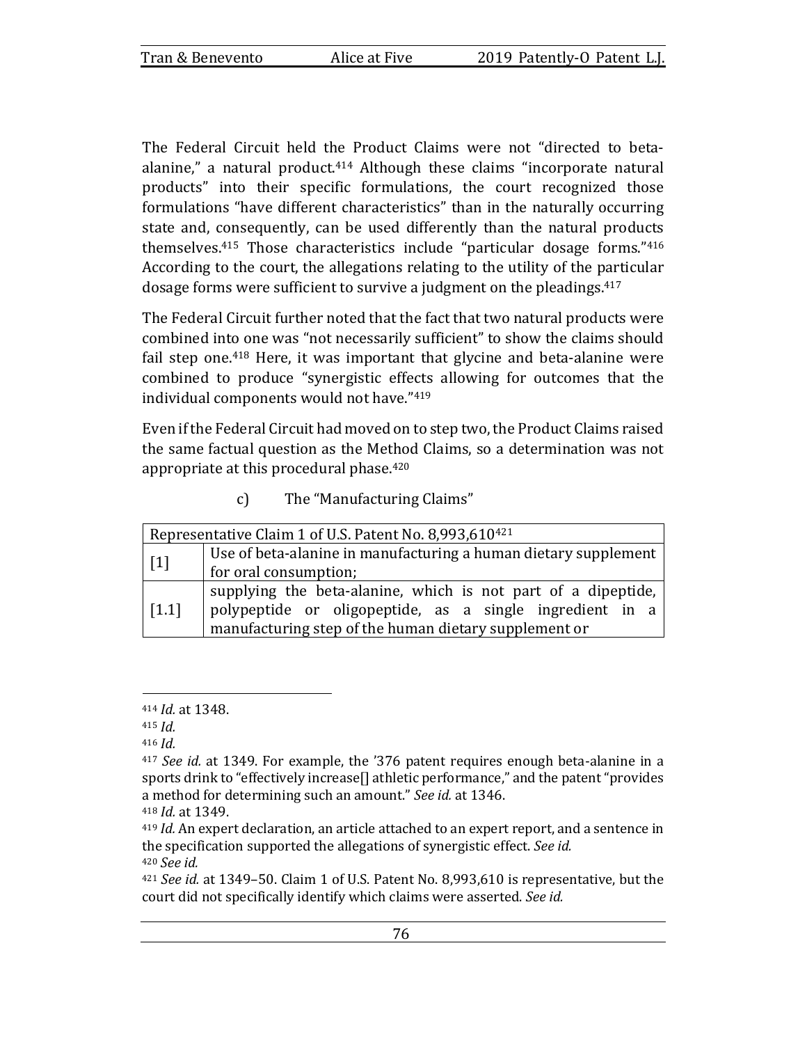The Federal Circuit held the Product Claims were not "directed to beta-alanine," a natural product.[414] Although these claims "incorporate natural products" into their specific formulations, the court recognized those formulations "have different characteristics" than in the naturally occurring state and, consequently, can be used differently than the natural products themselves.[415] Those characteristics include "particular dosage forms."[416] According to the court, the allegations relating to the utility of the particular dosage forms were sufficient to survive a judgment on the pleadings.[417]

The Federal Circuit further noted that the fact that two natural products were combined into one was "not necessarily sufficient" to show the claims should fail step one.[418] Here, it was important that glycine and beta-alanine were combined to produce "synergistic effects allowing for outcomes that the individual components would not have."[419]

Even if the Federal Circuit had moved on to step two, the Product Claims raised the same factual question as the Method Claims, so a determination was not appropriate at this procedural phase.[420]

c) The "Manufacturing Claims"

| Representative Claim 1 of U.S. Patent No. 8,993,610[421] | |
|---|---|
| [1] | Use of beta-alanine in manufacturing a human dietary supplement for oral consumption; |
| [1.1] | supplying the beta-alanine, which is not part of a dipeptide, polypeptide or oligopeptide, as a single ingredient in a manufacturing step of the human dietary supplement or |

---

[414] *Id.* at 1348.

[415] *Id.*

[416] *Id.*

[417] *See id.* at 1349. For example, the '376 patent requires enough beta-alanine in a sports drink to "effectively increase[] athletic performance," and the patent "provides a method for determining such an amount." *See id.* at 1346.

[418] *Id.* at 1349.

[419] *Id.* An expert declaration, an article attached to an expert report, and a sentence in the specification supported the allegations of synergistic effect. *See id.*

[420] *See id.*

[421] *See id.* at 1349–50. Claim 1 of U.S. Patent No. 8,993,610 is representative, but the court did not specifically identify which claims were asserted. *See id.*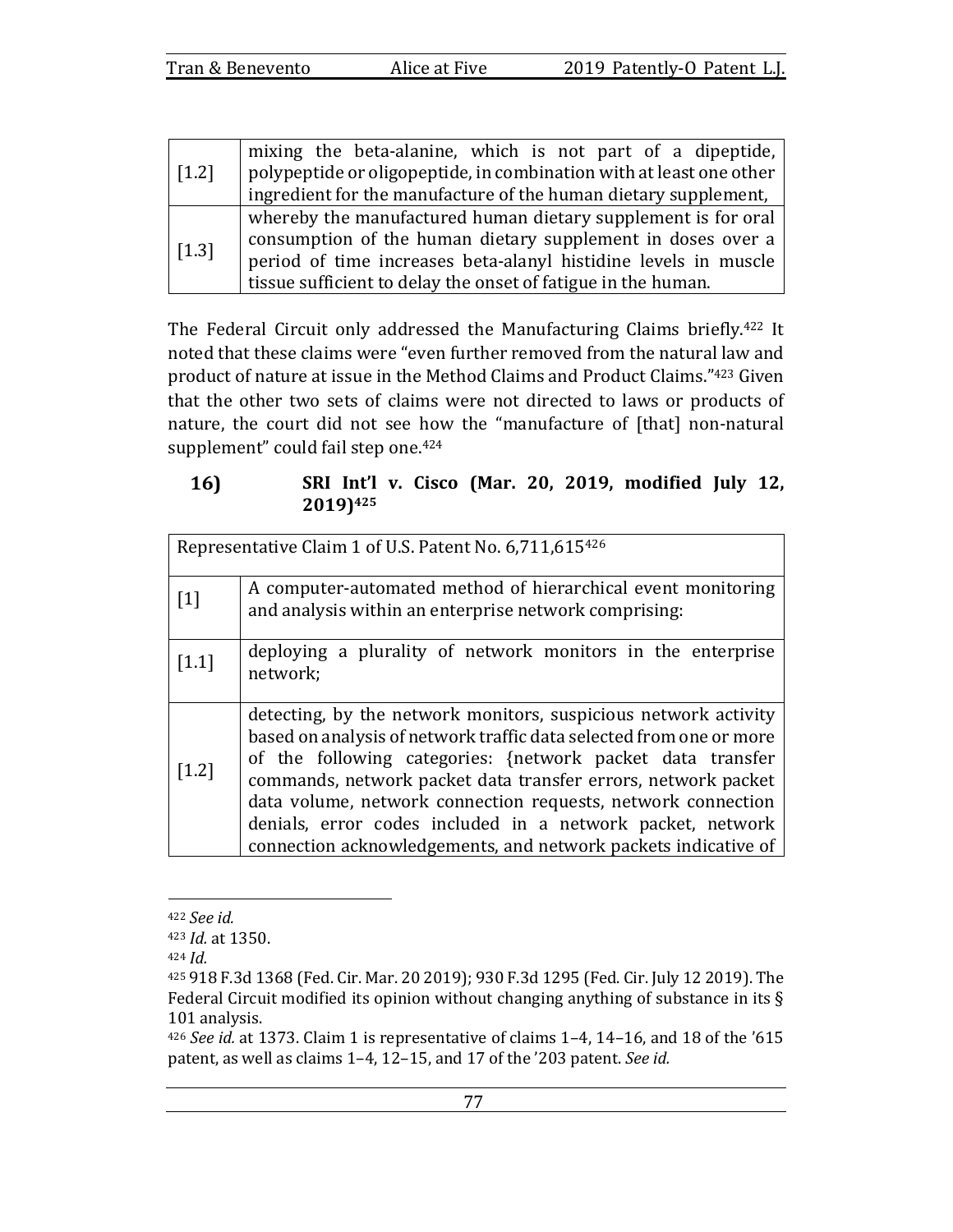| | |
|---|---|
| [1.2] | mixing the beta-alanine, which is not part of a dipeptide, polypeptide or oligopeptide, in combination with at least one other ingredient for the manufacture of the human dietary supplement, |
| [1.3] | whereby the manufactured human dietary supplement is for oral consumption of the human dietary supplement in doses over a period of time increases beta-alanyl histidine levels in muscle tissue sufficient to delay the onset of fatigue in the human. |

The Federal Circuit only addressed the Manufacturing Claims briefly.[422] It noted that these claims were "even further removed from the natural law and product of nature at issue in the Method Claims and Product Claims."[423] Given that the other two sets of claims were not directed to laws or products of nature, the court did not see how the "manufacture of [that] non-natural supplement" could fail step one.[424]

### 16) SRI Int'l v. Cisco (Mar. 20, 2019, modified July 12, 2019)[425]

| Representative Claim 1 of U.S. Patent No. 6,711,615[426] | |
|---|---|
| [1] | A computer-automated method of hierarchical event monitoring and analysis within an enterprise network comprising: |
| [1.1] | deploying a plurality of network monitors in the enterprise network; |
| [1.2] | detecting, by the network monitors, suspicious network activity based on analysis of network traffic data selected from one or more of the following categories: {network packet data transfer commands, network packet data transfer errors, network packet data volume, network connection requests, network connection denials, error codes included in a network packet, network connection acknowledgements, and network packets indicative of |

---

[422] *See id.*

[423] *Id.* at 1350.

[424] *Id.*

[425] 918 F.3d 1368 (Fed. Cir. Mar. 20 2019); 930 F.3d 1295 (Fed. Cir. July 12 2019). The Federal Circuit modified its opinion without changing anything of substance in its § 101 analysis.

[426] *See id.* at 1373. Claim 1 is representative of claims 1–4, 14–16, and 18 of the '615 patent, as well as claims 1–4, 12–15, and 17 of the '203 patent. *See id.*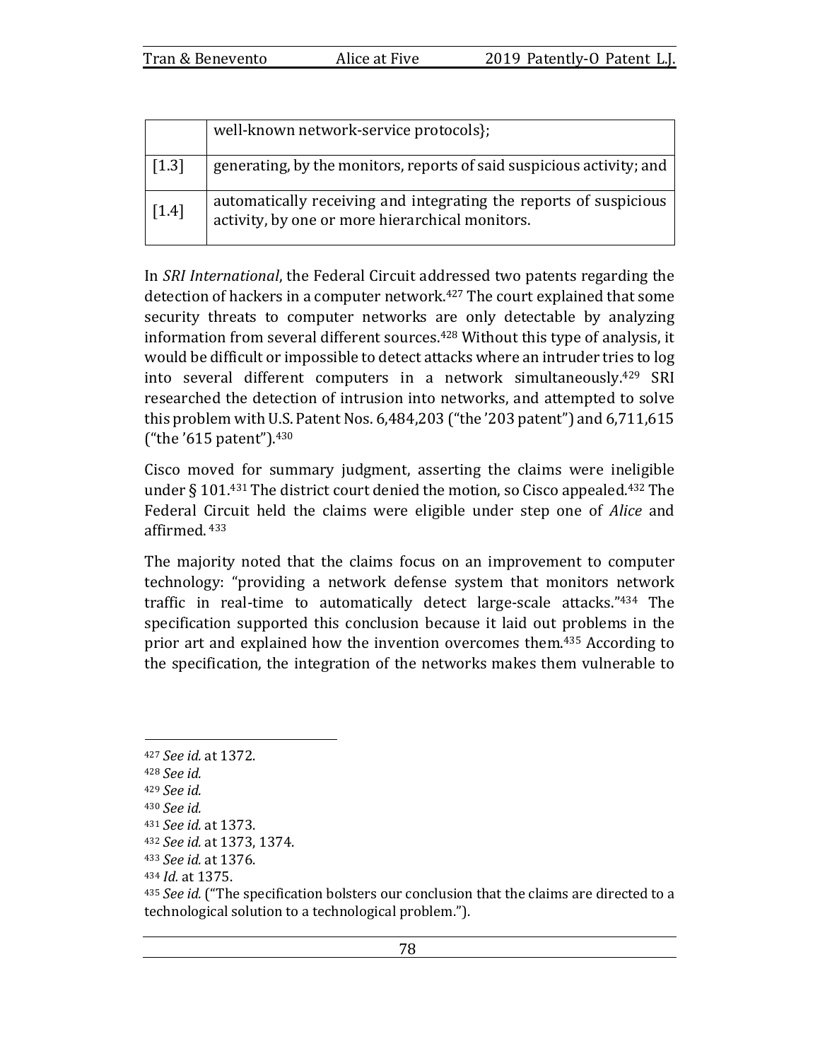| | |
|---|---|
| | well-known network-service protocols}; |
| [1.3] | generating, by the monitors, reports of said suspicious activity; and |
| [1.4] | automatically receiving and integrating the reports of suspicious activity, by one or more hierarchical monitors. |

In *SRI International*, the Federal Circuit addressed two patents regarding the detection of hackers in a computer network.[427] The court explained that some security threats to computer networks are only detectable by analyzing information from several different sources.[428] Without this type of analysis, it would be difficult or impossible to detect attacks where an intruder tries to log into several different computers in a network simultaneously.[429] SRI researched the detection of intrusion into networks, and attempted to solve this problem with U.S. Patent Nos. 6,484,203 ("the '203 patent") and 6,711,615 ("the '615 patent").[430]

Cisco moved for summary judgment, asserting the claims were ineligible under § 101.[431] The district court denied the motion, so Cisco appealed.[432] The Federal Circuit held the claims were eligible under step one of *Alice* and affirmed.[433]

The majority noted that the claims focus on an improvement to computer technology: "providing a network defense system that monitors network traffic in real-time to automatically detect large-scale attacks."[434] The specification supported this conclusion because it laid out problems in the prior art and explained how the invention overcomes them.[435] According to the specification, the integration of the networks makes them vulnerable to

---

[427] *See id.* at 1372.
[428] *See id.*
[429] *See id.*
[430] *See id.*
[431] *See id.* at 1373.
[432] *See id.* at 1373, 1374.
[433] *See id.* at 1376.
[434] *Id.* at 1375.
[435] *See id.* ("The specification bolsters our conclusion that the claims are directed to a technological solution to a technological problem.").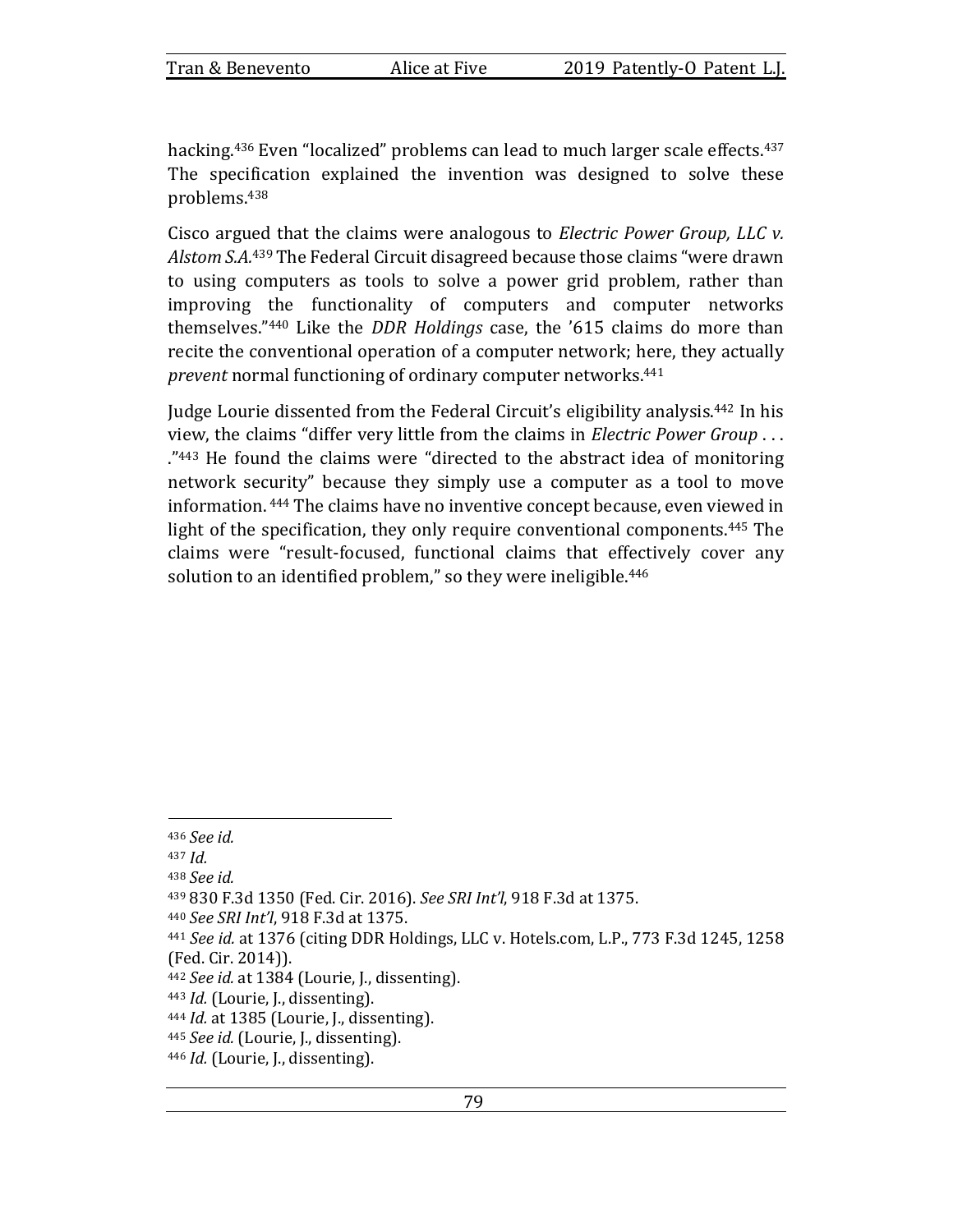hacking.[436] Even "localized" problems can lead to much larger scale effects.[437] The specification explained the invention was designed to solve these problems.[438]

Cisco argued that the claims were analogous to *Electric Power Group, LLC v. Alstom S.A.*[439] The Federal Circuit disagreed because those claims "were drawn to using computers as tools to solve a power grid problem, rather than improving the functionality of computers and computer networks themselves."[440] Like the *DDR Holdings* case, the '615 claims do more than recite the conventional operation of a computer network; here, they actually *prevent* normal functioning of ordinary computer networks.[441]

Judge Lourie dissented from the Federal Circuit's eligibility analysis.[442] In his view, the claims "differ very little from the claims in *Electric Power Group* . . . ."[443] He found the claims were "directed to the abstract idea of monitoring network security" because they simply use a computer as a tool to move information.[444] The claims have no inventive concept because, even viewed in light of the specification, they only require conventional components.[445] The claims were "result-focused, functional claims that effectively cover any solution to an identified problem," so they were ineligible.[446]

---

[436] *See id.*

[437] *Id.*

[438] *See id.*

[439] 830 F.3d 1350 (Fed. Cir. 2016). *See SRI Int'l*, 918 F.3d at 1375.

[440] *See SRI Int'l*, 918 F.3d at 1375.

[441] *See id.* at 1376 (citing DDR Holdings, LLC v. Hotels.com, L.P., 773 F.3d 1245, 1258 (Fed. Cir. 2014)).

[442] *See id.* at 1384 (Lourie, J., dissenting).

[443] *Id.* (Lourie, J., dissenting).

[444] *Id.* at 1385 (Lourie, J., dissenting).

[445] *See id.* (Lourie, J., dissenting).

[446] *Id.* (Lourie, J., dissenting).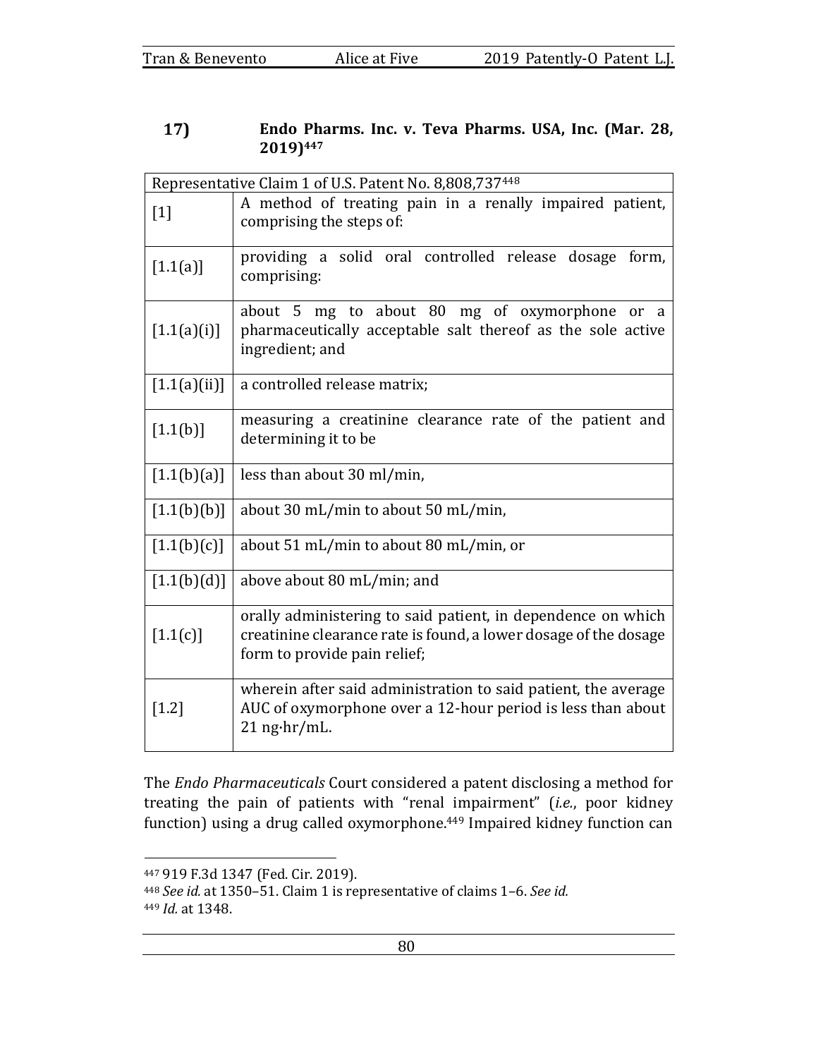### 17) Endo Pharms. Inc. v. Teva Pharms. USA, Inc. (Mar. 28, 2019)[447]

| Representative Claim 1 of U.S. Patent No. 8,808,737[448] | |
|---|---|
| [1] | A method of treating pain in a renally impaired patient, comprising the steps of: |
| [1.1(a)] | providing a solid oral controlled release dosage form, comprising: |
| [1.1(a)(i)] | about 5 mg to about 80 mg of oxymorphone or a pharmaceutically acceptable salt thereof as the sole active ingredient; and |
| [1.1(a)(ii)] | a controlled release matrix; |
| [1.1(b)] | measuring a creatinine clearance rate of the patient and determining it to be |
| [1.1(b)(a)] | less than about 30 ml/min, |
| [1.1(b)(b)] | about 30 mL/min to about 50 mL/min, |
| [1.1(b)(c)] | about 51 mL/min to about 80 mL/min, or |
| [1.1(b)(d)] | above about 80 mL/min; and |
| [1.1(c)] | orally administering to said patient, in dependence on which creatinine clearance rate is found, a lower dosage of the dosage form to provide pain relief; |
| [1.2] | wherein after said administration to said patient, the average AUC of oxymorphone over a 12-hour period is less than about 21 ng·hr/mL. |

The *Endo Pharmaceuticals* Court considered a patent disclosing a method for treating the pain of patients with "renal impairment" (*i.e.*, poor kidney function) using a drug called oxymorphone.[449] Impaired kidney function can

[447] 919 F.3d 1347 (Fed. Cir. 2019).

[448] *See id.* at 1350–51. Claim 1 is representative of claims 1–6. *See id.*

[449] *Id.* at 1348.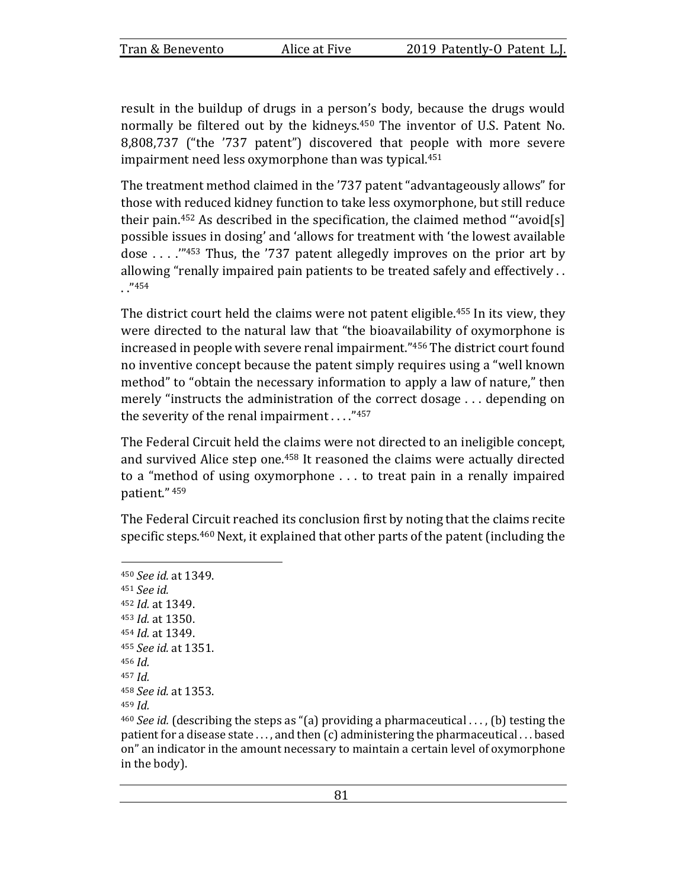result in the buildup of drugs in a person's body, because the drugs would normally be filtered out by the kidneys.[450] The inventor of U.S. Patent No. 8,808,737 ("the '737 patent") discovered that people with more severe impairment need less oxymorphone than was typical.[451]

The treatment method claimed in the '737 patent "advantageously allows" for those with reduced kidney function to take less oxymorphone, but still reduce their pain.[452] As described in the specification, the claimed method "'avoid[s] possible issues in dosing' and 'allows for treatment with 'the lowest available dose . . . .'"[453] Thus, the '737 patent allegedly improves on the prior art by allowing "renally impaired pain patients to be treated safely and effectively . . . ."[454]

The district court held the claims were not patent eligible.[455] In its view, they were directed to the natural law that "the bioavailability of oxymorphone is increased in people with severe renal impairment."[456] The district court found no inventive concept because the patent simply requires using a "well known method" to "obtain the necessary information to apply a law of nature," then merely "instructs the administration of the correct dosage . . . depending on the severity of the renal impairment . . . ."[457]

The Federal Circuit held the claims were not directed to an ineligible concept, and survived Alice step one.[458] It reasoned the claims were actually directed to a "method of using oxymorphone . . . to treat pain in a renally impaired patient."[459]

The Federal Circuit reached its conclusion first by noting that the claims recite specific steps.[460] Next, it explained that other parts of the patent (including the

---

[450] *See id.* at 1349.

[451] *See id.*

[452] *Id.* at 1349.

[453] *Id.* at 1350.

[454] *Id.* at 1349.

[455] *See id.* at 1351.

[456] *Id.*

[457] *Id.*

[458] *See id.* at 1353.

[459] *Id.*

[460] *See id.* (describing the steps as "(a) providing a pharmaceutical . . . , (b) testing the patient for a disease state . . . , and then (c) administering the pharmaceutical . . . based on" an indicator in the amount necessary to maintain a certain level of oxymorphone in the body).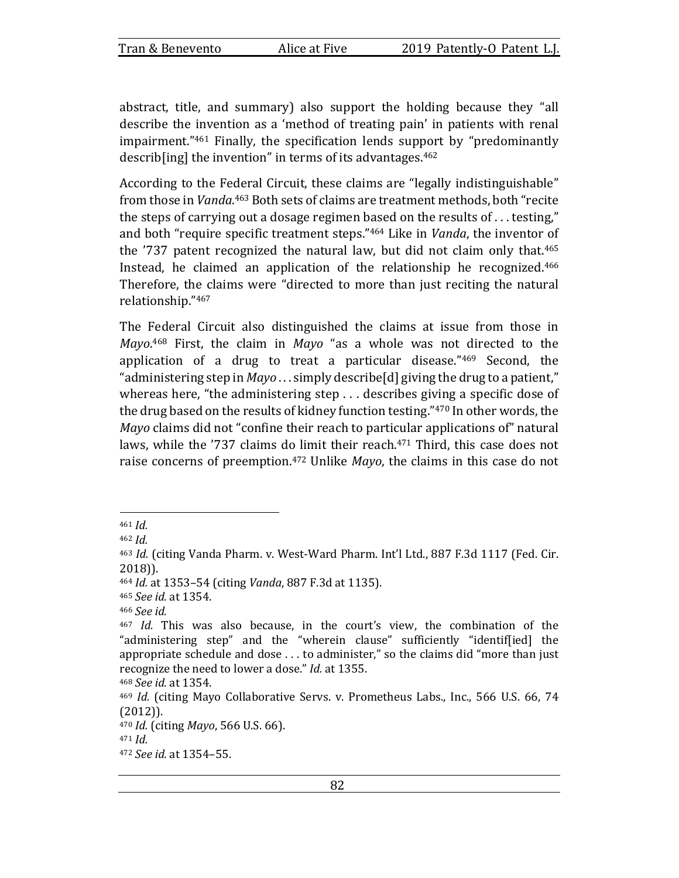abstract, title, and summary) also support the holding because they "all describe the invention as a 'method of treating pain' in patients with renal impairment."[461] Finally, the specification lends support by "predominantly describ[ing] the invention" in terms of its advantages.[462]

According to the Federal Circuit, these claims are "legally indistinguishable" from those in *Vanda*.[463] Both sets of claims are treatment methods, both "recite the steps of carrying out a dosage regimen based on the results of . . . testing," and both "require specific treatment steps."[464] Like in *Vanda*, the inventor of the '737 patent recognized the natural law, but did not claim only that.[465] Instead, he claimed an application of the relationship he recognized.[466] Therefore, the claims were "directed to more than just reciting the natural relationship."[467]

The Federal Circuit also distinguished the claims at issue from those in *Mayo*.[468] First, the claim in *Mayo* "as a whole was not directed to the application of a drug to treat a particular disease."[469] Second, the "administering step in *Mayo* . . . simply describe[d] giving the drug to a patient," whereas here, "the administering step . . . describes giving a specific dose of the drug based on the results of kidney function testing."[470] In other words, the *Mayo* claims did not "confine their reach to particular applications of" natural laws, while the '737 claims do limit their reach.[471] Third, this case does not raise concerns of preemption.[472] Unlike *Mayo*, the claims in this case do not

---

[461] *Id.*

[462] *Id.*

[463] *Id.* (citing Vanda Pharm. v. West-Ward Pharm. Int'l Ltd., 887 F.3d 1117 (Fed. Cir. 2018)).

[464] *Id.* at 1353–54 (citing *Vanda*, 887 F.3d at 1135).

[465] *See id.* at 1354.

[466] *See id.*

[467] *Id.* This was also because, in the court's view, the combination of the "administering step" and the "wherein clause" sufficiently "identif[ied] the appropriate schedule and dose . . . to administer," so the claims did "more than just recognize the need to lower a dose." *Id.* at 1355.

[468] *See id.* at 1354.

[469] *Id.* (citing Mayo Collaborative Servs. v. Prometheus Labs., Inc., 566 U.S. 66, 74 (2012)).

[470] *Id.* (citing *Mayo*, 566 U.S. 66).

[471] *Id.*

[472] *See id.* at 1354–55.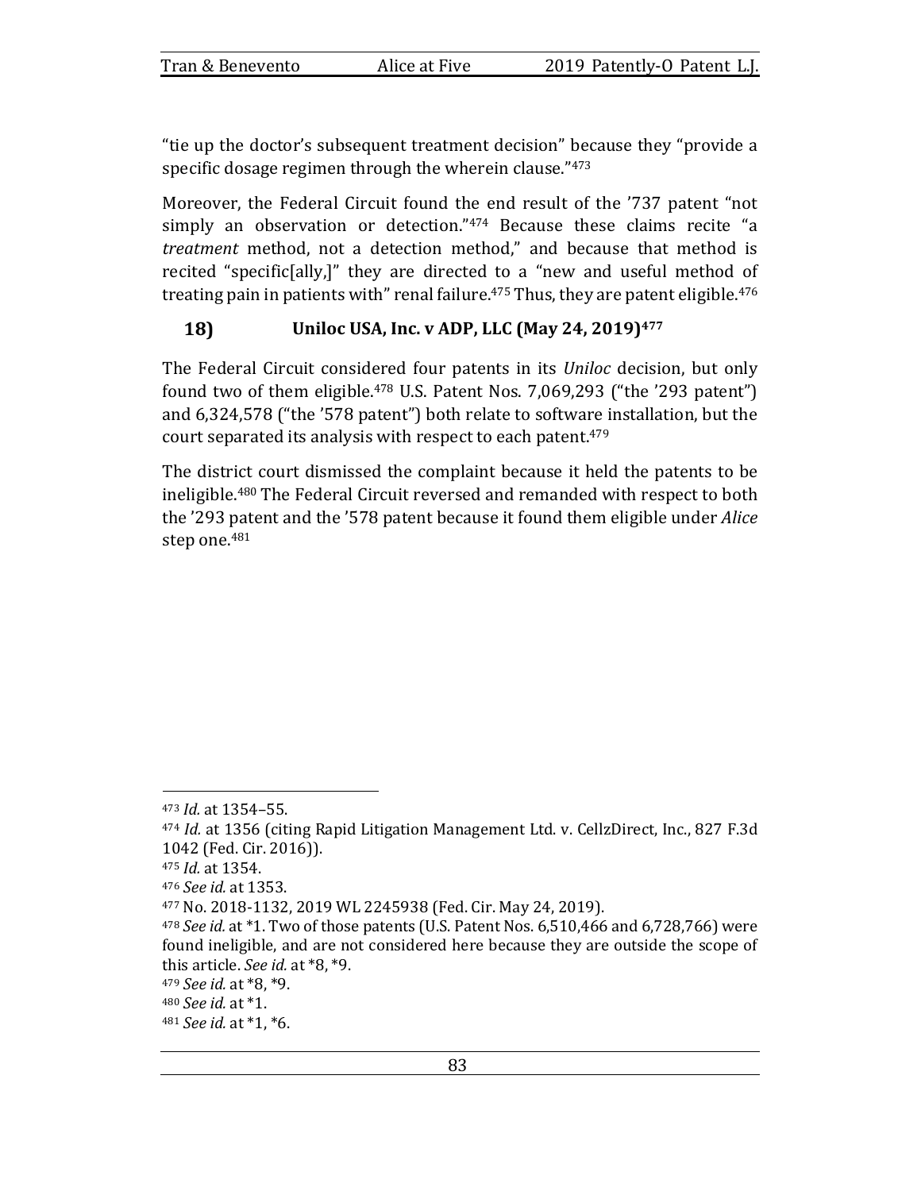"tie up the doctor's subsequent treatment decision" because they "provide a specific dosage regimen through the wherein clause."[473]

Moreover, the Federal Circuit found the end result of the '737 patent "not simply an observation or detection."[474] Because these claims recite "a *treatment* method, not a detection method," and because that method is recited "specific[ally,]" they are directed to a "new and useful method of treating pain in patients with" renal failure.[475] Thus, they are patent eligible.[476]

### 18) Uniloc USA, Inc. v ADP, LLC (May 24, 2019)[477]

The Federal Circuit considered four patents in its *Uniloc* decision, but only found two of them eligible.[478] U.S. Patent Nos. 7,069,293 ("the '293 patent") and 6,324,578 ("the '578 patent") both relate to software installation, but the court separated its analysis with respect to each patent.[479]

The district court dismissed the complaint because it held the patents to be ineligible.[480] The Federal Circuit reversed and remanded with respect to both the '293 patent and the '578 patent because it found them eligible under *Alice* step one.[481]

---

[473] *Id.* at 1354–55.

[474] *Id.* at 1356 (citing Rapid Litigation Management Ltd. v. CellzDirect, Inc., 827 F.3d 1042 (Fed. Cir. 2016)).

[475] *Id.* at 1354.

[476] *See id.* at 1353.

[477] No. 2018-1132, 2019 WL 2245938 (Fed. Cir. May 24, 2019).

[478] *See id.* at *1. Two of those patents (U.S. Patent Nos. 6,510,466 and 6,728,766) were found ineligible, and are not considered here because they are outside the scope of this article. *See id.* at *8, *9.

[479] *See id.* at *8, *9.

[480] *See id.* at *1.

[481] *See id.* at *1, *6.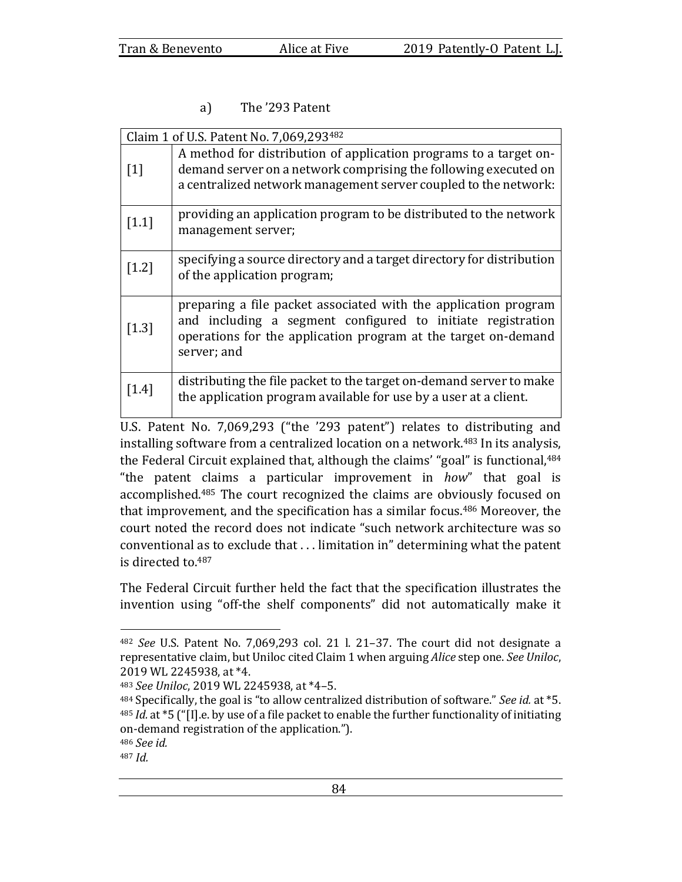a) The ’293 Patent

| Claim 1 of U.S. Patent No. 7,069,293[482] | |
|---|---|
| [1] | A method for distribution of application programs to a target on-demand server on a network comprising the following executed on a centralized network management server coupled to the network: |
| [1.1] | providing an application program to be distributed to the network management server; |
| [1.2] | specifying a source directory and a target directory for distribution of the application program; |
| [1.3] | preparing a file packet associated with the application program and including a segment configured to initiate registration operations for the application program at the target on-demand server; and |
| [1.4] | distributing the file packet to the target on-demand server to make the application program available for use by a user at a client. |

U.S. Patent No. 7,069,293 (“the ’293 patent”) relates to distributing and installing software from a centralized location on a network.[483] In its analysis, the Federal Circuit explained that, although the claims’ “goal” is functional,[484] “the patent claims a particular improvement in *how*” that goal is accomplished.[485] The court recognized the claims are obviously focused on that improvement, and the specification has a similar focus.[486] Moreover, the court noted the record does not indicate “such network architecture was so conventional as to exclude that . . . limitation in” determining what the patent is directed to.[487]

The Federal Circuit further held the fact that the specification illustrates the invention using “off-the shelf components” did not automatically make it

---

[482] *See* U.S. Patent No. 7,069,293 col. 21 l. 21–37. The court did not designate a representative claim, but Uniloc cited Claim 1 when arguing *Alice* step one. *See Uniloc*, 2019 WL 2245938, at *4.

[483] *See Uniloc*, 2019 WL 2245938, at *4–5.

[484] Specifically, the goal is “to allow centralized distribution of software.” *See id.* at *5.

[485] *Id.* at *5 (“[I].e. by use of a file packet to enable the further functionality of initiating on-demand registration of the application.”).

[486] *See id.*

[487] *Id.*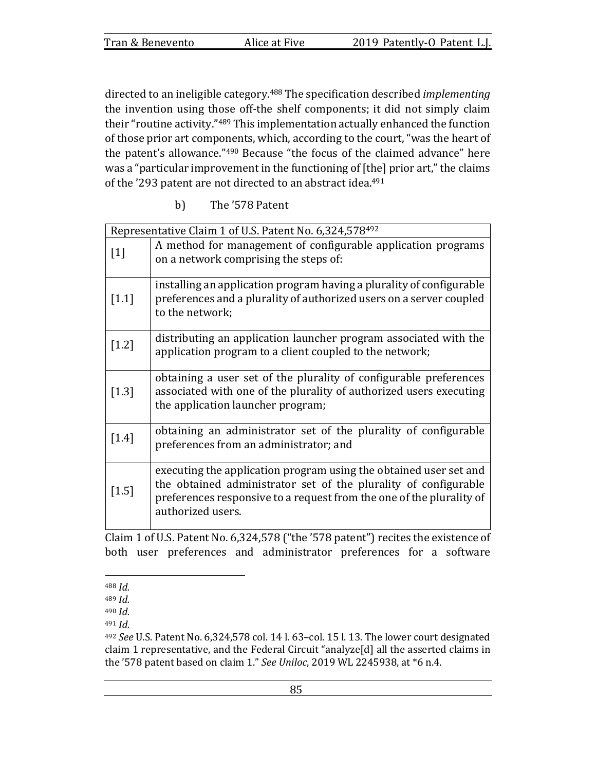directed to an ineligible category.[488] The specification described *implementing* the invention using those off-the shelf components; it did not simply claim their "routine activity."[489] This implementation actually enhanced the function of those prior art components, which, according to the court, "was the heart of the patent's allowance."[490] Because "the focus of the claimed advance" here was a "particular improvement in the functioning of [the] prior art," the claims of the '293 patent are not directed to an abstract idea.[491]

#### b) The '578 Patent

| Representative Claim 1 of U.S. Patent No. 6,324,578[492] | |
|---|---|
| [1] | A method for management of configurable application programs on a network comprising the steps of: |
| [1.1] | installing an application program having a plurality of configurable preferences and a plurality of authorized users on a server coupled to the network; |
| [1.2] | distributing an application launcher program associated with the application program to a client coupled to the network; |
| [1.3] | obtaining a user set of the plurality of configurable preferences associated with one of the plurality of authorized users executing the application launcher program; |
| [1.4] | obtaining an administrator set of the plurality of configurable preferences from an administrator; and |
| [1.5] | executing the application program using the obtained user set and the obtained administrator set of the plurality of configurable preferences responsive to a request from the one of the plurality of authorized users. |

Claim 1 of U.S. Patent No. 6,324,578 ("the '578 patent") recites the existence of both user preferences and administrator preferences for a software

---

[488] *Id.*

[489] *Id.*

[490] *Id.*

[491] *Id.*

[492] *See* U.S. Patent No. 6,324,578 col. 14 l. 63–col. 15 l. 13. The lower court designated claim 1 representative, and the Federal Circuit "analyze[d] all the asserted claims in the '578 patent based on claim 1." *See Uniloc*, 2019 WL 2245938, at *6 n.4.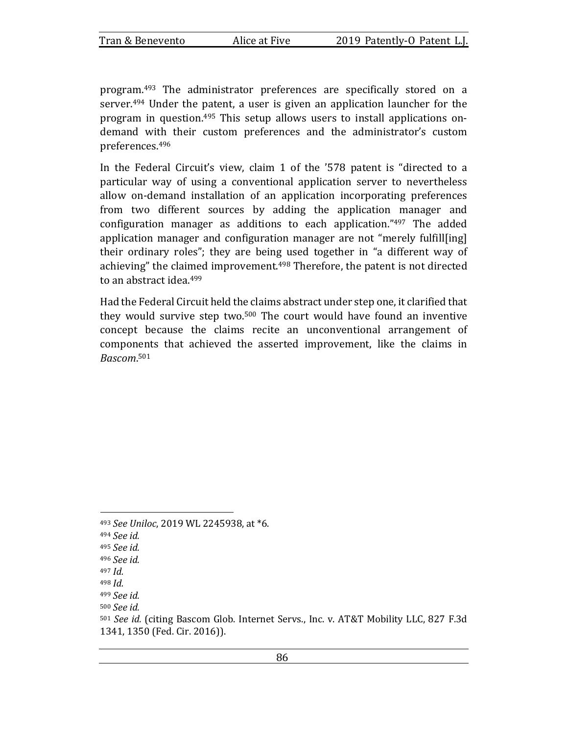program.[493] The administrator preferences are specifically stored on a server.[494] Under the patent, a user is given an application launcher for the program in question.[495] This setup allows users to install applications on-demand with their custom preferences and the administrator's custom preferences.[496]

In the Federal Circuit's view, claim 1 of the '578 patent is "directed to a particular way of using a conventional application server to nevertheless allow on-demand installation of an application incorporating preferences from two different sources by adding the application manager and configuration manager as additions to each application."[497] The added application manager and configuration manager are not "merely fulfill[ing] their ordinary roles"; they are being used together in "a different way of achieving" the claimed improvement.[498] Therefore, the patent is not directed to an abstract idea.[499]

Had the Federal Circuit held the claims abstract under step one, it clarified that they would survive step two.[500] The court would have found an inventive concept because the claims recite an unconventional arrangement of components that achieved the asserted improvement, like the claims in *Bascom*.[501]

---

[493] *See Uniloc*, 2019 WL 2245938, at *6.

[494] *See id.*

[495] *See id.*

[496] *See id.*

[497] *Id.*

[498] *Id.*

[499] *See id.*

[500] *See id.*

[501] *See id.* (citing Bascom Glob. Internet Servs., Inc. v. AT&T Mobility LLC, 827 F.3d 1341, 1350 (Fed. Cir. 2016)).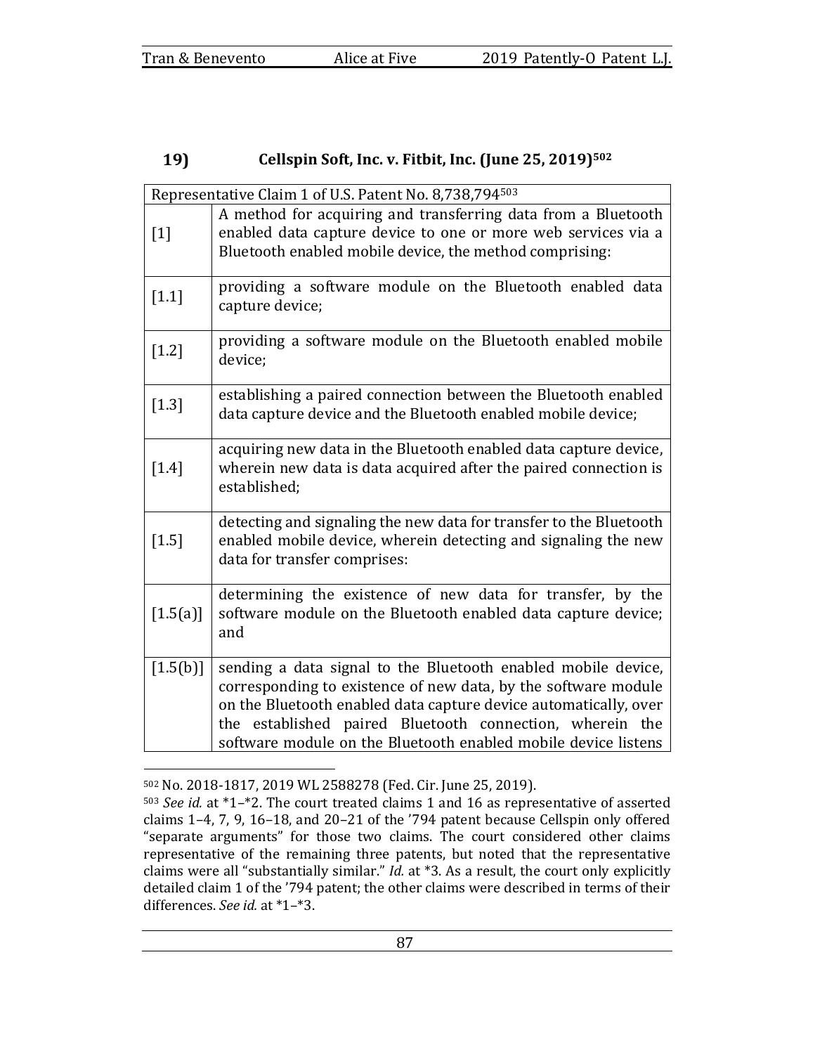## 19) Cellspin Soft, Inc. v. Fitbit, Inc. (June 25, 2019)[502]

| Representative Claim 1 of U.S. Patent No. 8,738,794[503] | |
|---|---|
| [1] | A method for acquiring and transferring data from a Bluetooth enabled data capture device to one or more web services via a Bluetooth enabled mobile device, the method comprising: |
| [1.1] | providing a software module on the Bluetooth enabled data capture device; |
| [1.2] | providing a software module on the Bluetooth enabled mobile device; |
| [1.3] | establishing a paired connection between the Bluetooth enabled data capture device and the Bluetooth enabled mobile device; |
| [1.4] | acquiring new data in the Bluetooth enabled data capture device, wherein new data is data acquired after the paired connection is established; |
| [1.5] | detecting and signaling the new data for transfer to the Bluetooth enabled mobile device, wherein detecting and signaling the new data for transfer comprises: |
| [1.5(a)] | determining the existence of new data for transfer, by the software module on the Bluetooth enabled data capture device; and |
| [1.5(b)] | sending a data signal to the Bluetooth enabled mobile device, corresponding to existence of new data, by the software module on the Bluetooth enabled data capture device automatically, over the established paired Bluetooth connection, wherein the software module on the Bluetooth enabled mobile device listens |

---

[502] No. 2018-1817, 2019 WL 2588278 (Fed. Cir. June 25, 2019).

[503] *See id.* at *1–*2. The court treated claims 1 and 16 as representative of asserted claims 1–4, 7, 9, 16–18, and 20–21 of the '794 patent because Cellspin only offered "separate arguments" for those two claims. The court considered other claims representative of the remaining three patents, but noted that the representative claims were all "substantially similar." *Id.* at *3. As a result, the court only explicitly detailed claim 1 of the '794 patent; the other claims were described in terms of their differences. *See id.* at *1–*3.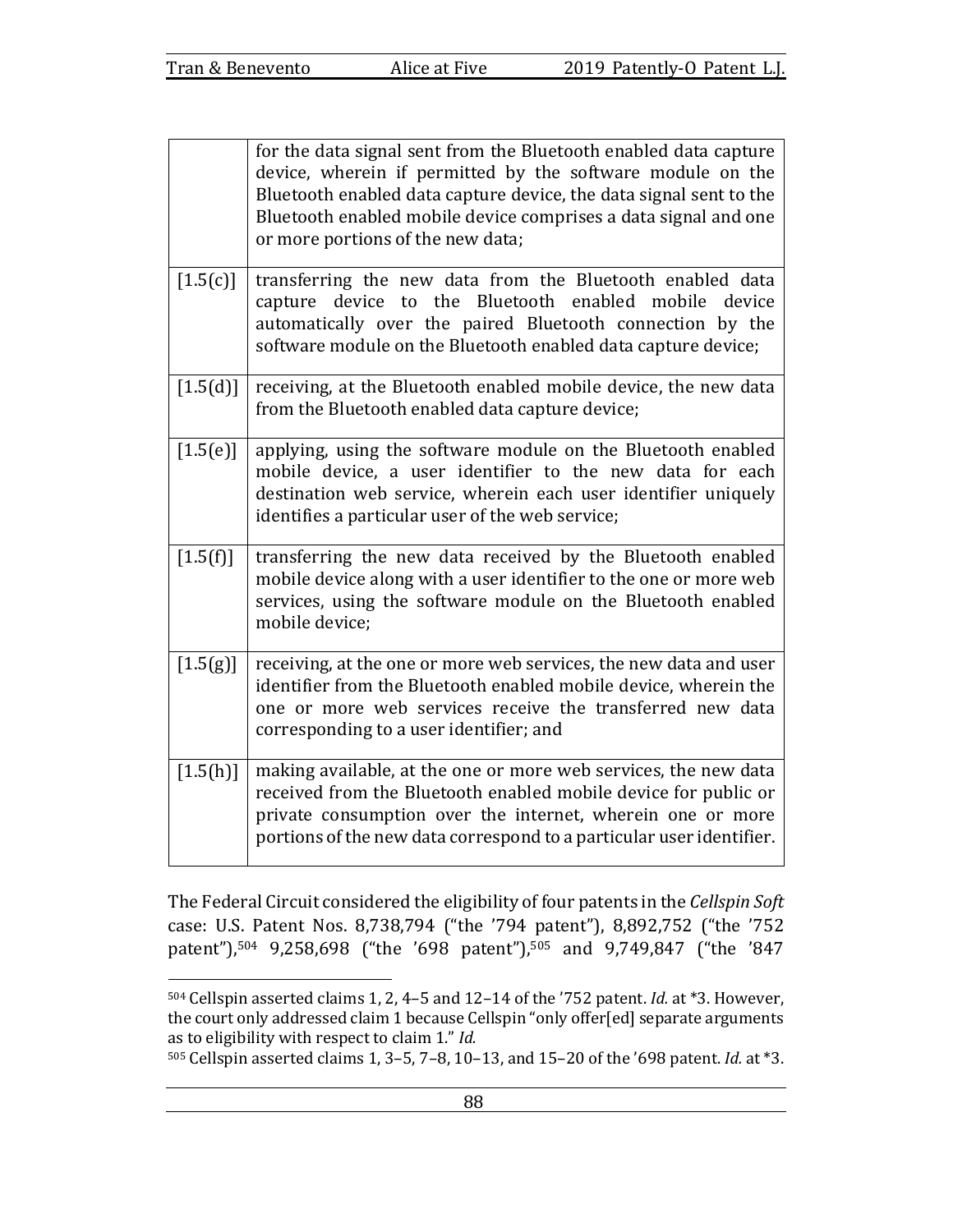| | |
|---|---|
| | for the data signal sent from the Bluetooth enabled data capture device, wherein if permitted by the software module on the Bluetooth enabled data capture device, the data signal sent to the Bluetooth enabled mobile device comprises a data signal and one or more portions of the new data; |
| [1.5(c)] | transferring the new data from the Bluetooth enabled data capture device to the Bluetooth enabled mobile device automatically over the paired Bluetooth connection by the software module on the Bluetooth enabled data capture device; |
| [1.5(d)] | receiving, at the Bluetooth enabled mobile device, the new data from the Bluetooth enabled data capture device; |
| [1.5(e)] | applying, using the software module on the Bluetooth enabled mobile device, a user identifier to the new data for each destination web service, wherein each user identifier uniquely identifies a particular user of the web service; |
| [1.5(f)] | transferring the new data received by the Bluetooth enabled mobile device along with a user identifier to the one or more web services, using the software module on the Bluetooth enabled mobile device; |
| [1.5(g)] | receiving, at the one or more web services, the new data and user identifier from the Bluetooth enabled mobile device, wherein the one or more web services receive the transferred new data corresponding to a user identifier; and |
| [1.5(h)] | making available, at the one or more web services, the new data received from the Bluetooth enabled mobile device for public or private consumption over the internet, wherein one or more portions of the new data correspond to a particular user identifier. |

The Federal Circuit considered the eligibility of four patents in the *Cellspin Soft* case: U.S. Patent Nos. 8,738,794 ("the '794 patent"), 8,892,752 ("the '752 patent"),[504] 9,258,698 ("the '698 patent"),[505] and 9,749,847 ("the '847

[504] Cellspin asserted claims 1, 2, 4–5 and 12–14 of the '752 patent. *Id.* at *3. However, the court only addressed claim 1 because Cellspin "only offer[ed] separate arguments as to eligibility with respect to claim 1." *Id.*

[505] Cellspin asserted claims 1, 3–5, 7–8, 10–13, and 15–20 of the '698 patent. *Id.* at *3.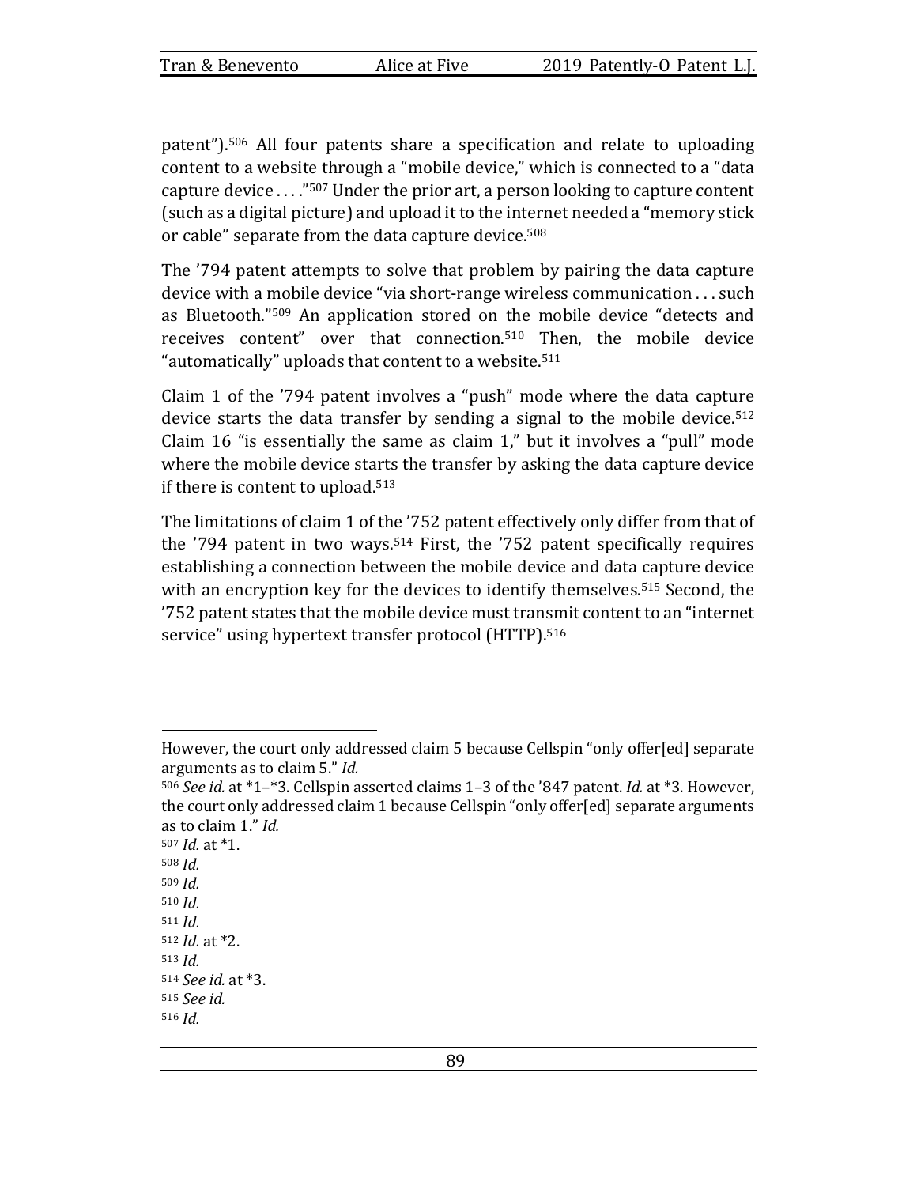patent”).[506] All four patents share a specification and relate to uploading content to a website through a “mobile device,” which is connected to a “data capture device . . . .”[507] Under the prior art, a person looking to capture content (such as a digital picture) and upload it to the internet needed a “memory stick or cable” separate from the data capture device.[508]

The ’794 patent attempts to solve that problem by pairing the data capture device with a mobile device “via short-range wireless communication . . . such as Bluetooth.”[509] An application stored on the mobile device “detects and receives content” over that connection.[510] Then, the mobile device “automatically” uploads that content to a website.[511]

Claim 1 of the ’794 patent involves a “push” mode where the data capture device starts the data transfer by sending a signal to the mobile device.[512] Claim 16 “is essentially the same as claim 1,” but it involves a “pull” mode where the mobile device starts the transfer by asking the data capture device if there is content to upload.[513]

The limitations of claim 1 of the ’752 patent effectively only differ from that of the ’794 patent in two ways.[514] First, the ’752 patent specifically requires establishing a connection between the mobile device and data capture device with an encryption key for the devices to identify themselves.[515] Second, the ’752 patent states that the mobile device must transmit content to an “internet service” using hypertext transfer protocol (HTTP).[516]

---

However, the court only addressed claim 5 because Cellspin “only offer[ed] separate arguments as to claim 5.” *Id.*

[506] *See id.* at *1–*3. Cellspin asserted claims 1–3 of the ’847 patent. *Id.* at *3. However, the court only addressed claim 1 because Cellspin “only offer[ed] separate arguments as to claim 1.” *Id.*

[507] *Id.* at *1.

[508] *Id.*

[509] *Id.*

[510] *Id.*

[511] *Id.*

[512] *Id.* at *2.

[513] *Id.*

[514] *See id.* at *3.

[515] *See id.*

[516] *Id.*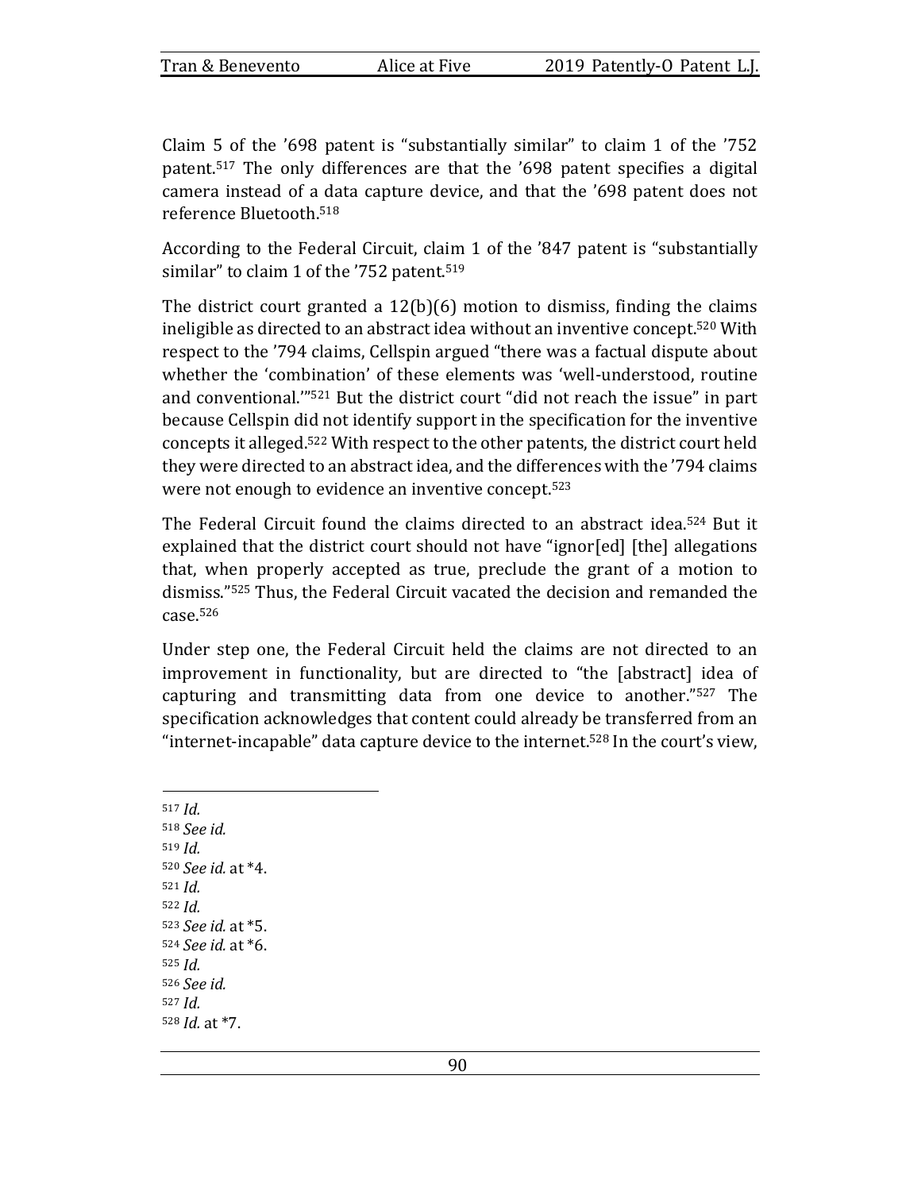Claim 5 of the '698 patent is "substantially similar" to claim 1 of the '752 patent.[517] The only differences are that the '698 patent specifies a digital camera instead of a data capture device, and that the '698 patent does not reference Bluetooth.[518]

According to the Federal Circuit, claim 1 of the '847 patent is "substantially similar" to claim 1 of the '752 patent.[519]

The district court granted a 12(b)(6) motion to dismiss, finding the claims ineligible as directed to an abstract idea without an inventive concept.[520] With respect to the '794 claims, Cellspin argued "there was a factual dispute about whether the 'combination' of these elements was 'well-understood, routine and conventional.'"[521] But the district court "did not reach the issue" in part because Cellspin did not identify support in the specification for the inventive concepts it alleged.[522] With respect to the other patents, the district court held they were directed to an abstract idea, and the differences with the '794 claims were not enough to evidence an inventive concept.[523]

The Federal Circuit found the claims directed to an abstract idea.[524] But it explained that the district court should not have "ignor[ed] [the] allegations that, when properly accepted as true, preclude the grant of a motion to dismiss."[525] Thus, the Federal Circuit vacated the decision and remanded the case.[526]

Under step one, the Federal Circuit held the claims are not directed to an improvement in functionality, but are directed to "the [abstract] idea of capturing and transmitting data from one device to another."[527] The specification acknowledges that content could already be transferred from an "internet-incapable" data capture device to the internet.[528] In the court's view,

---

[517] *Id.*
[518] *See id.*
[519] *Id.*
[520] *See id.* at *4.
[521] *Id.*
[522] *Id.*
[523] *See id.* at *5.
[524] *See id.* at *6.
[525] *Id.*
[526] *See id.*
[527] *Id.*
[528] *Id.* at *7.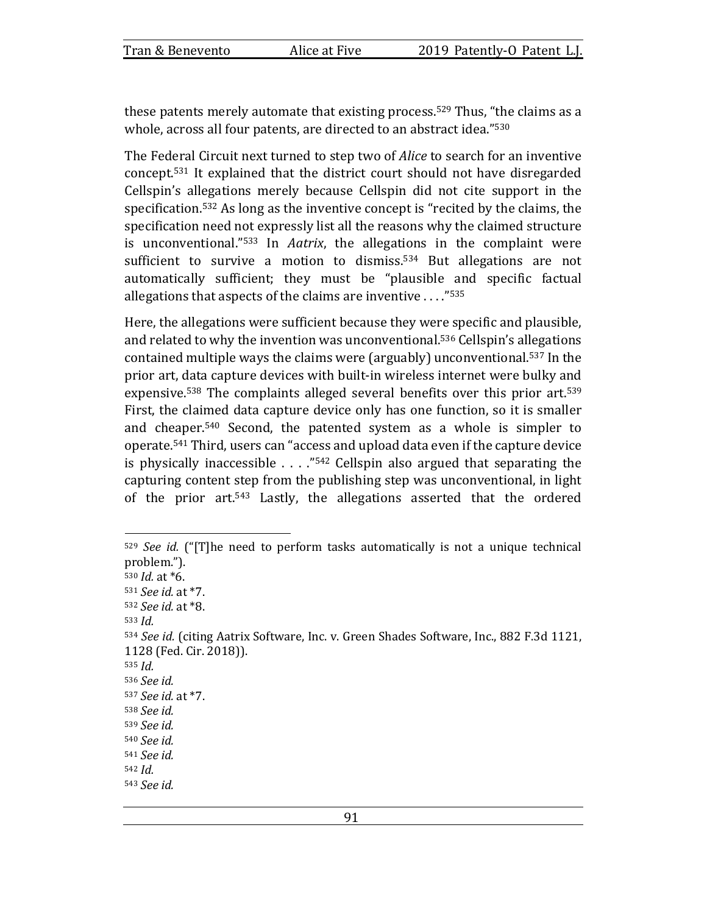these patents merely automate that existing process.[529] Thus, "the claims as a whole, across all four patents, are directed to an abstract idea."[530]

The Federal Circuit next turned to step two of *Alice* to search for an inventive concept.[531] It explained that the district court should not have disregarded Cellspin's allegations merely because Cellspin did not cite support in the specification.[532] As long as the inventive concept is "recited by the claims, the specification need not expressly list all the reasons why the claimed structure is unconventional."[533] In *Aatrix*, the allegations in the complaint were sufficient to survive a motion to dismiss.[534] But allegations are not automatically sufficient; they must be "plausible and specific factual allegations that aspects of the claims are inventive . . . ."[535]

Here, the allegations were sufficient because they were specific and plausible, and related to why the invention was unconventional.[536] Cellspin's allegations contained multiple ways the claims were (arguably) unconventional.[537] In the prior art, data capture devices with built-in wireless internet were bulky and expensive.[538] The complaints alleged several benefits over this prior art.[539] First, the claimed data capture device only has one function, so it is smaller and cheaper.[540] Second, the patented system as a whole is simpler to operate.[541] Third, users can "access and upload data even if the capture device is physically inaccessible . . . ."[542] Cellspin also argued that separating the capturing content step from the publishing step was unconventional, in light of the prior art.[543] Lastly, the allegations asserted that the ordered

---

[529] *See id.* ("[T]he need to perform tasks automatically is not a unique technical problem.").
[530] *Id.* at *6.
[531] *See id.* at *7.
[532] *See id.* at *8.
[533] *Id.*
[534] *See id.* (citing Aatrix Software, Inc. v. Green Shades Software, Inc., 882 F.3d 1121, 1128 (Fed. Cir. 2018)).
[535] *Id.*
[536] *See id.*
[537] *See id.* at *7.
[538] *See id.*
[539] *See id.*
[540] *See id.*
[541] *See id.*
[542] *Id.*
[543] *See id.*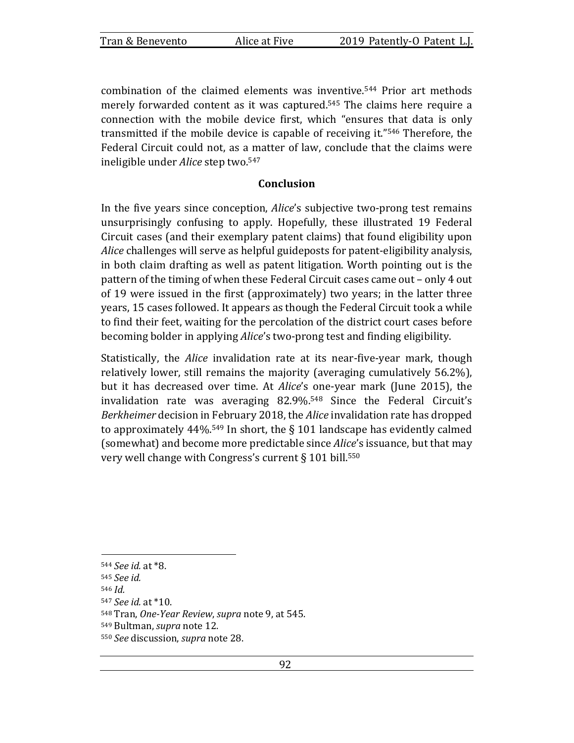combination of the claimed elements was inventive.[544] Prior art methods merely forwarded content as it was captured.[545] The claims here require a connection with the mobile device first, which "ensures that data is only transmitted if the mobile device is capable of receiving it."[546] Therefore, the Federal Circuit could not, as a matter of law, conclude that the claims were ineligible under *Alice* step two.[547]

**Conclusion**

In the five years since conception, *Alice*'s subjective two-prong test remains unsurprisingly confusing to apply. Hopefully, these illustrated 19 Federal Circuit cases (and their exemplary patent claims) that found eligibility upon *Alice* challenges will serve as helpful guideposts for patent-eligibility analysis, in both claim drafting as well as patent litigation. Worth pointing out is the pattern of the timing of when these Federal Circuit cases came out – only 4 out of 19 were issued in the first (approximately) two years; in the latter three years, 15 cases followed. It appears as though the Federal Circuit took a while to find their feet, waiting for the percolation of the district court cases before becoming bolder in applying *Alice*'s two-prong test and finding eligibility.

Statistically, the *Alice* invalidation rate at its near-five-year mark, though relatively lower, still remains the majority (averaging cumulatively 56.2%), but it has decreased over time. At *Alice*'s one-year mark (June 2015), the invalidation rate was averaging 82.9%.[548] Since the Federal Circuit's *Berkheimer* decision in February 2018, the *Alice* invalidation rate has dropped to approximately 44%.[549] In short, the § 101 landscape has evidently calmed (somewhat) and become more predictable since *Alice*'s issuance, but that may very well change with Congress's current § 101 bill.[550]

---

[544] *See id.* at *8.

[545] *See id.*

[546] *Id.*

[547] *See id.* at *10.

[548] Tran, *One-Year Review*, *supra* note 9, at 545.

[549] Bultman, *supra* note 12.

[550] *See* discussion, *supra* note 28.